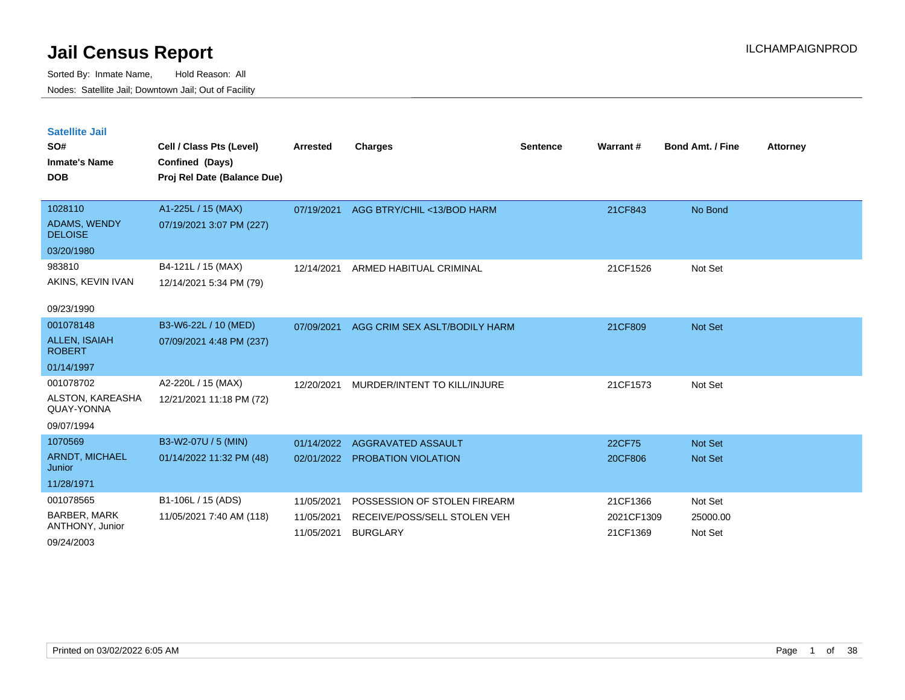# Jail Census Report

Sorted By: Inmate Name, Hold Reason: All

Nodes: Satellite Jail; Downtown Jail; Out of Facility

## Satellite Jail

| SO# / Inmate's Name / DOB | Cell / Class Pts (Level) / Confined (Days) / Proj Rel Date (Balance Due) | Arrested | Charges | Sentence | Warrant # | Bond Amt. / Fine | Attorney |
|---|---|---|---|---|---|---|---|
| 1028110 ADAMS, WENDY DELOISE 03/20/1980 | A1-225L / 15 (MAX) 07/19/2021 3:07 PM (227) | 07/19/2021 | AGG BTRY/CHIL <13/BOD HARM | | 21CF843 | No Bond | |
| 983810 AKINS, KEVIN IVAN 09/23/1990 | B4-121L / 15 (MAX) 12/14/2021 5:34 PM (79) | 12/14/2021 | ARMED HABITUAL CRIMINAL | | 21CF1526 | Not Set | |
| 001078148 ALLEN, ISAIAH ROBERT 01/14/1997 | B3-W6-22L / 10 (MED) 07/09/2021 4:48 PM (237) | 07/09/2021 | AGG CRIM SEX ASLT/BODILY HARM | | 21CF809 | Not Set | |
| 001078702 ALSTON, KAREASHA QUAY-YONNA 09/07/1994 | A2-220L / 15 (MAX) 12/21/2021 11:18 PM (72) | 12/20/2021 | MURDER/INTENT TO KILL/INJURE | | 21CF1573 | Not Set | |
| 1070569 ARNDT, MICHAEL Junior 11/28/1971 | B3-W2-07U / 5 (MIN) 01/14/2022 11:32 PM (48) | 01/14/2022 | AGGRAVATED ASSAULT | | 22CF75 | Not Set | |
| | | 02/01/2022 | PROBATION VIOLATION | | 20CF806 | Not Set | |
| 001078565 BARBER, MARK ANTHONY, Junior 09/24/2003 | B1-106L / 15 (ADS) 11/05/2021 7:40 AM (118) | 11/05/2021 | POSSESSION OF STOLEN FIREARM | | 21CF1366 | Not Set | |
| | | 11/05/2021 | RECEIVE/POSS/SELL STOLEN VEH | | 2021CF1309 | 25000.00 | |
| | | 11/05/2021 | BURGLARY | | 21CF1369 | Not Set | |

Printed on 03/02/2022 6:05 AM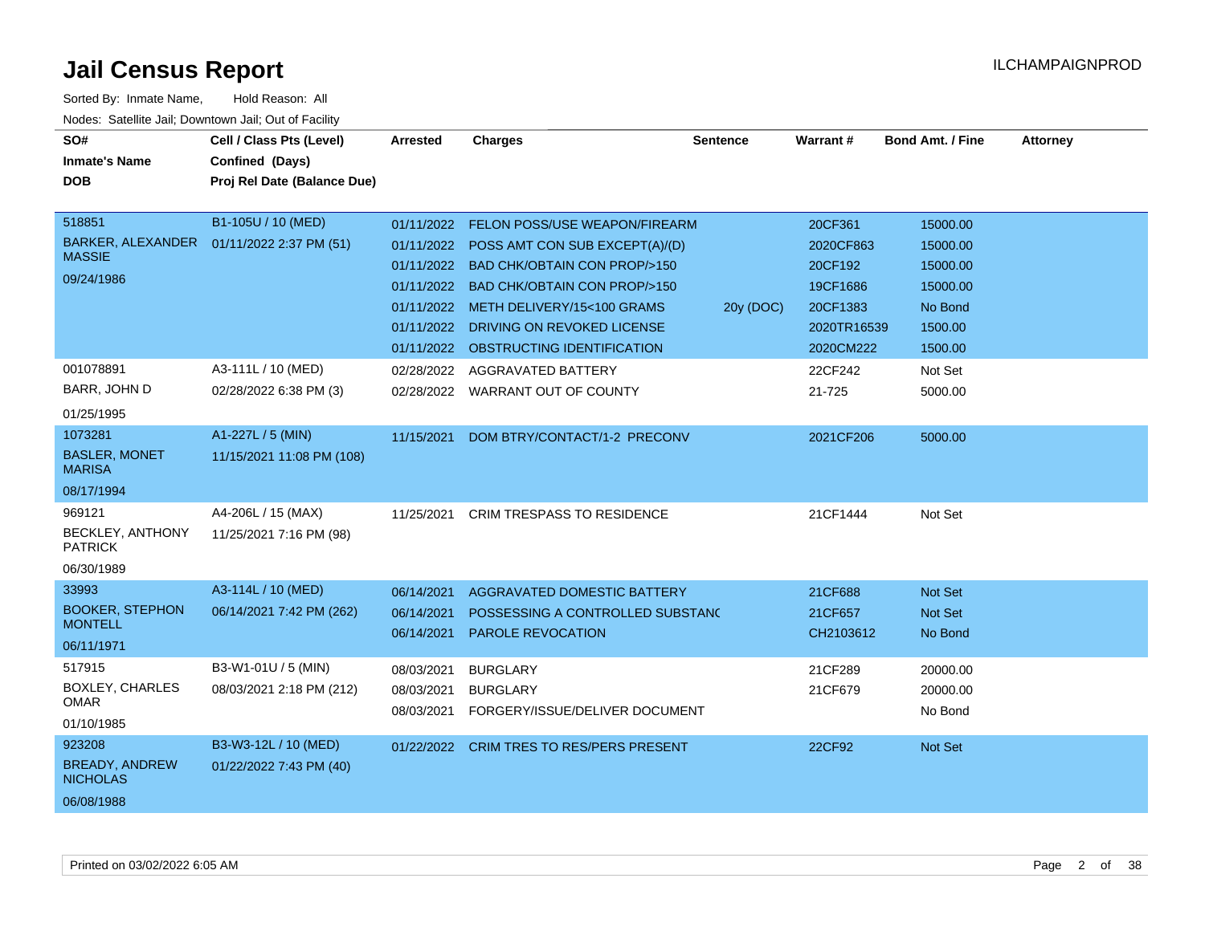# Jail Census Report

Sorted By: Inmate Name, Hold Reason: All

Nodes: Satellite Jail; Downtown Jail; Out of Facility

| SO# / Inmate's Name / DOB | Cell / Class Pts (Level) / Confined (Days) / Proj Rel Date (Balance Due) | Arrested | Charges | Sentence | Warrant # | Bond Amt. / Fine | Attorney |
|---|---|---|---|---|---|---|---|
| 518851 BARKER, ALEXANDER MASSIE 09/24/1986 | B1-105U / 10 (MED) 01/11/2022 2:37 PM (51) | 01/11/2022 | FELON POSS/USE WEAPON/FIREARM | | 20CF361 | 15000.00 | |
| | | 01/11/2022 | POSS AMT CON SUB EXCEPT(A)/(D) | | 2020CF863 | 15000.00 | |
| | | 01/11/2022 | BAD CHK/OBTAIN CON PROP/>150 | | 20CF192 | 15000.00 | |
| | | 01/11/2022 | BAD CHK/OBTAIN CON PROP/>150 | | 19CF1686 | 15000.00 | |
| | | 01/11/2022 | METH DELIVERY/15<100 GRAMS | 20y (DOC) | 20CF1383 | No Bond | |
| | | 01/11/2022 | DRIVING ON REVOKED LICENSE | | 2020TR16539 | 1500.00 | |
| | | 01/11/2022 | OBSTRUCTING IDENTIFICATION | | 2020CM222 | 1500.00 | |
| 001078891 BARR, JOHN D 01/25/1995 | A3-111L / 10 (MED) 02/28/2022 6:38 PM (3) | 02/28/2022 | AGGRAVATED BATTERY | | 22CF242 | Not Set | |
| | | 02/28/2022 | WARRANT OUT OF COUNTY | | 21-725 | 5000.00 | |
| 1073281 BASLER, MONET MARISA 08/17/1994 | A1-227L / 5 (MIN) 11/15/2021 11:08 PM (108) | 11/15/2021 | DOM BTRY/CONTACT/1-2 PRECONV | | 2021CF206 | 5000.00 | |
| 969121 BECKLEY, ANTHONY PATRICK 06/30/1989 | A4-206L / 15 (MAX) 11/25/2021 7:16 PM (98) | 11/25/2021 | CRIM TRESPASS TO RESIDENCE | | 21CF1444 | Not Set | |
| 33993 BOOKER, STEPHON MONTELL 06/11/1971 | A3-114L / 10 (MED) 06/14/2021 7:42 PM (262) | 06/14/2021 | AGGRAVATED DOMESTIC BATTERY | | 21CF688 | Not Set | |
| | | 06/14/2021 | POSSESSING A CONTROLLED SUBSTANC | | 21CF657 | Not Set | |
| | | 06/14/2021 | PAROLE REVOCATION | | CH2103612 | No Bond | |
| 517915 BOXLEY, CHARLES OMAR 01/10/1985 | B3-W1-01U / 5 (MIN) 08/03/2021 2:18 PM (212) | 08/03/2021 | BURGLARY | | 21CF289 | 20000.00 | |
| | | 08/03/2021 | BURGLARY | | 21CF679 | 20000.00 | |
| | | 08/03/2021 | FORGERY/ISSUE/DELIVER DOCUMENT | | | No Bond | |
| 923208 BREADY, ANDREW NICHOLAS 06/08/1988 | B3-W3-12L / 10 (MED) 01/22/2022 7:43 PM (40) | 01/22/2022 | CRIM TRES TO RES/PERS PRESENT | | 22CF92 | Not Set | |

Printed on 03/02/2022 6:05 AM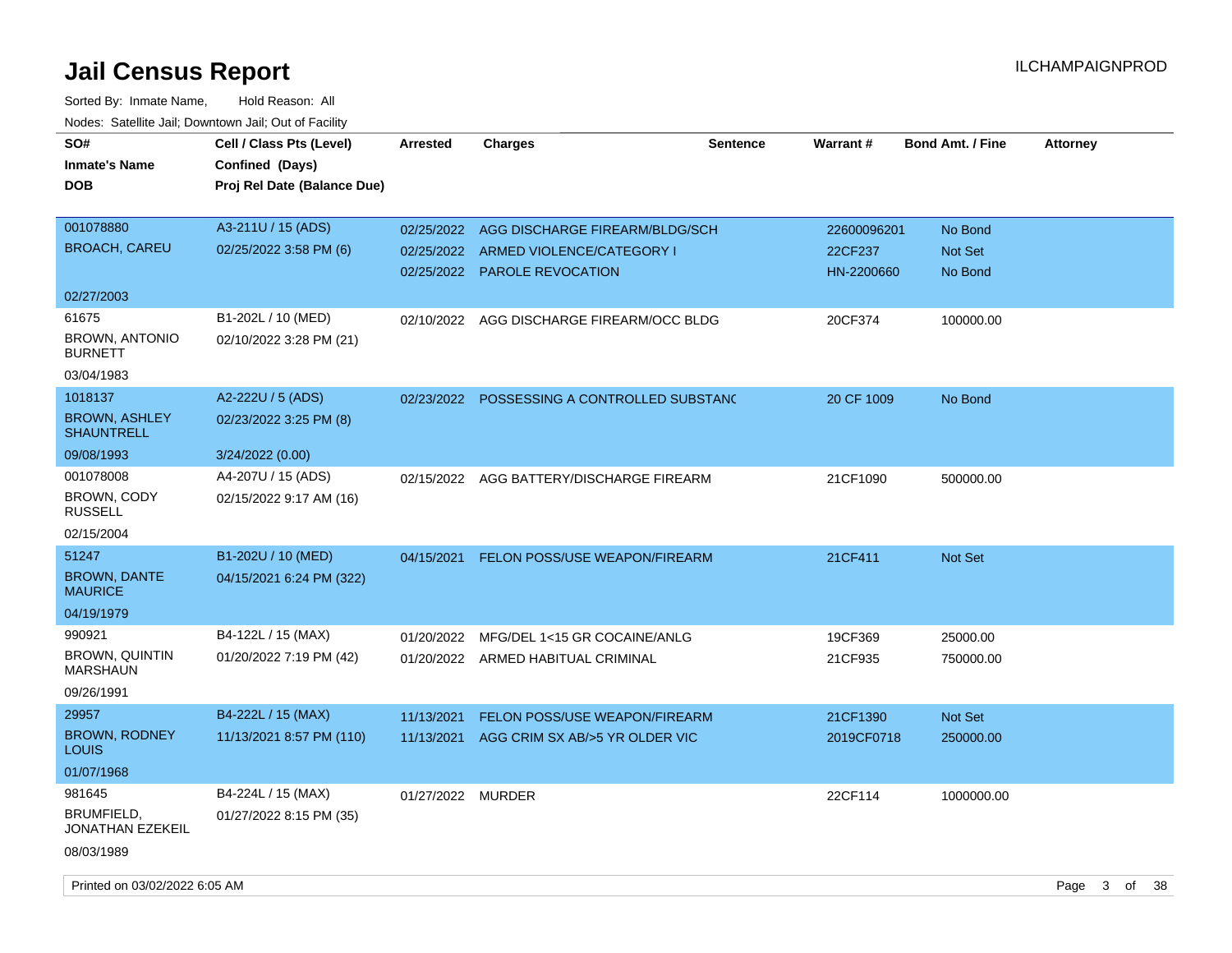# Jail Census Report

ILCHAMPAIGNPROD

Sorted By: Inmate Name, Hold Reason: All

Nodes: Satellite Jail; Downtown Jail; Out of Facility

| SO# / Inmate's Name / DOB | Cell / Class Pts (Level) / Confined (Days) / Proj Rel Date (Balance Due) | Arrested | Charges | Sentence | Warrant # | Bond Amt. / Fine | Attorney |
|---|---|---|---|---|---|---|---|
| 001078880<br>BROACH, CAREU<br>02/27/2003 | A3-211U / 15 (ADS)<br>02/25/2022 3:58 PM (6) | 02/25/2022<br>02/25/2022<br>02/25/2022 | AGG DISCHARGE FIREARM/BLDG/SCH<br>ARMED VIOLENCE/CATEGORY I<br>PAROLE REVOCATION | | 22600096201<br>22CF237<br>HN-2200660 | No Bond<br>Not Set<br>No Bond | |
| 61675<br>BROWN, ANTONIO BURNETT<br>03/04/1983 | B1-202L / 10 (MED)<br>02/10/2022 3:28 PM (21) | 02/10/2022 | AGG DISCHARGE FIREARM/OCC BLDG | | 20CF374 | 100000.00 | |
| 1018137<br>BROWN, ASHLEY SHAUNTRELL<br>09/08/1993 | A2-222U / 5 (ADS)<br>02/23/2022 3:25 PM (8)<br>3/24/2022 (0.00) | 02/23/2022 | POSSESSING A CONTROLLED SUBSTANC | | 20 CF 1009 | No Bond | |
| 001078008<br>BROWN, CODY RUSSELL<br>02/15/2004 | A4-207U / 15 (ADS)<br>02/15/2022 9:17 AM (16) | 02/15/2022 | AGG BATTERY/DISCHARGE FIREARM | | 21CF1090 | 500000.00 | |
| 51247<br>BROWN, DANTE MAURICE<br>04/19/1979 | B1-202U / 10 (MED)<br>04/15/2021 6:24 PM (322) | 04/15/2021 | FELON POSS/USE WEAPON/FIREARM | | 21CF411 | Not Set | |
| 990921<br>BROWN, QUINTIN MARSHAUN<br>09/26/1991 | B4-122L / 15 (MAX)<br>01/20/2022 7:19 PM (42) | 01/20/2022<br>01/20/2022 | MFG/DEL 1<15 GR COCAINE/ANLG<br>ARMED HABITUAL CRIMINAL | | 19CF369<br>21CF935 | 25000.00<br>750000.00 | |
| 29957<br>BROWN, RODNEY LOUIS<br>01/07/1968 | B4-222L / 15 (MAX)<br>11/13/2021 8:57 PM (110) | 11/13/2021<br>11/13/2021 | FELON POSS/USE WEAPON/FIREARM<br>AGG CRIM SX AB/>5 YR OLDER VIC | | 21CF1390<br>2019CF0718 | Not Set<br>250000.00 | |
| 981645<br>BRUMFIELD, JONATHAN EZEKEIL<br>08/03/1989 | B4-224L / 15 (MAX)<br>01/27/2022 8:15 PM (35) | 01/27/2022 | MURDER | | 22CF114 | 1000000.00 | |

Printed on 03/02/2022 6:05 AM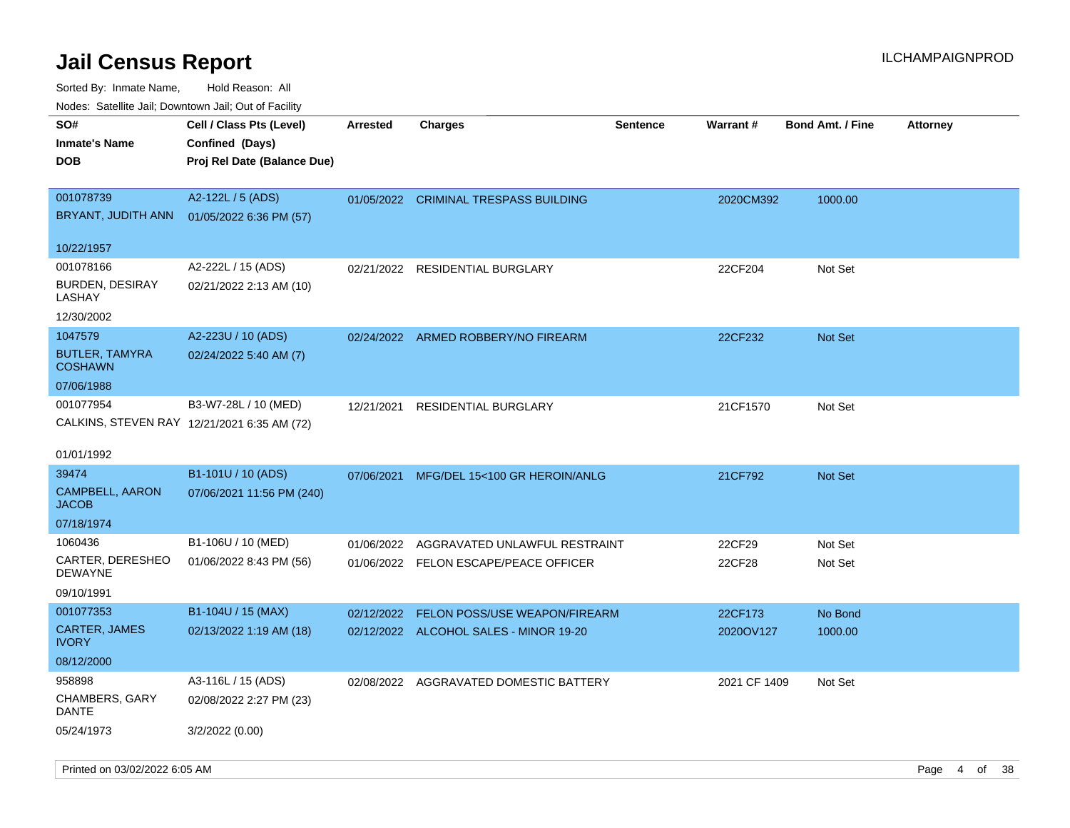# Jail Census Report

Sorted By: Inmate Name, Hold Reason: All

Nodes: Satellite Jail; Downtown Jail; Out of Facility

| SO# / Inmate's Name / DOB | Cell / Class Pts (Level) / Confined (Days) / Proj Rel Date (Balance Due) | Arrested | Charges | Sentence | Warrant # | Bond Amt. / Fine | Attorney |
|---|---|---|---|---|---|---|---|
| 001078739<br>BRYANT, JUDITH ANN<br>10/22/1957 | A2-122L / 5 (ADS)<br>01/05/2022 6:36 PM (57) | 01/05/2022 | CRIMINAL TRESPASS BUILDING | | 2020CM392 | 1000.00 | |
| 001078166<br>BURDEN, DESIRAY LASHAY<br>12/30/2002 | A2-222L / 15 (ADS)<br>02/21/2022 2:13 AM (10) | 02/21/2022 | RESIDENTIAL BURGLARY | | 22CF204 | Not Set | |
| 1047579<br>BUTLER, TAMYRA COSHAWN<br>07/06/1988 | A2-223U / 10 (ADS)<br>02/24/2022 5:40 AM (7) | 02/24/2022 | ARMED ROBBERY/NO FIREARM | | 22CF232 | Not Set | |
| 001077954<br>CALKINS, STEVEN RAY<br>01/01/1992 | B3-W7-28L / 10 (MED)<br>12/21/2021 6:35 AM (72) | 12/21/2021 | RESIDENTIAL BURGLARY | | 21CF1570 | Not Set | |
| 39474<br>CAMPBELL, AARON JACOB<br>07/18/1974 | B1-101U / 10 (ADS)<br>07/06/2021 11:56 PM (240) | 07/06/2021 | MFG/DEL 15<100 GR HEROIN/ANLG | | 21CF792 | Not Set | |
| 1060436<br>CARTER, DERESHEO DEWAYNE<br>09/10/1991 | B1-106U / 10 (MED)<br>01/06/2022 8:43 PM (56) | 01/06/2022<br>01/06/2022 | AGGRAVATED UNLAWFUL RESTRAINT<br>FELON ESCAPE/PEACE OFFICER | | 22CF29<br>22CF28 | Not Set<br>Not Set | |
| 001077353<br>CARTER, JAMES IVORY<br>08/12/2000 | B1-104U / 15 (MAX)<br>02/13/2022 1:19 AM (18) | 02/12/2022<br>02/12/2022 | FELON POSS/USE WEAPON/FIREARM<br>ALCOHOL SALES - MINOR 19-20 | | 22CF173<br>2020OV127 | No Bond<br>1000.00 | |
| 958898<br>CHAMBERS, GARY DANTE<br>05/24/1973 | A3-116L / 15 (ADS)<br>02/08/2022 2:27 PM (23)<br>3/2/2022 (0.00) | 02/08/2022 | AGGRAVATED DOMESTIC BATTERY | | 2021 CF 1409 | Not Set | |

Printed on 03/02/2022 6:05 AM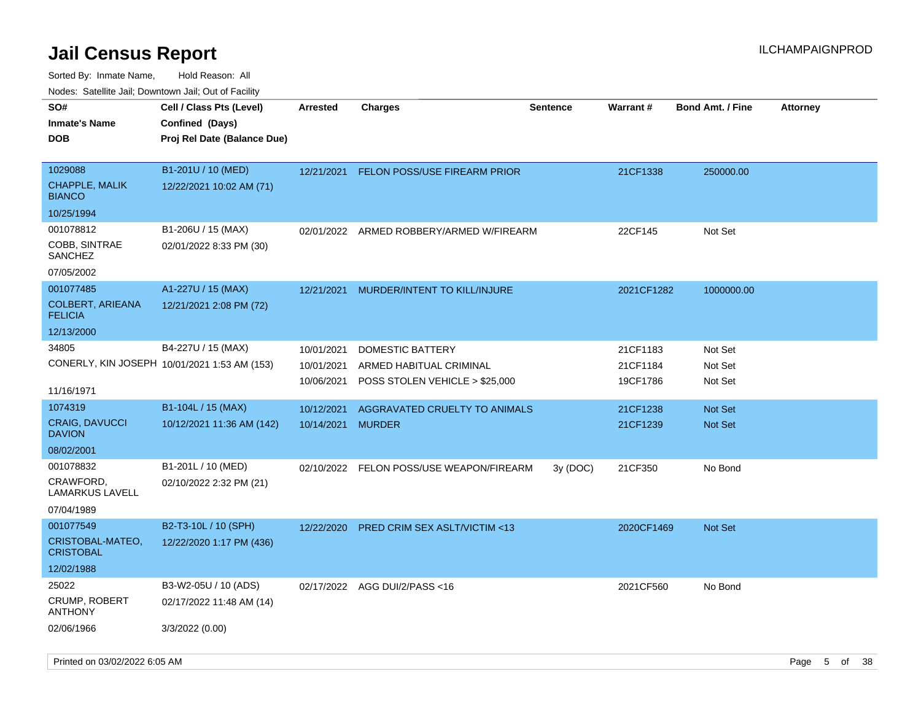# Jail Census Report

ILCHAMPAIGNPROD

Sorted By: Inmate Name, Hold Reason: All

Nodes: Satellite Jail; Downtown Jail; Out of Facility

| SO# / Inmate's Name / DOB | Cell / Class Pts (Level) / Confined (Days) / Proj Rel Date (Balance Due) | Arrested | Charges | Sentence | Warrant # | Bond Amt. / Fine | Attorney |
|---|---|---|---|---|---|---|---|
| 1029088<br>CHAPPLE, MALIK BIANCO<br>10/25/1994 | B1-201U / 10 (MED)<br>12/22/2021 10:02 AM (71) | 12/21/2021 | FELON POSS/USE FIREARM PRIOR | | 21CF1338 | 250000.00 | |
| 001078812<br>COBB, SINTRAE SANCHEZ<br>07/05/2002 | B1-206U / 15 (MAX)<br>02/01/2022 8:33 PM (30) | 02/01/2022 | ARMED ROBBERY/ARMED W/FIREARM | | 22CF145 | Not Set | |
| 001077485<br>COLBERT, ARIEANA FELICIA<br>12/13/2000 | A1-227U / 15 (MAX)<br>12/21/2021 2:08 PM (72) | 12/21/2021 | MURDER/INTENT TO KILL/INJURE | | 2021CF1282 | 1000000.00 | |
| 34805<br>CONERLY, KIN JOSEPH<br>11/16/1971 | B4-227U / 15 (MAX)<br>10/01/2021 1:53 AM (153) | 10/01/2021<br>10/01/2021<br>10/06/2021 | DOMESTIC BATTERY<br>ARMED HABITUAL CRIMINAL<br>POSS STOLEN VEHICLE > $25,000 | | 21CF1183<br>21CF1184<br>19CF1786 | Not Set<br>Not Set<br>Not Set | |
| 1074319<br>CRAIG, DAVUCCI DAVION<br>08/02/2001 | B1-104L / 15 (MAX)<br>10/12/2021 11:36 AM (142) | 10/12/2021<br>10/14/2021 | AGGRAVATED CRUELTY TO ANIMALS<br>MURDER | | 21CF1238<br>21CF1239 | Not Set<br>Not Set | |
| 001078832<br>CRAWFORD, LAMARKUS LAVELL<br>07/04/1989 | B1-201L / 10 (MED)<br>02/10/2022 2:32 PM (21) | 02/10/2022 | FELON POSS/USE WEAPON/FIREARM | 3y (DOC) | 21CF350 | No Bond | |
| 001077549<br>CRISTOBAL-MATEO, CRISTOBAL<br>12/02/1988 | B2-T3-10L / 10 (SPH)<br>12/22/2020 1:17 PM (436) | 12/22/2020 | PRED CRIM SEX ASLT/VICTIM <13 | | 2020CF1469 | Not Set | |
| 25022<br>CRUMP, ROBERT ANTHONY<br>02/06/1966 | B3-W2-05U / 10 (ADS)<br>02/17/2022 11:48 AM (14)<br>3/3/2022 (0.00) | 02/17/2022 | AGG DUI/2/PASS <16 | | 2021CF560 | No Bond | |

Printed on 03/02/2022 6:05 AM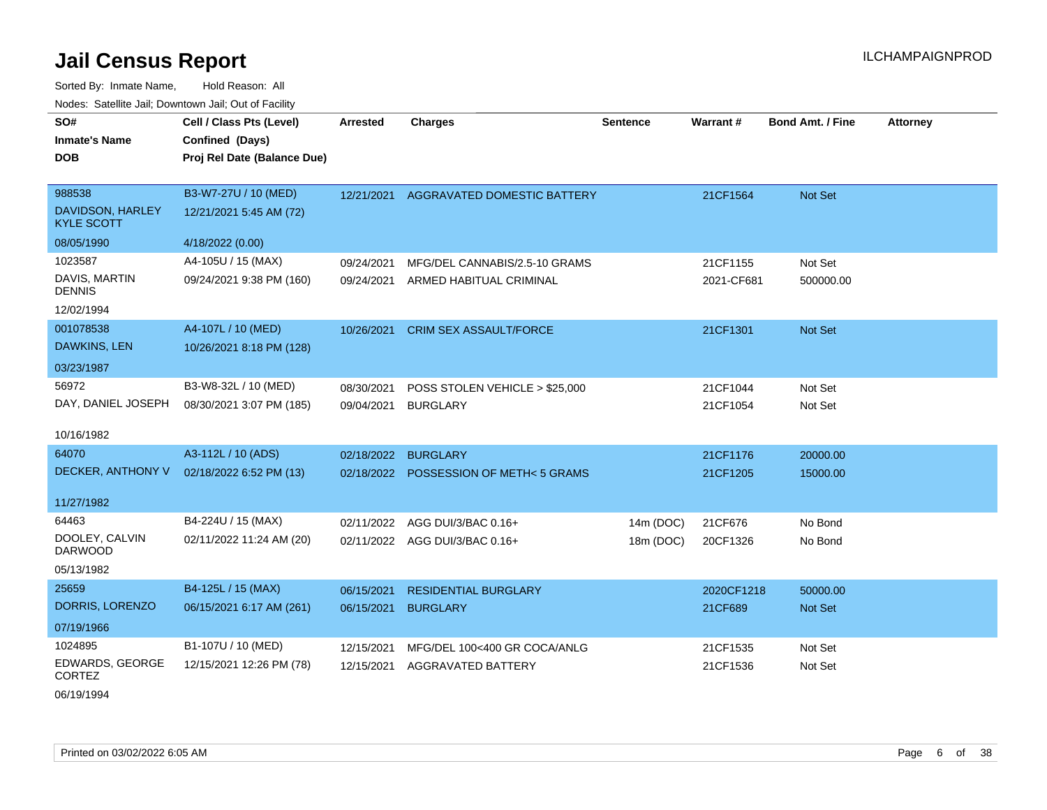# Jail Census Report

Sorted By: Inmate Name, Hold Reason: All

Nodes: Satellite Jail; Downtown Jail; Out of Facility

| SO# / Inmate's Name / DOB | Cell / Class Pts (Level) / Confined (Days) / Proj Rel Date (Balance Due) | Arrested | Charges | Sentence | Warrant # | Bond Amt. / Fine | Attorney |
|---|---|---|---|---|---|---|---|
| 988538<br>DAVIDSON, HARLEY KYLE SCOTT<br>08/05/1990 | B3-W7-27U / 10 (MED)<br>12/21/2021 5:45 AM (72)<br>4/18/2022 (0.00) | 12/21/2021 | AGGRAVATED DOMESTIC BATTERY | | 21CF1564 | Not Set | |
| 1023587<br>DAVIS, MARTIN DENNIS<br>12/02/1994 | A4-105U / 15 (MAX)<br>09/24/2021 9:38 PM (160) | 09/24/2021<br>09/24/2021 | MFG/DEL CANNABIS/2.5-10 GRAMS<br>ARMED HABITUAL CRIMINAL | | 21CF1155<br>2021-CF681 | Not Set<br>500000.00 | |
| 001078538<br>DAWKINS, LEN<br>03/23/1987 | A4-107L / 10 (MED)<br>10/26/2021 8:18 PM (128) | 10/26/2021 | CRIM SEX ASSAULT/FORCE | | 21CF1301 | Not Set | |
| 56972<br>DAY, DANIEL JOSEPH<br>10/16/1982 | B3-W8-32L / 10 (MED)<br>08/30/2021 3:07 PM (185) | 08/30/2021<br>09/04/2021 | POSS STOLEN VEHICLE > $25,000<br>BURGLARY | | 21CF1044<br>21CF1054 | Not Set<br>Not Set | |
| 64070<br>DECKER, ANTHONY V<br>11/27/1982 | A3-112L / 10 (ADS)<br>02/18/2022 6:52 PM (13) | 02/18/2022<br>02/18/2022 | BURGLARY<br>POSSESSION OF METH< 5 GRAMS | | 21CF1176<br>21CF1205 | 20000.00<br>15000.00 | |
| 64463<br>DOOLEY, CALVIN DARWOOD<br>05/13/1982 | B4-224U / 15 (MAX)<br>02/11/2022 11:24 AM (20) | 02/11/2022<br>02/11/2022 | AGG DUI/3/BAC 0.16+<br>AGG DUI/3/BAC 0.16+ | 14m (DOC)<br>18m (DOC) | 21CF676<br>20CF1326 | No Bond<br>No Bond | |
| 25659<br>DORRIS, LORENZO<br>07/19/1966 | B4-125L / 15 (MAX)<br>06/15/2021 6:17 AM (261) | 06/15/2021<br>06/15/2021 | RESIDENTIAL BURGLARY<br>BURGLARY | | 2020CF1218<br>21CF689 | 50000.00<br>Not Set | |
| 1024895<br>EDWARDS, GEORGE CORTEZ<br>06/19/1994 | B1-107U / 10 (MED)<br>12/15/2021 12:26 PM (78) | 12/15/2021<br>12/15/2021 | MFG/DEL 100<400 GR COCA/ANLG<br>AGGRAVATED BATTERY | | 21CF1535<br>21CF1536 | Not Set<br>Not Set | |

Printed on 03/02/2022 6:05 AM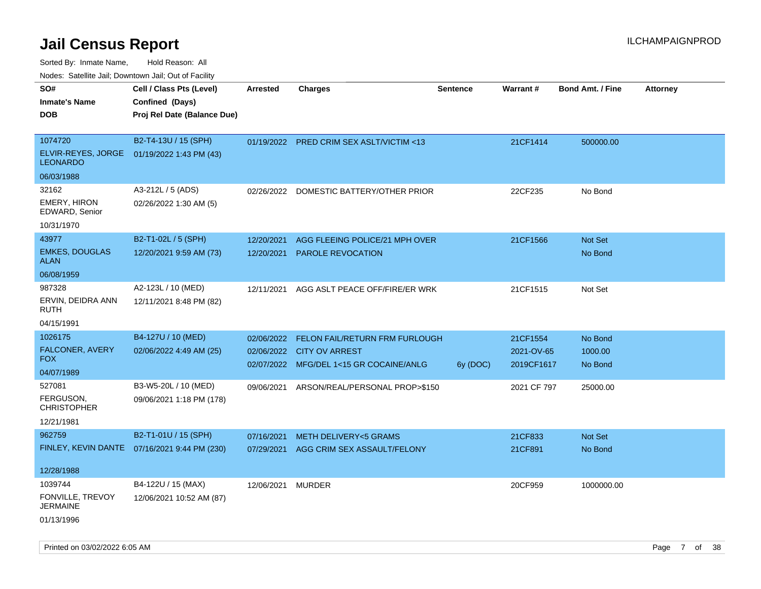# Jail Census Report

ILCHAMPAIGNPROD

Sorted By: Inmate Name, Hold Reason: All

Nodes: Satellite Jail; Downtown Jail; Out of Facility

| SO# / Inmate's Name / DOB | Cell / Class Pts (Level) / Confined (Days) / Proj Rel Date (Balance Due) | Arrested | Charges | Sentence | Warrant # | Bond Amt. / Fine | Attorney |
|---|---|---|---|---|---|---|---|
| 1074720<br>ELVIR-REYES, JORGE LEONARDO<br>06/03/1988 | B2-T4-13U / 15 (SPH)<br>01/19/2022 1:43 PM (43) | 01/19/2022 | PRED CRIM SEX ASLT/VICTIM <13 | | 21CF1414 | 500000.00 | |
| 32162<br>EMERY, HIRON EDWARD, Senior<br>10/31/1970 | A3-212L / 5 (ADS)<br>02/26/2022 1:30 AM (5) | 02/26/2022 | DOMESTIC BATTERY/OTHER PRIOR | | 22CF235 | No Bond | |
| 43977<br>EMKES, DOUGLAS ALAN<br>06/08/1959 | B2-T1-02L / 5 (SPH)<br>12/20/2021 9:59 AM (73) | 12/20/2021<br>12/20/2021 | AGG FLEEING POLICE/21 MPH OVER<br>PAROLE REVOCATION | | 21CF1566 | Not Set<br>No Bond | |
| 987328<br>ERVIN, DEIDRA ANN RUTH<br>04/15/1991 | A2-123L / 10 (MED)<br>12/11/2021 8:48 PM (82) | 12/11/2021 | AGG ASLT PEACE OFF/FIRE/ER WRK | | 21CF1515 | Not Set | |
| 1026175<br>FALCONER, AVERY FOX<br>04/07/1989 | B4-127U / 10 (MED)<br>02/06/2022 4:49 AM (25) | 02/06/2022<br>02/06/2022<br>02/07/2022 | FELON FAIL/RETURN FRM FURLOUGH<br>CITY OV ARREST<br>MFG/DEL 1<15 GR COCAINE/ANLG | <br><br>6y (DOC) | 21CF1554<br>2021-OV-65<br>2019CF1617 | No Bond<br>1000.00<br>No Bond | |
| 527081<br>FERGUSON, CHRISTOPHER<br>12/21/1981 | B3-W5-20L / 10 (MED)<br>09/06/2021 1:18 PM (178) | 09/06/2021 | ARSON/REAL/PERSONAL PROP>$150 | | 2021 CF 797 | 25000.00 | |
| 962759<br>FINLEY, KEVIN DANTE<br>12/28/1988 | B2-T1-01U / 15 (SPH)<br>07/16/2021 9:44 PM (230) | 07/16/2021<br>07/29/2021 | METH DELIVERY<5 GRAMS<br>AGG CRIM SEX ASSAULT/FELONY | | 21CF833<br>21CF891 | Not Set<br>No Bond | |
| 1039744<br>FONVILLE, TREVOY JERMAINE<br>01/13/1996 | B4-122U / 15 (MAX)<br>12/06/2021 10:52 AM (87) | 12/06/2021 | MURDER | | 20CF959 | 1000000.00 | |

Printed on 03/02/2022 6:05 AM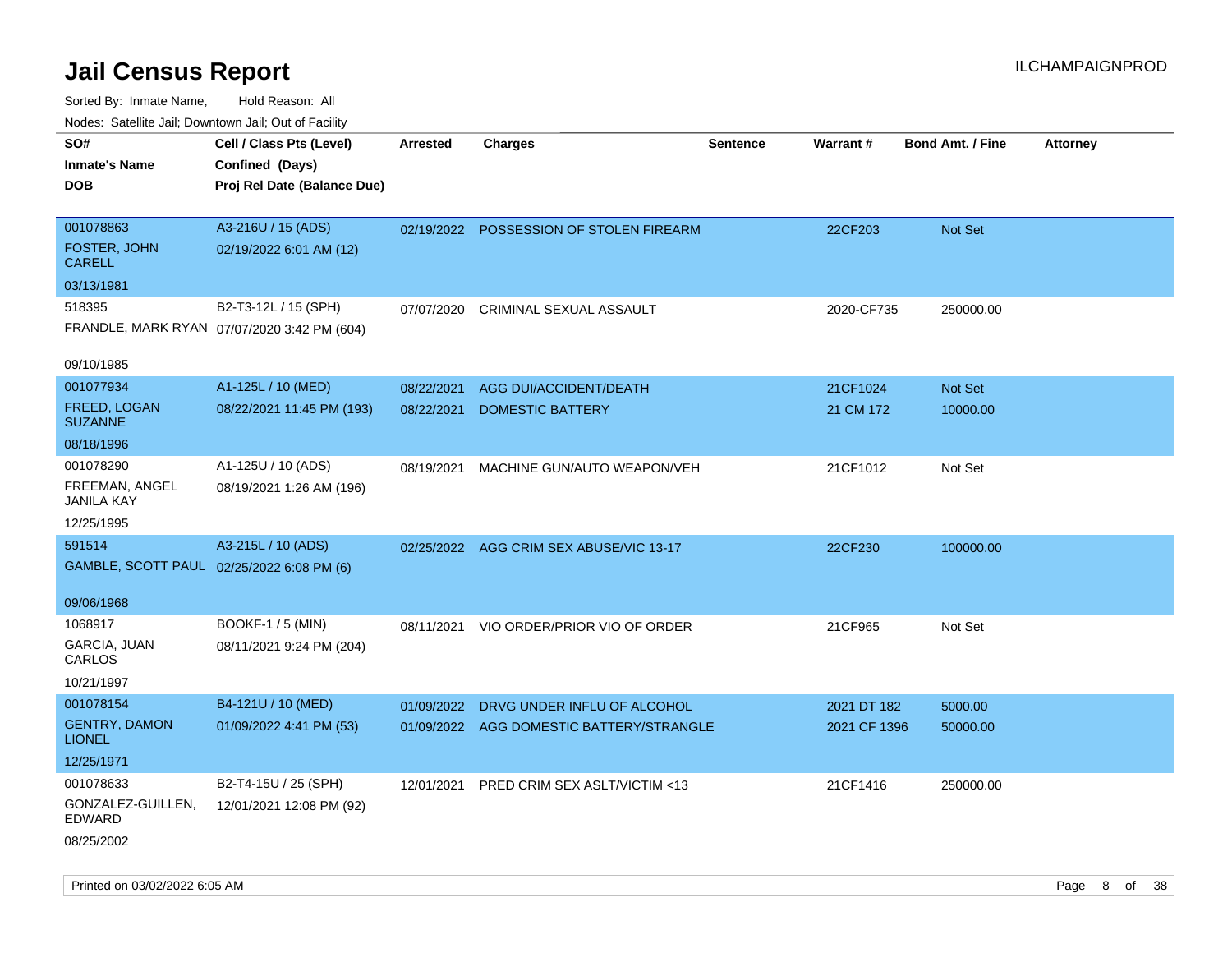# Jail Census Report

ILCHAMPAIGNPROD

Sorted By: Inmate Name, Hold Reason: All

Nodes: Satellite Jail; Downtown Jail; Out of Facility

| SO# / Inmate's Name / DOB | Cell / Class Pts (Level) / Confined (Days) / Proj Rel Date (Balance Due) | Arrested | Charges | Sentence | Warrant # | Bond Amt. / Fine | Attorney |
|---|---|---|---|---|---|---|---|
| 001078863<br>FOSTER, JOHN CARELL<br>03/13/1981 | A3-216U / 15 (ADS)<br>02/19/2022 6:01 AM (12) | 02/19/2022 | POSSESSION OF STOLEN FIREARM | | 22CF203 | Not Set | |
| 518395<br>FRANDLE, MARK RYAN<br>09/10/1985 | B2-T3-12L / 15 (SPH)<br>07/07/2020 3:42 PM (604) | 07/07/2020 | CRIMINAL SEXUAL ASSAULT | | 2020-CF735 | 250000.00 | |
| 001077934<br>FREED, LOGAN SUZANNE<br>08/18/1996 | A1-125L / 10 (MED)<br>08/22/2021 11:45 PM (193) | 08/22/2021 | AGG DUI/ACCIDENT/DEATH | | 21CF1024 | Not Set | |
| | | 08/22/2021 | DOMESTIC BATTERY | | 21 CM 172 | 10000.00 | |
| 001078290<br>FREEMAN, ANGEL JANILA KAY<br>12/25/1995 | A1-125U / 10 (ADS)<br>08/19/2021 1:26 AM (196) | 08/19/2021 | MACHINE GUN/AUTO WEAPON/VEH | | 21CF1012 | Not Set | |
| 591514<br>GAMBLE, SCOTT PAUL<br>09/06/1968 | A3-215L / 10 (ADS)<br>02/25/2022 6:08 PM (6) | 02/25/2022 | AGG CRIM SEX ABUSE/VIC 13-17 | | 22CF230 | 100000.00 | |
| 1068917<br>GARCIA, JUAN CARLOS<br>10/21/1997 | BOOKF-1 / 5 (MIN)<br>08/11/2021 9:24 PM (204) | 08/11/2021 | VIO ORDER/PRIOR VIO OF ORDER | | 21CF965 | Not Set | |
| 001078154<br>GENTRY, DAMON LIONEL<br>12/25/1971 | B4-121U / 10 (MED)<br>01/09/2022 4:41 PM (53) | 01/09/2022 | DRVG UNDER INFLU OF ALCOHOL | | 2021 DT 182 | 5000.00 | |
| | | 01/09/2022 | AGG DOMESTIC BATTERY/STRANGLE | | 2021 CF 1396 | 50000.00 | |
| 001078633<br>GONZALEZ-GUILLEN, EDWARD<br>08/25/2002 | B2-T4-15U / 25 (SPH)<br>12/01/2021 12:08 PM (92) | 12/01/2021 | PRED CRIM SEX ASLT/VICTIM <13 | | 21CF1416 | 250000.00 | |

Printed on 03/02/2022 6:05 AM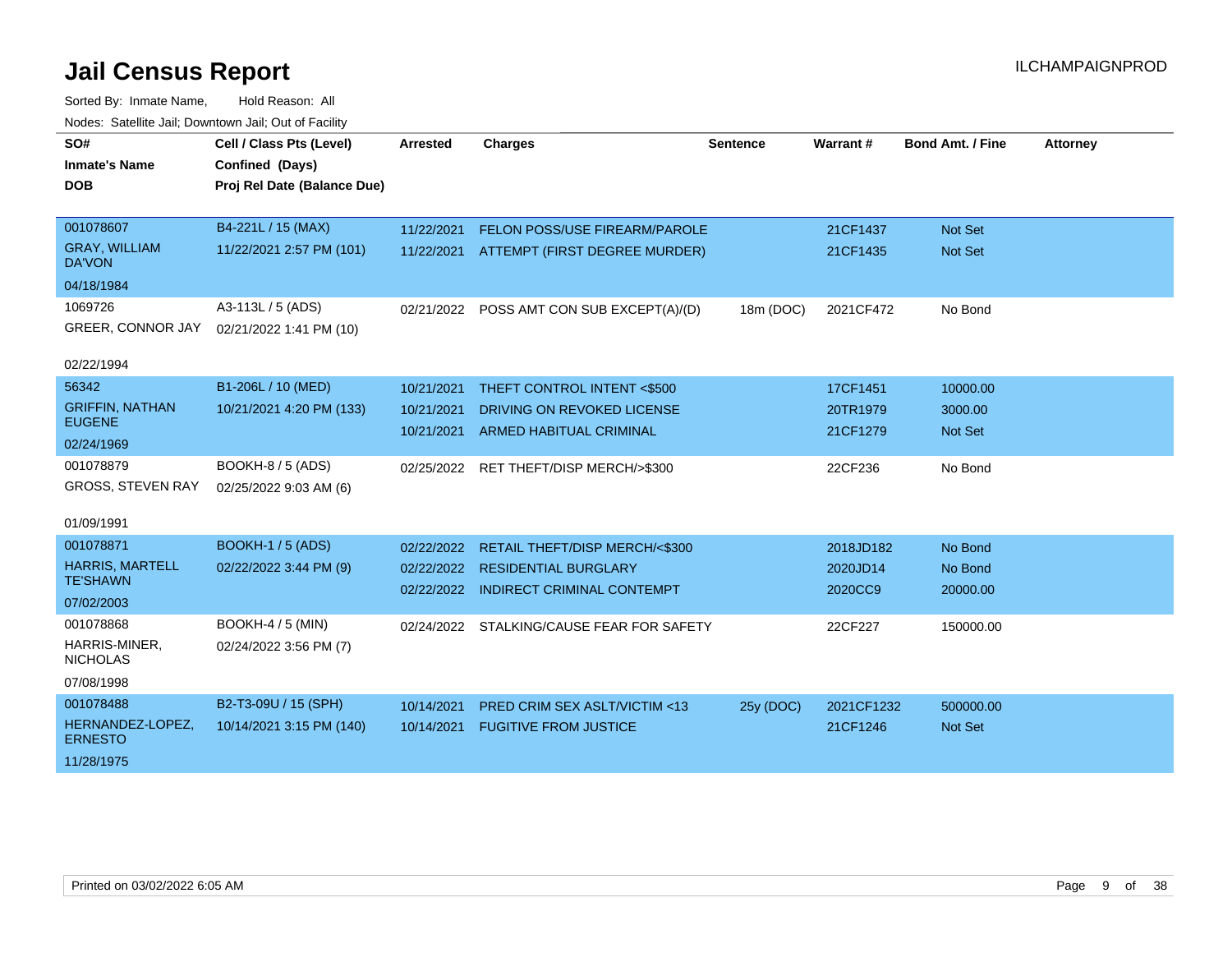# Jail Census Report

ILCHAMPAIGNPROD

Sorted By: Inmate Name, Hold Reason: All

Nodes: Satellite Jail; Downtown Jail; Out of Facility

| SO# / Inmate's Name / DOB | Cell / Class Pts (Level) / Confined (Days) / Proj Rel Date (Balance Due) | Arrested | Charges | Sentence | Warrant # | Bond Amt. / Fine | Attorney |
|---|---|---|---|---|---|---|---|
| 001078607<br>GRAY, WILLIAM DA'VON<br>04/18/1984 | B4-221L / 15 (MAX)<br>11/22/2021 2:57 PM (101) | 11/22/2021 | FELON POSS/USE FIREARM/PAROLE | | 21CF1437 | Not Set | |
| | | 11/22/2021 | ATTEMPT (FIRST DEGREE MURDER) | | 21CF1435 | Not Set | |
| 1069726<br>GREER, CONNOR JAY<br>02/22/1994 | A3-113L / 5 (ADS)<br>02/21/2022 1:41 PM (10) | 02/21/2022 | POSS AMT CON SUB EXCEPT(A)/(D) | 18m (DOC) | 2021CF472 | No Bond | |
| 56342<br>GRIFFIN, NATHAN EUGENE<br>02/24/1969 | B1-206L / 10 (MED)<br>10/21/2021 4:20 PM (133) | 10/21/2021 | THEFT CONTROL INTENT <$500 | | 17CF1451 | 10000.00 | |
| | | 10/21/2021 | DRIVING ON REVOKED LICENSE | | 20TR1979 | 3000.00 | |
| | | 10/21/2021 | ARMED HABITUAL CRIMINAL | | 21CF1279 | Not Set | |
| 001078879<br>GROSS, STEVEN RAY<br>01/09/1991 | BOOKH-8 / 5 (ADS)<br>02/25/2022 9:03 AM (6) | 02/25/2022 | RET THEFT/DISP MERCH/>$300 | | 22CF236 | No Bond | |
| 001078871<br>HARRIS, MARTELL TE'SHAWN<br>07/02/2003 | BOOKH-1 / 5 (ADS)<br>02/22/2022 3:44 PM (9) | 02/22/2022 | RETAIL THEFT/DISP MERCH/<$300 | | 2018JD182 | No Bond | |
| | | 02/22/2022 | RESIDENTIAL BURGLARY | | 2020JD14 | No Bond | |
| | | 02/22/2022 | INDIRECT CRIMINAL CONTEMPT | | 2020CC9 | 20000.00 | |
| 001078868<br>HARRIS-MINER, NICHOLAS<br>07/08/1998 | BOOKH-4 / 5 (MIN)<br>02/24/2022 3:56 PM (7) | 02/24/2022 | STALKING/CAUSE FEAR FOR SAFETY | | 22CF227 | 150000.00 | |
| 001078488<br>HERNANDEZ-LOPEZ, ERNESTO<br>11/28/1975 | B2-T3-09U / 15 (SPH)<br>10/14/2021 3:15 PM (140) | 10/14/2021 | PRED CRIM SEX ASLT/VICTIM <13 | 25y (DOC) | 2021CF1232 | 500000.00 | |
| | | 10/14/2021 | FUGITIVE FROM JUSTICE | | 21CF1246 | Not Set | |

Printed on 03/02/2022 6:05 AM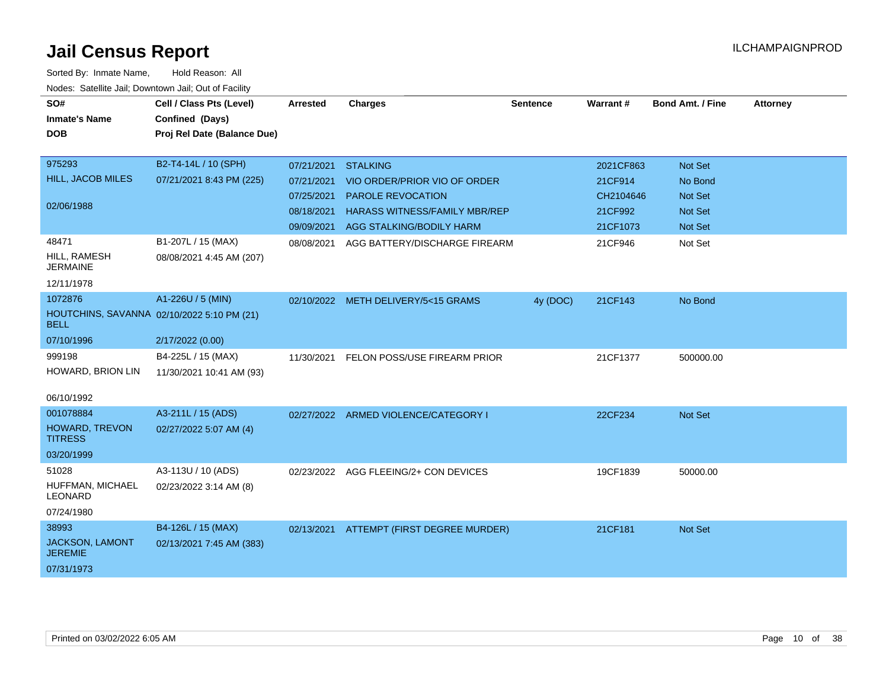# Jail Census Report

ILCHAMPAIGNPROD

Sorted By: Inmate Name, Hold Reason: All

Nodes: Satellite Jail; Downtown Jail; Out of Facility

| SO# / Inmate's Name / DOB | Cell / Class Pts (Level) / Confined (Days) / Proj Rel Date (Balance Due) | Arrested | Charges | Sentence | Warrant # | Bond Amt. / Fine | Attorney |
|---|---|---|---|---|---|---|---|
| 975293<br>HILL, JACOB MILES<br>02/06/1988 | B2-T4-14L / 10 (SPH)<br>07/21/2021 8:43 PM (225) | 07/21/2021 | STALKING | | 2021CF863 | Not Set | |
| | | 07/21/2021 | VIO ORDER/PRIOR VIO OF ORDER | | 21CF914 | No Bond | |
| | | 07/25/2021 | PAROLE REVOCATION | | CH2104646 | Not Set | |
| | | 08/18/2021 | HARASS WITNESS/FAMILY MBR/REP | | 21CF992 | Not Set | |
| | | 09/09/2021 | AGG STALKING/BODILY HARM | | 21CF1073 | Not Set | |
| 48471<br>HILL, RAMESH JERMAINE<br>12/11/1978 | B1-207L / 15 (MAX)<br>08/08/2021 4:45 AM (207) | 08/08/2021 | AGG BATTERY/DISCHARGE FIREARM | | 21CF946 | Not Set | |
| 1072876<br>HOUTCHINS, SAVANNA BELL<br>07/10/1996 | A1-226U / 5 (MIN)<br>02/10/2022 5:10 PM (21)<br>2/17/2022 (0.00) | 02/10/2022 | METH DELIVERY/5<15 GRAMS | 4y (DOC) | 21CF143 | No Bond | |
| 999198<br>HOWARD, BRION LIN<br>06/10/1992 | B4-225L / 15 (MAX)<br>11/30/2021 10:41 AM (93) | 11/30/2021 | FELON POSS/USE FIREARM PRIOR | | 21CF1377 | 500000.00 | |
| 001078884<br>HOWARD, TREVON TITRESS<br>03/20/1999 | A3-211L / 15 (ADS)<br>02/27/2022 5:07 AM (4) | 02/27/2022 | ARMED VIOLENCE/CATEGORY I | | 22CF234 | Not Set | |
| 51028<br>HUFFMAN, MICHAEL LEONARD<br>07/24/1980 | A3-113U / 10 (ADS)<br>02/23/2022 3:14 AM (8) | 02/23/2022 | AGG FLEEING/2+ CON DEVICES | | 19CF1839 | 50000.00 | |
| 38993<br>JACKSON, LAMONT JEREMIE<br>07/31/1973 | B4-126L / 15 (MAX)<br>02/13/2021 7:45 AM (383) | 02/13/2021 | ATTEMPT (FIRST DEGREE MURDER) | | 21CF181 | Not Set | |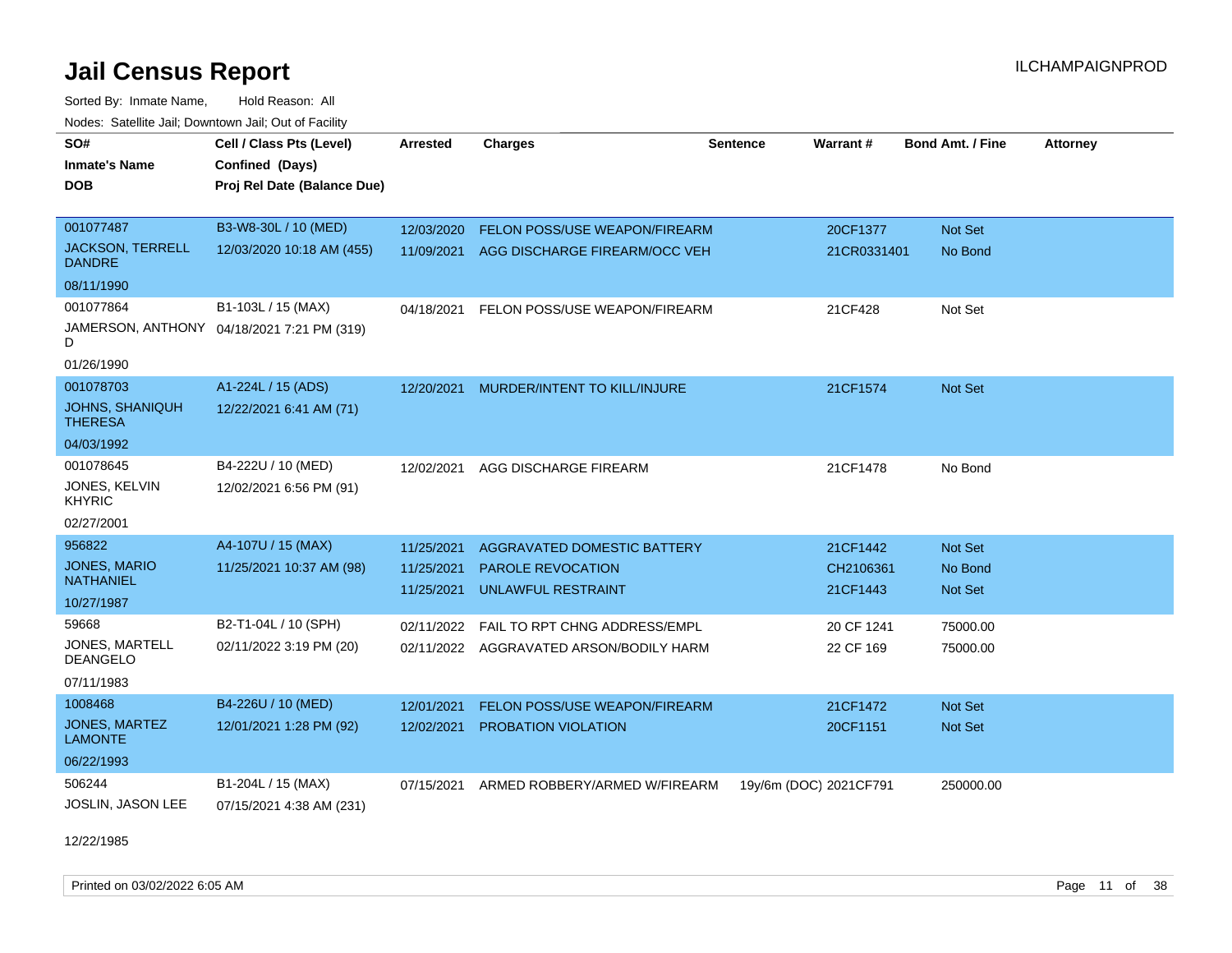# Jail Census Report

Sorted By: Inmate Name, Hold Reason: All

Nodes: Satellite Jail; Downtown Jail; Out of Facility

| SO# / Inmate's Name / DOB | Cell / Class Pts (Level) / Confined (Days) / Proj Rel Date (Balance Due) | Arrested | Charges | Sentence | Warrant # | Bond Amt. / Fine | Attorney |
|---|---|---|---|---|---|---|---|
| 001077487<br>JACKSON, TERRELL DANDRE<br>08/11/1990 | B3-W8-30L / 10 (MED)<br>12/03/2020 10:18 AM (455) | 12/03/2020<br>11/09/2021 | FELON POSS/USE WEAPON/FIREARM<br>AGG DISCHARGE FIREARM/OCC VEH | | 20CF1377<br>21CR0331401 | Not Set<br>No Bond | |
| 001077864<br>JAMERSON, ANTHONY D<br>01/26/1990 | B1-103L / 15 (MAX)<br>04/18/2021 7:21 PM (319) | 04/18/2021 | FELON POSS/USE WEAPON/FIREARM | | 21CF428 | Not Set | |
| 001078703<br>JOHNS, SHANIQUH THERESA<br>04/03/1992 | A1-224L / 15 (ADS)<br>12/22/2021 6:41 AM (71) | 12/20/2021 | MURDER/INTENT TO KILL/INJURE | | 21CF1574 | Not Set | |
| 001078645<br>JONES, KELVIN KHYRIC<br>02/27/2001 | B4-222U / 10 (MED)<br>12/02/2021 6:56 PM (91) | 12/02/2021 | AGG DISCHARGE FIREARM | | 21CF1478 | No Bond | |
| 956822<br>JONES, MARIO NATHANIEL<br>10/27/1987 | A4-107U / 15 (MAX)<br>11/25/2021 10:37 AM (98) | 11/25/2021<br>11/25/2021<br>11/25/2021 | AGGRAVATED DOMESTIC BATTERY<br>PAROLE REVOCATION<br>UNLAWFUL RESTRAINT | | 21CF1442<br>CH2106361<br>21CF1443 | Not Set<br>No Bond<br>Not Set | |
| 59668<br>JONES, MARTELL DEANGELO<br>07/11/1983 | B2-T1-04L / 10 (SPH)<br>02/11/2022 3:19 PM (20) | 02/11/2022<br>02/11/2022 | FAIL TO RPT CHNG ADDRESS/EMPL<br>AGGRAVATED ARSON/BODILY HARM | | 20 CF 1241<br>22 CF 169 | 75000.00<br>75000.00 | |
| 1008468<br>JONES, MARTEZ LAMONTE<br>06/22/1993 | B4-226U / 10 (MED)<br>12/01/2021 1:28 PM (92) | 12/01/2021<br>12/02/2021 | FELON POSS/USE WEAPON/FIREARM<br>PROBATION VIOLATION | | 21CF1472<br>20CF1151 | Not Set<br>Not Set | |
| 506244<br>JOSLIN, JASON LEE<br>12/22/1985 | B1-204L / 15 (MAX)<br>07/15/2021 4:38 AM (231) | 07/15/2021 | ARMED ROBBERY/ARMED W/FIREARM | 19y/6m (DOC) | 2021CF791 | 250000.00 | |

Printed on 03/02/2022 6:05 AM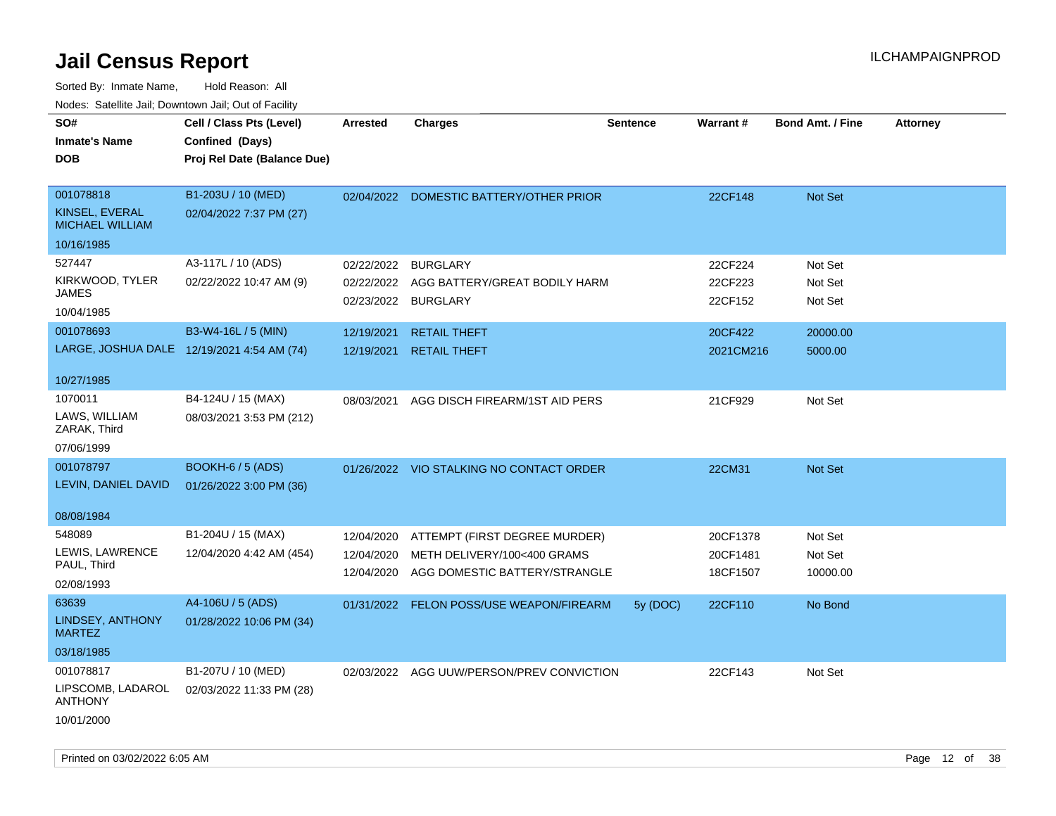# Jail Census Report

Sorted By: Inmate Name, Hold Reason: All

Nodes: Satellite Jail; Downtown Jail; Out of Facility

| SO# / Inmate's Name / DOB | Cell / Class Pts (Level) / Confined (Days) / Proj Rel Date (Balance Due) | Arrested | Charges | Sentence | Warrant # | Bond Amt. / Fine | Attorney |
|---|---|---|---|---|---|---|---|
| 001078818<br>KINSEL, EVERAL MICHAEL WILLIAM<br>10/16/1985 | B1-203U / 10 (MED)<br>02/04/2022 7:37 PM (27) | 02/04/2022 | DOMESTIC BATTERY/OTHER PRIOR | | 22CF148 | Not Set | |
| 527447<br>KIRKWOOD, TYLER JAMES<br>10/04/1985 | A3-117L / 10 (ADS)<br>02/22/2022 10:47 AM (9) | 02/22/2022 | BURGLARY | | 22CF224 | Not Set | |
| | | 02/22/2022 | AGG BATTERY/GREAT BODILY HARM | | 22CF223 | Not Set | |
| | | 02/23/2022 | BURGLARY | | 22CF152 | Not Set | |
| 001078693<br>LARGE, JOSHUA DALE<br>10/27/1985 | B3-W4-16L / 5 (MIN)<br>12/19/2021 4:54 AM (74) | 12/19/2021 | RETAIL THEFT | | 20CF422 | 20000.00 | |
| | | 12/19/2021 | RETAIL THEFT | | 2021CM216 | 5000.00 | |
| 1070011<br>LAWS, WILLIAM ZARAK, Third<br>07/06/1999 | B4-124U / 15 (MAX)<br>08/03/2021 3:53 PM (212) | 08/03/2021 | AGG DISCH FIREARM/1ST AID PERS | | 21CF929 | Not Set | |
| 001078797<br>LEVIN, DANIEL DAVID<br>08/08/1984 | BOOKH-6 / 5 (ADS)<br>01/26/2022 3:00 PM (36) | 01/26/2022 | VIO STALKING NO CONTACT ORDER | | 22CM31 | Not Set | |
| 548089<br>LEWIS, LAWRENCE PAUL, Third<br>02/08/1993 | B1-204U / 15 (MAX)<br>12/04/2020 4:42 AM (454) | 12/04/2020 | ATTEMPT (FIRST DEGREE MURDER) | | 20CF1378 | Not Set | |
| | | 12/04/2020 | METH DELIVERY/100<400 GRAMS | | 20CF1481 | Not Set | |
| | | 12/04/2020 | AGG DOMESTIC BATTERY/STRANGLE | | 18CF1507 | 10000.00 | |
| 63639<br>LINDSEY, ANTHONY MARTEZ<br>03/18/1985 | A4-106U / 5 (ADS)<br>01/28/2022 10:06 PM (34) | 01/31/2022 | FELON POSS/USE WEAPON/FIREARM | 5y (DOC) | 22CF110 | No Bond | |
| 001078817<br>LIPSCOMB, LADAROL ANTHONY<br>10/01/2000 | B1-207U / 10 (MED)<br>02/03/2022 11:33 PM (28) | 02/03/2022 | AGG UUW/PERSON/PREV CONVICTION | | 22CF143 | Not Set | |

Printed on 03/02/2022 6:05 AM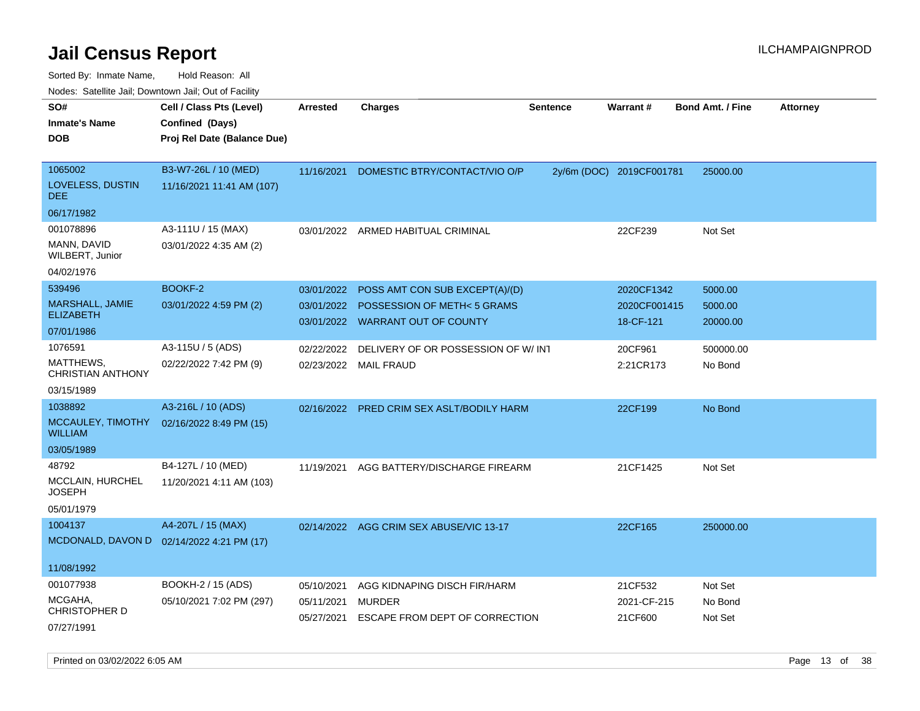# Jail Census Report

ILCHAMPAIGNPROD

Sorted By: Inmate Name, Hold Reason: All

Nodes: Satellite Jail; Downtown Jail; Out of Facility

| SO# / Inmate's Name / DOB | Cell / Class Pts (Level) / Confined (Days) / Proj Rel Date (Balance Due) | Arrested | Charges | Sentence | Warrant # | Bond Amt. / Fine | Attorney |
|---|---|---|---|---|---|---|---|
| 1065002<br>LOVELESS, DUSTIN DEE<br>06/17/1982 | B3-W7-26L / 10 (MED)<br>11/16/2021 11:41 AM (107) | 11/16/2021 | DOMESTIC BTRY/CONTACT/VIO O/P | 2y/6m (DOC) | 2019CF001781 | 25000.00 | |
| 001078896<br>MANN, DAVID WILBERT, Junior<br>04/02/1976 | A3-111U / 15 (MAX)<br>03/01/2022 4:35 AM (2) | 03/01/2022 | ARMED HABITUAL CRIMINAL | | 22CF239 | Not Set | |
| 539496<br>MARSHALL, JAMIE ELIZABETH<br>07/01/1986 | BOOKF-2<br>03/01/2022 4:59 PM (2) | 03/01/2022<br>03/01/2022<br>03/01/2022 | POSS AMT CON SUB EXCEPT(A)/(D)<br>POSSESSION OF METH< 5 GRAMS<br>WARRANT OUT OF COUNTY | | 2020CF1342<br>2020CF001415<br>18-CF-121 | 5000.00<br>5000.00<br>20000.00 | |
| 1076591<br>MATTHEWS, CHRISTIAN ANTHONY<br>03/15/1989 | A3-115U / 5 (ADS)<br>02/22/2022 7:42 PM (9) | 02/22/2022<br>02/23/2022 | DELIVERY OF OR POSSESSION OF W/ INT<br>MAIL FRAUD | | 20CF961<br>2:21CR173 | 500000.00<br>No Bond | |
| 1038892<br>MCCAULEY, TIMOTHY WILLIAM<br>03/05/1989 | A3-216L / 10 (ADS)<br>02/16/2022 8:49 PM (15) | 02/16/2022 | PRED CRIM SEX ASLT/BODILY HARM | | 22CF199 | No Bond | |
| 48792<br>MCCLAIN, HURCHEL JOSEPH<br>05/01/1979 | B4-127L / 10 (MED)<br>11/20/2021 4:11 AM (103) | 11/19/2021 | AGG BATTERY/DISCHARGE FIREARM | | 21CF1425 | Not Set | |
| 1004137<br>MCDONALD, DAVON D<br>11/08/1992 | A4-207L / 15 (MAX)<br>02/14/2022 4:21 PM (17) | 02/14/2022 | AGG CRIM SEX ABUSE/VIC 13-17 | | 22CF165 | 250000.00 | |
| 001077938<br>MCGAHA, CHRISTOPHER D<br>07/27/1991 | BOOKH-2 / 15 (ADS)<br>05/10/2021 7:02 PM (297) | 05/10/2021<br>05/11/2021<br>05/27/2021 | AGG KIDNAPING DISCH FIR/HARM<br>MURDER<br>ESCAPE FROM DEPT OF CORRECTION | | 21CF532<br>2021-CF-215<br>21CF600 | Not Set<br>No Bond<br>Not Set | |

Printed on 03/02/2022 6:05 AM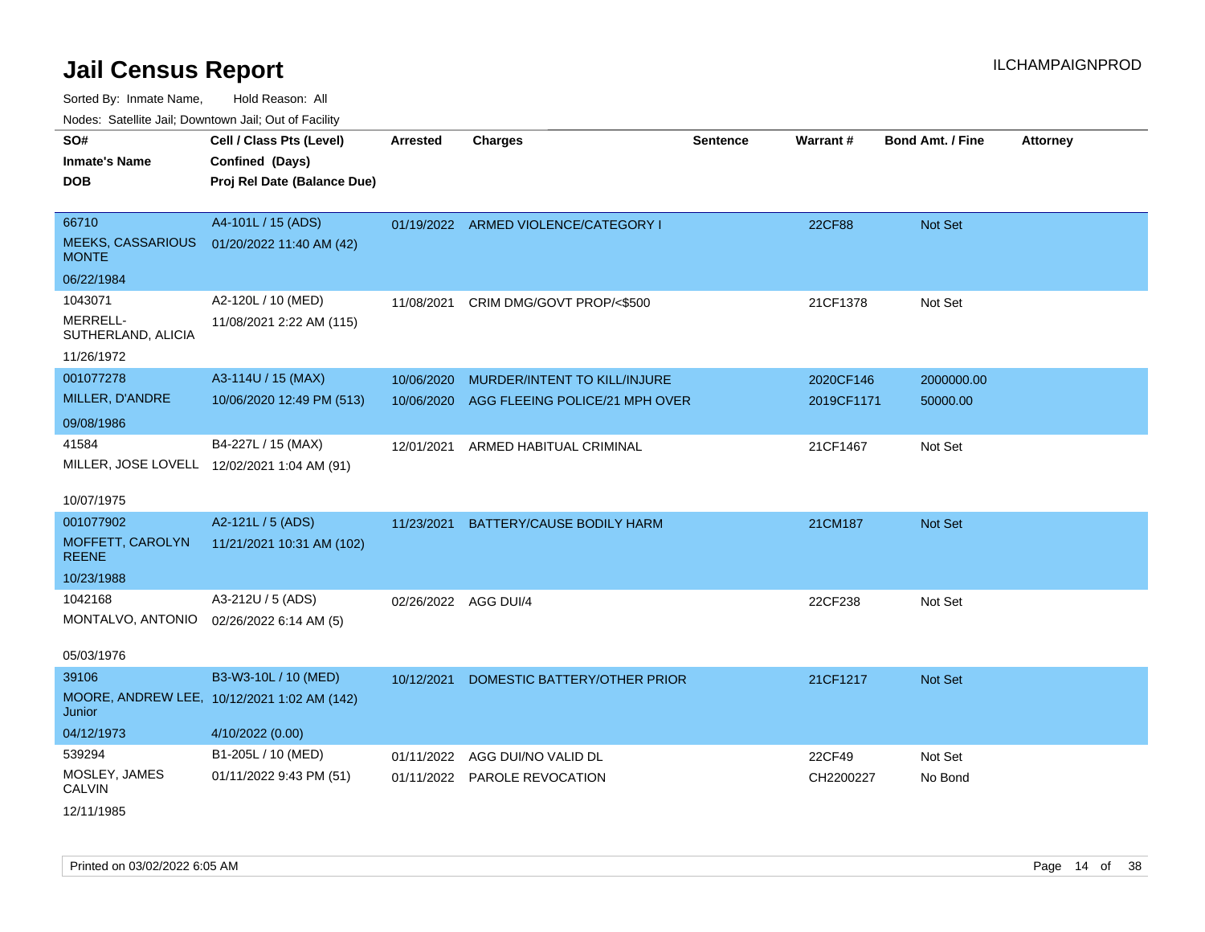# Jail Census Report

Sorted By: Inmate Name, Hold Reason: All

Nodes: Satellite Jail; Downtown Jail; Out of Facility

| SO# / Inmate's Name / DOB | Cell / Class Pts (Level) / Confined (Days) / Proj Rel Date (Balance Due) | Arrested | Charges | Sentence | Warrant # | Bond Amt. / Fine | Attorney |
|---|---|---|---|---|---|---|---|
| 66710<br>MEEKS, CASSARIOUS MONTE<br>06/22/1984 | A4-101L / 15 (ADS)<br>01/20/2022 11:40 AM (42) | 01/19/2022 | ARMED VIOLENCE/CATEGORY I | | 22CF88 | Not Set | |
| 1043071<br>MERRELL-SUTHERLAND, ALICIA<br>11/26/1972 | A2-120L / 10 (MED)<br>11/08/2021 2:22 AM (115) | 11/08/2021 | CRIM DMG/GOVT PROP/<$500 | | 21CF1378 | Not Set | |
| 001077278<br>MILLER, D'ANDRE<br>09/08/1986 | A3-114U / 15 (MAX)<br>10/06/2020 12:49 PM (513) | 10/06/2020 | MURDER/INTENT TO KILL/INJURE | | 2020CF146 | 2000000.00 | |
| | | 10/06/2020 | AGG FLEEING POLICE/21 MPH OVER | | 2019CF1171 | 50000.00 | |
| 41584<br>MILLER, JOSE LOVELL<br>10/07/1975 | B4-227L / 15 (MAX)<br>12/02/2021 1:04 AM (91) | 12/01/2021 | ARMED HABITUAL CRIMINAL | | 21CF1467 | Not Set | |
| 001077902<br>MOFFETT, CAROLYN REENE<br>10/23/1988 | A2-121L / 5 (ADS)<br>11/21/2021 10:31 AM (102) | 11/23/2021 | BATTERY/CAUSE BODILY HARM | | 21CM187 | Not Set | |
| 1042168<br>MONTALVO, ANTONIO<br>05/03/1976 | A3-212U / 5 (ADS)<br>02/26/2022 6:14 AM (5) | 02/26/2022 | AGG DUI/4 | | 22CF238 | Not Set | |
| 39106<br>MOORE, ANDREW LEE, Junior<br>04/12/1973 | B3-W3-10L / 10 (MED)<br>10/12/2021 1:02 AM (142)<br>4/10/2022 (0.00) | 10/12/2021 | DOMESTIC BATTERY/OTHER PRIOR | | 21CF1217 | Not Set | |
| 539294<br>MOSLEY, JAMES CALVIN<br>12/11/1985 | B1-205L / 10 (MED)<br>01/11/2022 9:43 PM (51) | 01/11/2022 | AGG DUI/NO VALID DL | | 22CF49 | Not Set | |
| | | 01/11/2022 | PAROLE REVOCATION | | CH2200227 | No Bond | |

Printed on 03/02/2022 6:05 AM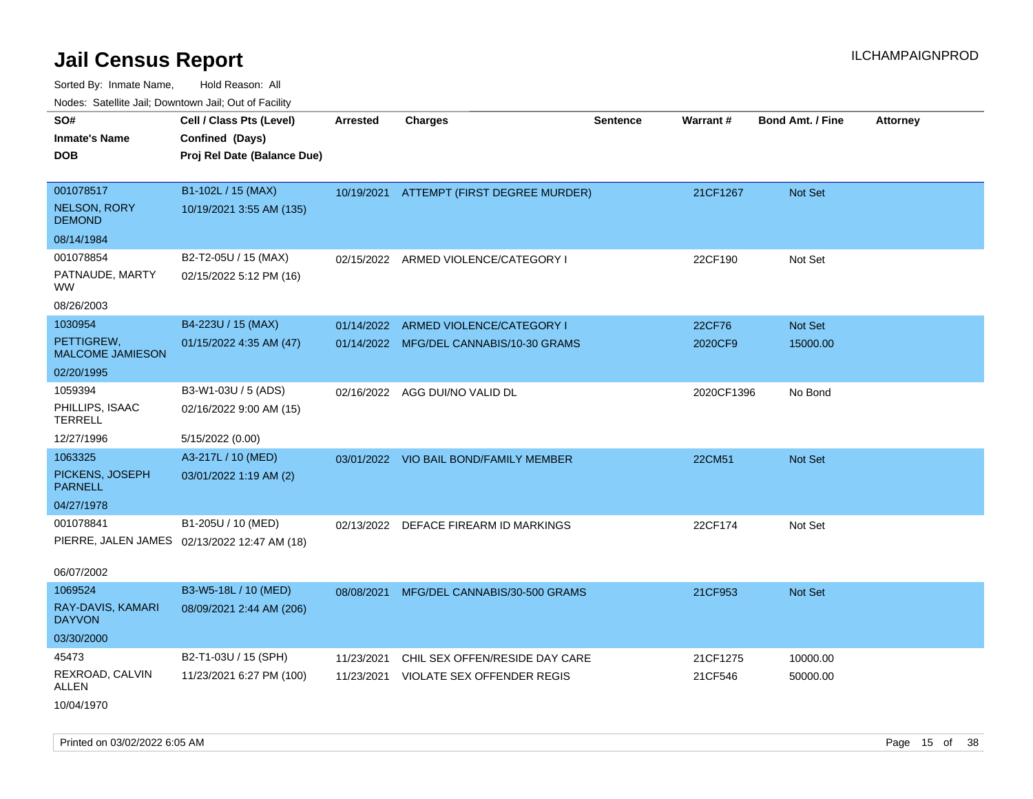# Jail Census Report

Sorted By: Inmate Name, Hold Reason: All

Nodes: Satellite Jail; Downtown Jail; Out of Facility

| SO# / Inmate's Name / DOB | Cell / Class Pts (Level) / Confined (Days) / Proj Rel Date (Balance Due) | Arrested | Charges | Sentence | Warrant # | Bond Amt. / Fine | Attorney |
|---|---|---|---|---|---|---|---|
| 001078517<br>NELSON, RORY DEMOND<br>08/14/1984 | B1-102L / 15 (MAX)<br>10/19/2021 3:55 AM (135) | 10/19/2021 | ATTEMPT (FIRST DEGREE MURDER) | | 21CF1267 | Not Set | |
| 001078854<br>PATNAUDE, MARTY WW<br>08/26/2003 | B2-T2-05U / 15 (MAX)<br>02/15/2022 5:12 PM (16) | 02/15/2022 | ARMED VIOLENCE/CATEGORY I | | 22CF190 | Not Set | |
| 1030954<br>PETTIGREW, MALCOME JAMIESON<br>02/20/1995 | B4-223U / 15 (MAX)<br>01/15/2022 4:35 AM (47) | 01/14/2022<br>01/14/2022 | ARMED VIOLENCE/CATEGORY I<br>MFG/DEL CANNABIS/10-30 GRAMS | | 22CF76<br>2020CF9 | Not Set<br>15000.00 | |
| 1059394<br>PHILLIPS, ISAAC TERRELL<br>12/27/1996 | B3-W1-03U / 5 (ADS)<br>02/16/2022 9:00 AM (15)<br>5/15/2022 (0.00) | 02/16/2022 | AGG DUI/NO VALID DL | | 2020CF1396 | No Bond | |
| 1063325<br>PICKENS, JOSEPH PARNELL<br>04/27/1978 | A3-217L / 10 (MED)<br>03/01/2022 1:19 AM (2) | 03/01/2022 | VIO BAIL BOND/FAMILY MEMBER | | 22CM51 | Not Set | |
| 001078841<br>PIERRE, JALEN JAMES<br>06/07/2002 | B1-205U / 10 (MED)<br>02/13/2022 12:47 AM (18) | 02/13/2022 | DEFACE FIREARM ID MARKINGS | | 22CF174 | Not Set | |
| 1069524<br>RAY-DAVIS, KAMARI DAYVON<br>03/30/2000 | B3-W5-18L / 10 (MED)<br>08/09/2021 2:44 AM (206) | 08/08/2021 | MFG/DEL CANNABIS/30-500 GRAMS | | 21CF953 | Not Set | |
| 45473<br>REXROAD, CALVIN ALLEN<br>10/04/1970 | B2-T1-03U / 15 (SPH)<br>11/23/2021 6:27 PM (100) | 11/23/2021<br>11/23/2021 | CHIL SEX OFFEN/RESIDE DAY CARE<br>VIOLATE SEX OFFENDER REGIS | | 21CF1275<br>21CF546 | 10000.00<br>50000.00 | |

Printed on 03/02/2022 6:05 AM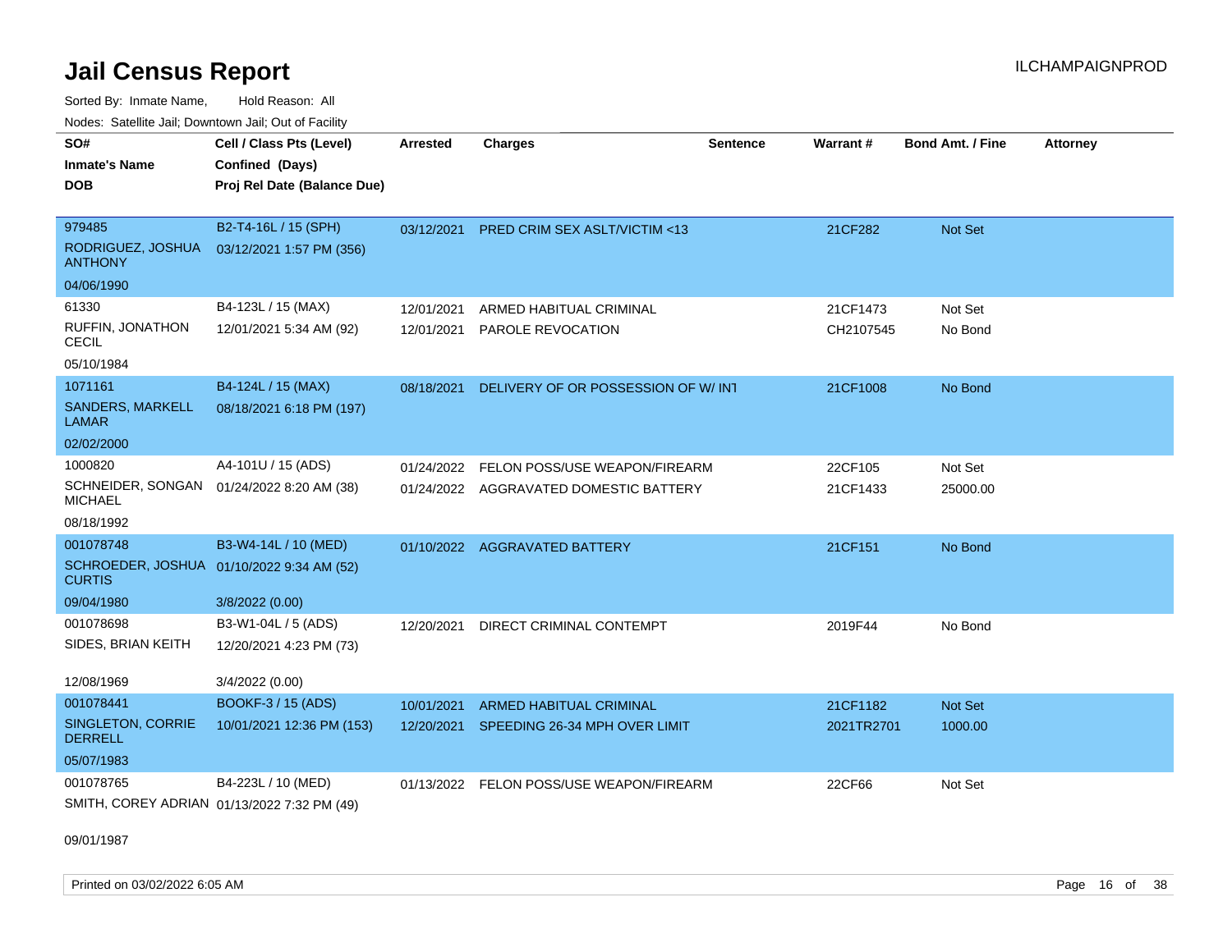# Jail Census Report

Sorted By: Inmate Name, Hold Reason: All

Nodes: Satellite Jail; Downtown Jail; Out of Facility

| SO# / Inmate's Name / DOB | Cell / Class Pts (Level) / Confined (Days) / Proj Rel Date (Balance Due) | Arrested | Charges | Sentence | Warrant # | Bond Amt. / Fine | Attorney |
|---|---|---|---|---|---|---|---|
| 979485<br>RODRIGUEZ, JOSHUA ANTHONY<br>04/06/1990 | B2-T4-16L / 15 (SPH)<br>03/12/2021 1:57 PM (356) | 03/12/2021 | PRED CRIM SEX ASLT/VICTIM <13 | | 21CF282 | Not Set | |
| 61330<br>RUFFIN, JONATHON CECIL<br>05/10/1984 | B4-123L / 15 (MAX)<br>12/01/2021 5:34 AM (92) | 12/01/2021<br>12/01/2021 | ARMED HABITUAL CRIMINAL<br>PAROLE REVOCATION | | 21CF1473<br>CH2107545 | Not Set<br>No Bond | |
| 1071161<br>SANDERS, MARKELL LAMAR<br>02/02/2000 | B4-124L / 15 (MAX)<br>08/18/2021 6:18 PM (197) | 08/18/2021 | DELIVERY OF OR POSSESSION OF W/ INT | | 21CF1008 | No Bond | |
| 1000820<br>SCHNEIDER, SONGAN MICHAEL<br>08/18/1992 | A4-101U / 15 (ADS)<br>01/24/2022 8:20 AM (38) | 01/24/2022<br>01/24/2022 | FELON POSS/USE WEAPON/FIREARM<br>AGGRAVATED DOMESTIC BATTERY | | 22CF105<br>21CF1433 | Not Set<br>25000.00 | |
| 001078748<br>SCHROEDER, JOSHUA CURTIS<br>09/04/1980 | B3-W4-14L / 10 (MED)<br>01/10/2022 9:34 AM (52)<br>3/8/2022 (0.00) | 01/10/2022 | AGGRAVATED BATTERY | | 21CF151 | No Bond | |
| 001078698<br>SIDES, BRIAN KEITH<br>12/08/1969 | B3-W1-04L / 5 (ADS)<br>12/20/2021 4:23 PM (73)<br>3/4/2022 (0.00) | 12/20/2021 | DIRECT CRIMINAL CONTEMPT | | 2019F44 | No Bond | |
| 001078441<br>SINGLETON, CORRIE DERRELL<br>05/07/1983 | BOOKF-3 / 15 (ADS)<br>10/01/2021 12:36 PM (153) | 10/01/2021<br>12/20/2021 | ARMED HABITUAL CRIMINAL<br>SPEEDING 26-34 MPH OVER LIMIT | | 21CF1182<br>2021TR2701 | Not Set<br>1000.00 | |
| 001078765<br>SMITH, COREY ADRIAN<br>09/01/1987 | B4-223L / 10 (MED)<br>01/13/2022 7:32 PM (49) | 01/13/2022 | FELON POSS/USE WEAPON/FIREARM | | 22CF66 | Not Set | |

Printed on 03/02/2022 6:05 AM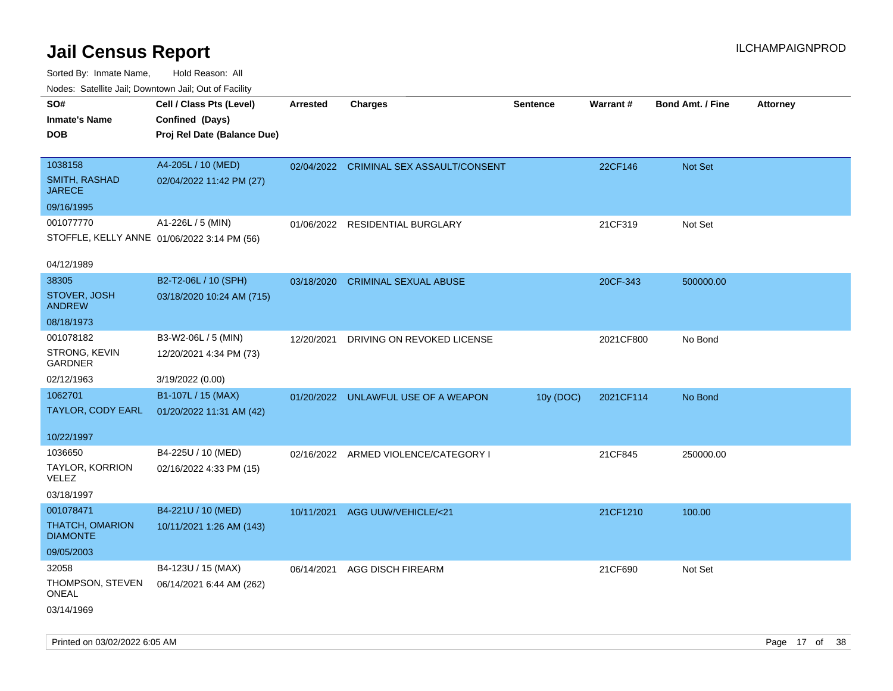# Jail Census Report

ILCHAMPAIGNPROD

Sorted By: Inmate Name, Hold Reason: All

Nodes: Satellite Jail; Downtown Jail; Out of Facility

| SO# / Inmate's Name / DOB | Cell / Class Pts (Level) / Confined (Days) / Proj Rel Date (Balance Due) | Arrested | Charges | Sentence | Warrant # | Bond Amt. / Fine | Attorney |
|---|---|---|---|---|---|---|---|
| 1038158<br>SMITH, RASHAD JARECE<br>09/16/1995 | A4-205L / 10 (MED)<br>02/04/2022 11:42 PM (27) | 02/04/2022 | CRIMINAL SEX ASSAULT/CONSENT | | 22CF146 | Not Set | |
| 001077770<br>STOFFLE, KELLY ANNE<br>04/12/1989 | A1-226L / 5 (MIN)<br>01/06/2022 3:14 PM (56) | 01/06/2022 | RESIDENTIAL BURGLARY | | 21CF319 | Not Set | |
| 38305<br>STOVER, JOSH ANDREW<br>08/18/1973 | B2-T2-06L / 10 (SPH)<br>03/18/2020 10:24 AM (715) | 03/18/2020 | CRIMINAL SEXUAL ABUSE | | 20CF-343 | 500000.00 | |
| 001078182<br>STRONG, KEVIN GARDNER<br>02/12/1963 | B3-W2-06L / 5 (MIN)<br>12/20/2021 4:34 PM (73)<br>3/19/2022 (0.00) | 12/20/2021 | DRIVING ON REVOKED LICENSE | | 2021CF800 | No Bond | |
| 1062701<br>TAYLOR, CODY EARL<br>10/22/1997 | B1-107L / 15 (MAX)<br>01/20/2022 11:31 AM (42) | 01/20/2022 | UNLAWFUL USE OF A WEAPON | 10y (DOC) | 2021CF114 | No Bond | |
| 1036650<br>TAYLOR, KORRION VELEZ<br>03/18/1997 | B4-225U / 10 (MED)<br>02/16/2022 4:33 PM (15) | 02/16/2022 | ARMED VIOLENCE/CATEGORY I | | 21CF845 | 250000.00 | |
| 001078471<br>THATCH, OMARION DIAMONTE<br>09/05/2003 | B4-221U / 10 (MED)<br>10/11/2021 1:26 AM (143) | 10/11/2021 | AGG UUW/VEHICLE/<21 | | 21CF1210 | 100.00 | |
| 32058<br>THOMPSON, STEVEN ONEAL<br>03/14/1969 | B4-123U / 15 (MAX)<br>06/14/2021 6:44 AM (262) | 06/14/2021 | AGG DISCH FIREARM | | 21CF690 | Not Set | |

Printed on 03/02/2022 6:05 AM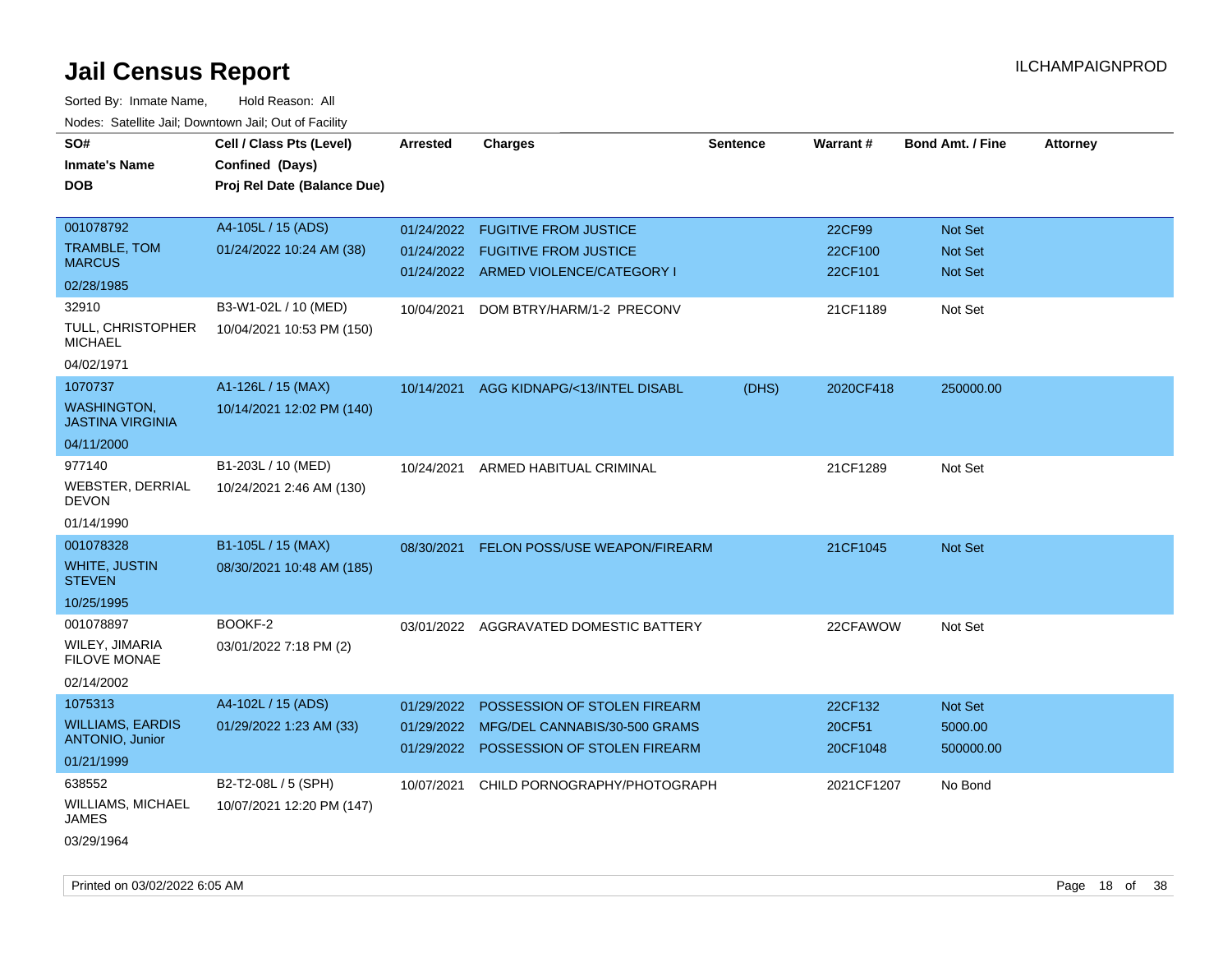# Jail Census Report

ILCHAMPAIGNPROD

Sorted By: Inmate Name, Hold Reason: All

Nodes: Satellite Jail; Downtown Jail; Out of Facility

| SO# / Inmate's Name / DOB | Cell / Class Pts (Level) / Confined (Days) / Proj Rel Date (Balance Due) | Arrested | Charges | Sentence | Warrant # | Bond Amt. / Fine | Attorney |
|---|---|---|---|---|---|---|---|
| 001078792<br>TRAMBLE, TOM MARCUS<br>02/28/1985 | A4-105L / 15 (ADS)<br>01/24/2022 10:24 AM (38) | 01/24/2022<br>01/24/2022<br>01/24/2022 | FUGITIVE FROM JUSTICE<br>FUGITIVE FROM JUSTICE<br>ARMED VIOLENCE/CATEGORY I | | 22CF99<br>22CF100<br>22CF101 | Not Set<br>Not Set<br>Not Set | |
| 32910<br>TULL, CHRISTOPHER MICHAEL<br>04/02/1971 | B3-W1-02L / 10 (MED)<br>10/04/2021 10:53 PM (150) | 10/04/2021 | DOM BTRY/HARM/1-2 PRECONV | | 21CF1189 | Not Set | |
| 1070737<br>WASHINGTON, JASTINA VIRGINIA<br>04/11/2000 | A1-126L / 15 (MAX)<br>10/14/2021 12:02 PM (140) | 10/14/2021 | AGG KIDNAPG/<13/INTEL DISABL | (DHS) | 2020CF418 | 250000.00 | |
| 977140<br>WEBSTER, DERRIAL DEVON<br>01/14/1990 | B1-203L / 10 (MED)<br>10/24/2021 2:46 AM (130) | 10/24/2021 | ARMED HABITUAL CRIMINAL | | 21CF1289 | Not Set | |
| 001078328<br>WHITE, JUSTIN STEVEN<br>10/25/1995 | B1-105L / 15 (MAX)<br>08/30/2021 10:48 AM (185) | 08/30/2021 | FELON POSS/USE WEAPON/FIREARM | | 21CF1045 | Not Set | |
| 001078897<br>WILEY, JIMARIA FILOVE MONAE<br>02/14/2002 | BOOKF-2<br>03/01/2022 7:18 PM (2) | 03/01/2022 | AGGRAVATED DOMESTIC BATTERY | | 22CFAWOW | Not Set | |
| 1075313<br>WILLIAMS, EARDIS ANTONIO, Junior<br>01/21/1999 | A4-102L / 15 (ADS)<br>01/29/2022 1:23 AM (33) | 01/29/2022<br>01/29/2022<br>01/29/2022 | POSSESSION OF STOLEN FIREARM<br>MFG/DEL CANNABIS/30-500 GRAMS<br>POSSESSION OF STOLEN FIREARM | | 22CF132<br>20CF51<br>20CF1048 | Not Set<br>5000.00<br>500000.00 | |
| 638552<br>WILLIAMS, MICHAEL JAMES<br>03/29/1964 | B2-T2-08L / 5 (SPH)<br>10/07/2021 12:20 PM (147) | 10/07/2021 | CHILD PORNOGRAPHY/PHOTOGRAPH | | 2021CF1207 | No Bond | |

Printed on 03/02/2022 6:05 AM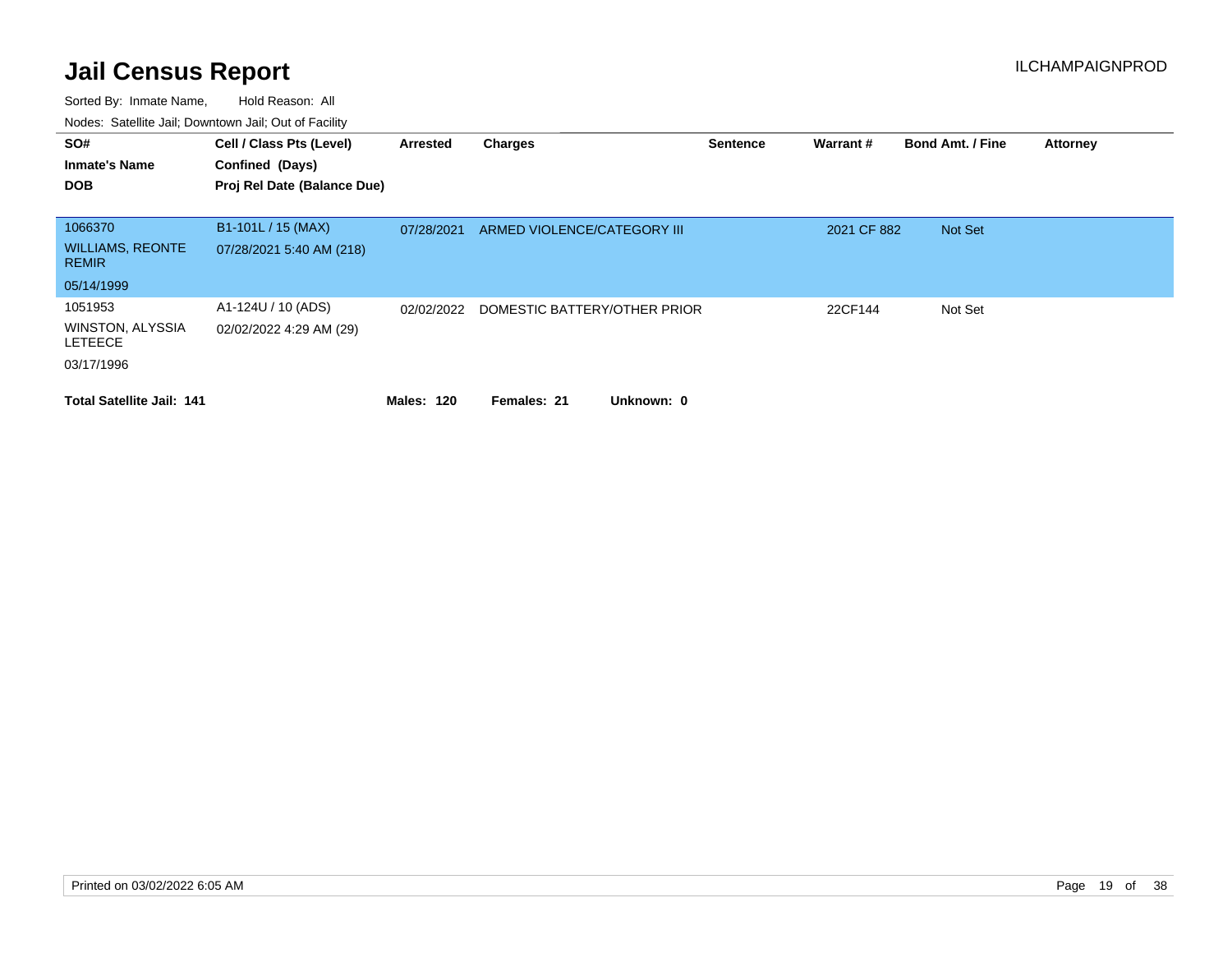# Jail Census Report

ILCHAMPAIGNPROD

Sorted By: Inmate Name, Hold Reason: All

Nodes: Satellite Jail; Downtown Jail; Out of Facility

| SO# / Inmate's Name / DOB | Cell / Class Pts (Level) / Confined (Days) / Proj Rel Date (Balance Due) | Arrested | Charges | Sentence | Warrant # | Bond Amt. / Fine | Attorney |
|---|---|---|---|---|---|---|---|
| 1066370<br>WILLIAMS, REONTE REMIR<br>05/14/1999 | B1-101L / 15 (MAX)<br>07/28/2021 5:40 AM (218) | 07/28/2021 | ARMED VIOLENCE/CATEGORY III | | 2021 CF 882 | Not Set | |
| 1051953<br>WINSTON, ALYSSIA LETEECE<br>03/17/1996 | A1-124U / 10 (ADS)<br>02/02/2022 4:29 AM (29) | 02/02/2022 | DOMESTIC BATTERY/OTHER PRIOR | | 22CF144 | Not Set | |

**Total Satellite Jail: 141** **Males: 120** **Females: 21** **Unknown: 0**

Printed on 03/02/2022 6:05 AM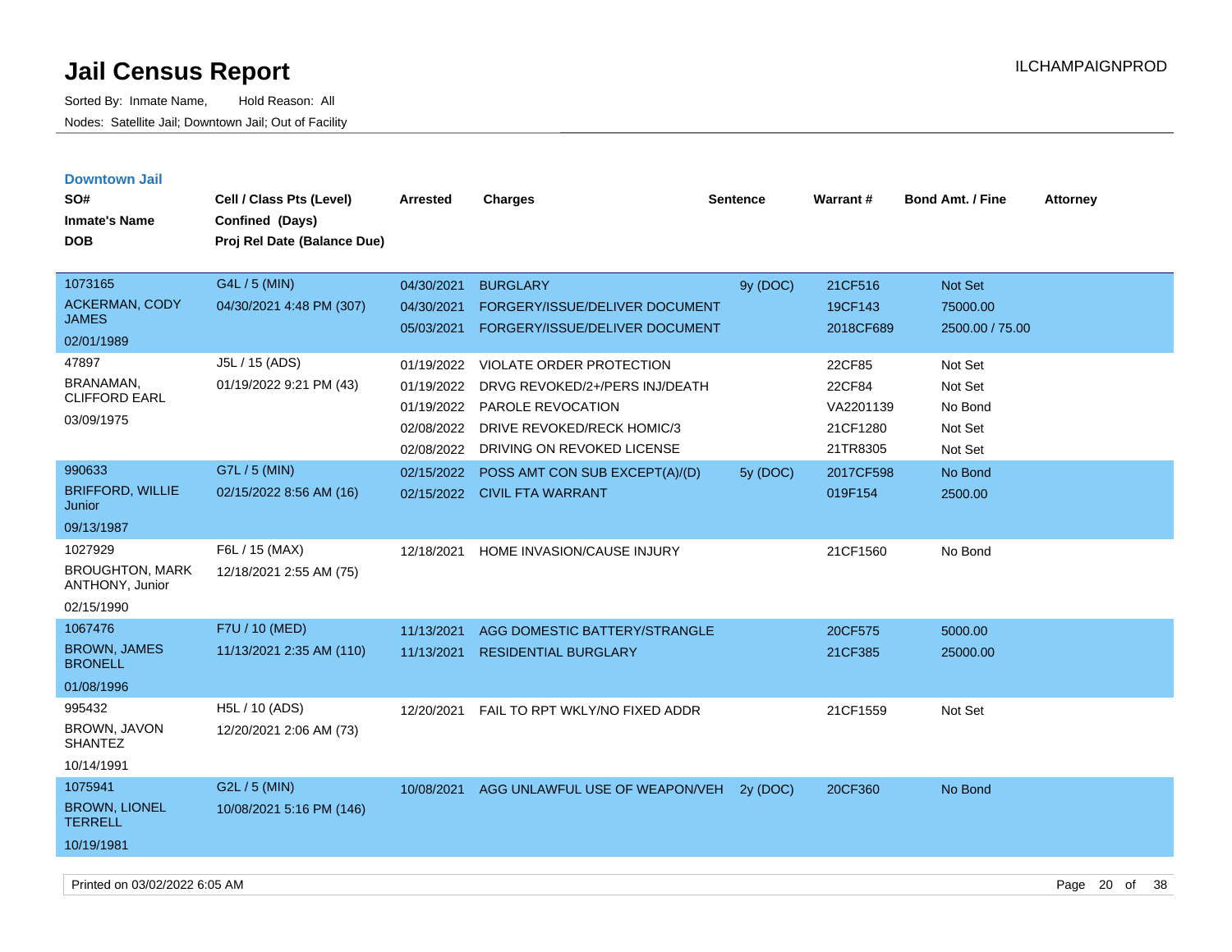# Jail Census Report

Sorted By: Inmate Name, Hold Reason: All

Nodes: Satellite Jail; Downtown Jail; Out of Facility

ILCHAMPAIGNPROD

## Downtown Jail

| SO# / Inmate's Name / DOB | Cell / Class Pts (Level) / Confined (Days) / Proj Rel Date (Balance Due) | Arrested | Charges | Sentence | Warrant # | Bond Amt. / Fine | Attorney |
|---|---|---|---|---|---|---|---|
| 1073165 ACKERMAN, CODY JAMES 02/01/1989 | G4L / 5 (MIN) 04/30/2021 4:48 PM (307) | 04/30/2021 | BURGLARY | 9y (DOC) | 21CF516 | Not Set | |
| | | 04/30/2021 | FORGERY/ISSUE/DELIVER DOCUMENT | | 19CF143 | 75000.00 | |
| | | 05/03/2021 | FORGERY/ISSUE/DELIVER DOCUMENT | | 2018CF689 | 2500.00 / 75.00 | |
| 47897 BRANAMAN, CLIFFORD EARL 03/09/1975 | J5L / 15 (ADS) 01/19/2022 9:21 PM (43) | 01/19/2022 | VIOLATE ORDER PROTECTION | | 22CF85 | Not Set | |
| | | 01/19/2022 | DRVG REVOKED/2+/PERS INJ/DEATH | | 22CF84 | Not Set | |
| | | 01/19/2022 | PAROLE REVOCATION | | VA2201139 | No Bond | |
| | | 02/08/2022 | DRIVE REVOKED/RECK HOMIC/3 | | 21CF1280 | Not Set | |
| | | 02/08/2022 | DRIVING ON REVOKED LICENSE | | 21TR8305 | Not Set | |
| 990633 BRIFFORD, WILLIE Junior 09/13/1987 | G7L / 5 (MIN) 02/15/2022 8:56 AM (16) | 02/15/2022 | POSS AMT CON SUB EXCEPT(A)/(D) | 5y (DOC) | 2017CF598 | No Bond | |
| | | 02/15/2022 | CIVIL FTA WARRANT | | 019F154 | 2500.00 | |
| 1027929 BROUGHTON, MARK ANTHONY, Junior 02/15/1990 | F6L / 15 (MAX) 12/18/2021 2:55 AM (75) | 12/18/2021 | HOME INVASION/CAUSE INJURY | | 21CF1560 | No Bond | |
| 1067476 BROWN, JAMES BRONELL 01/08/1996 | F7U / 10 (MED) 11/13/2021 2:35 AM (110) | 11/13/2021 | AGG DOMESTIC BATTERY/STRANGLE | | 20CF575 | 5000.00 | |
| | | 11/13/2021 | RESIDENTIAL BURGLARY | | 21CF385 | 25000.00 | |
| 995432 BROWN, JAVON SHANTEZ 10/14/1991 | H5L / 10 (ADS) 12/20/2021 2:06 AM (73) | 12/20/2021 | FAIL TO RPT WKLY/NO FIXED ADDR | | 21CF1559 | Not Set | |
| 1075941 BROWN, LIONEL TERRELL 10/19/1981 | G2L / 5 (MIN) 10/08/2021 5:16 PM (146) | 10/08/2021 | AGG UNLAWFUL USE OF WEAPON/VEH | 2y (DOC) | 20CF360 | No Bond | |

Printed on 03/02/2022 6:05 AM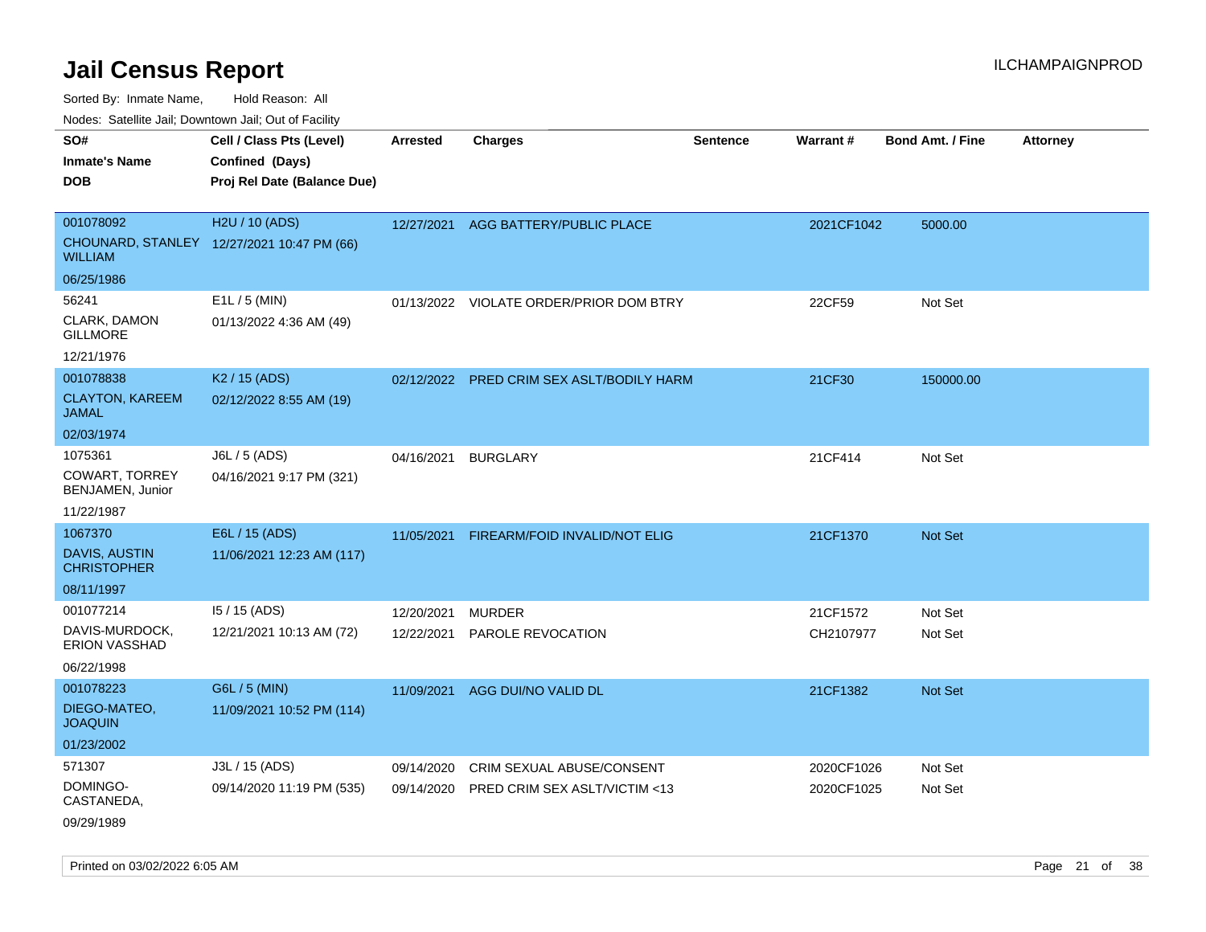# Jail Census Report

ILCHAMPAIGNPROD

Sorted By: Inmate Name, Hold Reason: All

Nodes: Satellite Jail; Downtown Jail; Out of Facility

| SO# / Inmate's Name / DOB | Cell / Class Pts (Level) / Confined (Days) / Proj Rel Date (Balance Due) | Arrested | Charges | Sentence | Warrant # | Bond Amt. / Fine | Attorney |
|---|---|---|---|---|---|---|---|
| 001078092 CHOUNARD, STANLEY WILLIAM 06/25/1986 | H2U / 10 (ADS) 12/27/2021 10:47 PM (66) | 12/27/2021 | AGG BATTERY/PUBLIC PLACE | | 2021CF1042 | 5000.00 | |
| 56241 CLARK, DAMON GILLMORE 12/21/1976 | E1L / 5 (MIN) 01/13/2022 4:36 AM (49) | 01/13/2022 | VIOLATE ORDER/PRIOR DOM BTRY | | 22CF59 | Not Set | |
| 001078838 CLAYTON, KAREEM JAMAL 02/03/1974 | K2 / 15 (ADS) 02/12/2022 8:55 AM (19) | 02/12/2022 | PRED CRIM SEX ASLT/BODILY HARM | | 21CF30 | 150000.00 | |
| 1075361 COWART, TORREY BENJAMEN, Junior 11/22/1987 | J6L / 5 (ADS) 04/16/2021 9:17 PM (321) | 04/16/2021 | BURGLARY | | 21CF414 | Not Set | |
| 1067370 DAVIS, AUSTIN CHRISTOPHER 08/11/1997 | E6L / 15 (ADS) 11/06/2021 12:23 AM (117) | 11/05/2021 | FIREARM/FOID INVALID/NOT ELIG | | 21CF1370 | Not Set | |
| 001077214 DAVIS-MURDOCK, ERION VASSHAD 06/22/1998 | I5 / 15 (ADS) 12/21/2021 10:13 AM (72) | 12/20/2021 | MURDER | | 21CF1572 | Not Set | |
| | | 12/22/2021 | PAROLE REVOCATION | | CH2107977 | Not Set | |
| 001078223 DIEGO-MATEO, JOAQUIN 01/23/2002 | G6L / 5 (MIN) 11/09/2021 10:52 PM (114) | 11/09/2021 | AGG DUI/NO VALID DL | | 21CF1382 | Not Set | |
| 571307 DOMINGO-CASTANEDA, 09/29/1989 | J3L / 15 (ADS) 09/14/2020 11:19 PM (535) | 09/14/2020 | CRIM SEXUAL ABUSE/CONSENT | | 2020CF1026 | Not Set | |
| | | 09/14/2020 | PRED CRIM SEX ASLT/VICTIM <13 | | 2020CF1025 | Not Set | |

Printed on 03/02/2022 6:05 AM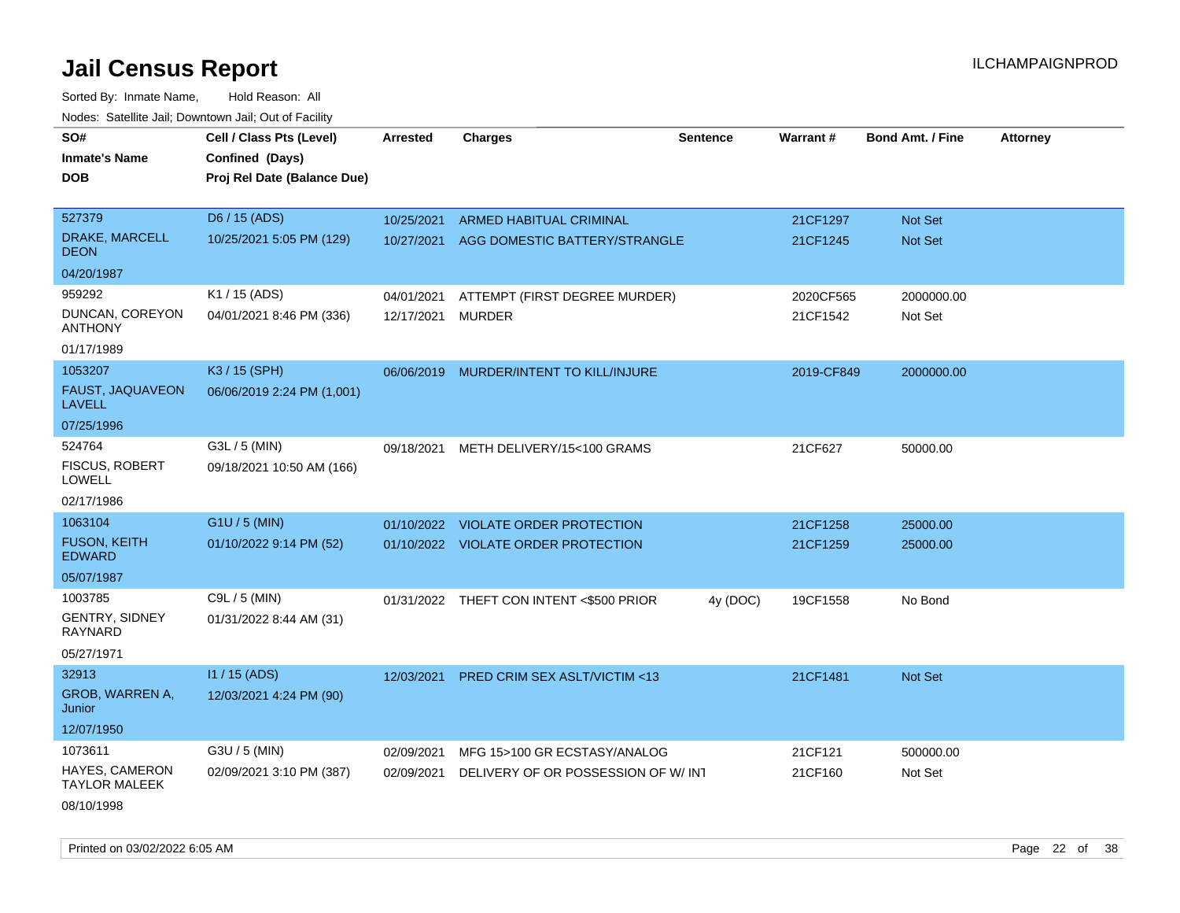# Jail Census Report

Sorted By: Inmate Name, Hold Reason: All

Nodes: Satellite Jail; Downtown Jail; Out of Facility

| SO# / Inmate's Name / DOB | Cell / Class Pts (Level) / Confined (Days) / Proj Rel Date (Balance Due) | Arrested | Charges | Sentence | Warrant # | Bond Amt. / Fine | Attorney |
|---|---|---|---|---|---|---|---|
| 527379<br>DRAKE, MARCELL DEON<br>04/20/1987 | D6 / 15 (ADS)<br>10/25/2021 5:05 PM (129) | 10/25/2021<br>10/27/2021 | ARMED HABITUAL CRIMINAL<br>AGG DOMESTIC BATTERY/STRANGLE | | 21CF1297<br>21CF1245 | Not Set<br>Not Set | |
| 959292<br>DUNCAN, COREYON ANTHONY<br>01/17/1989 | K1 / 15 (ADS)<br>04/01/2021 8:46 PM (336) | 04/01/2021<br>12/17/2021 | ATTEMPT (FIRST DEGREE MURDER)<br>MURDER | | 2020CF565<br>21CF1542 | 2000000.00<br>Not Set | |
| 1053207<br>FAUST, JAQUAVEON LAVELL<br>07/25/1996 | K3 / 15 (SPH)<br>06/06/2019 2:24 PM (1,001) | 06/06/2019 | MURDER/INTENT TO KILL/INJURE | | 2019-CF849 | 2000000.00 | |
| 524764<br>FISCUS, ROBERT LOWELL<br>02/17/1986 | G3L / 5 (MIN)<br>09/18/2021 10:50 AM (166) | 09/18/2021 | METH DELIVERY/15<100 GRAMS | | 21CF627 | 50000.00 | |
| 1063104<br>FUSON, KEITH EDWARD<br>05/07/1987 | G1U / 5 (MIN)<br>01/10/2022 9:14 PM (52) | 01/10/2022<br>01/10/2022 | VIOLATE ORDER PROTECTION<br>VIOLATE ORDER PROTECTION | | 21CF1258<br>21CF1259 | 25000.00<br>25000.00 | |
| 1003785<br>GENTRY, SIDNEY RAYNARD<br>05/27/1971 | C9L / 5 (MIN)<br>01/31/2022 8:44 AM (31) | 01/31/2022 | THEFT CON INTENT <$500 PRIOR | 4y (DOC) | 19CF1558 | No Bond | |
| 32913<br>GROB, WARREN A, Junior<br>12/07/1950 | I1 / 15 (ADS)<br>12/03/2021 4:24 PM (90) | 12/03/2021 | PRED CRIM SEX ASLT/VICTIM <13 | | 21CF1481 | Not Set | |
| 1073611<br>HAYES, CAMERON TAYLOR MALEEK<br>08/10/1998 | G3U / 5 (MIN)<br>02/09/2021 3:10 PM (387) | 02/09/2021<br>02/09/2021 | MFG 15>100 GR ECSTASY/ANALOG<br>DELIVERY OF OR POSSESSION OF W/ INT | | 21CF121<br>21CF160 | 500000.00<br>Not Set | |

Printed on 03/02/2022 6:05 AM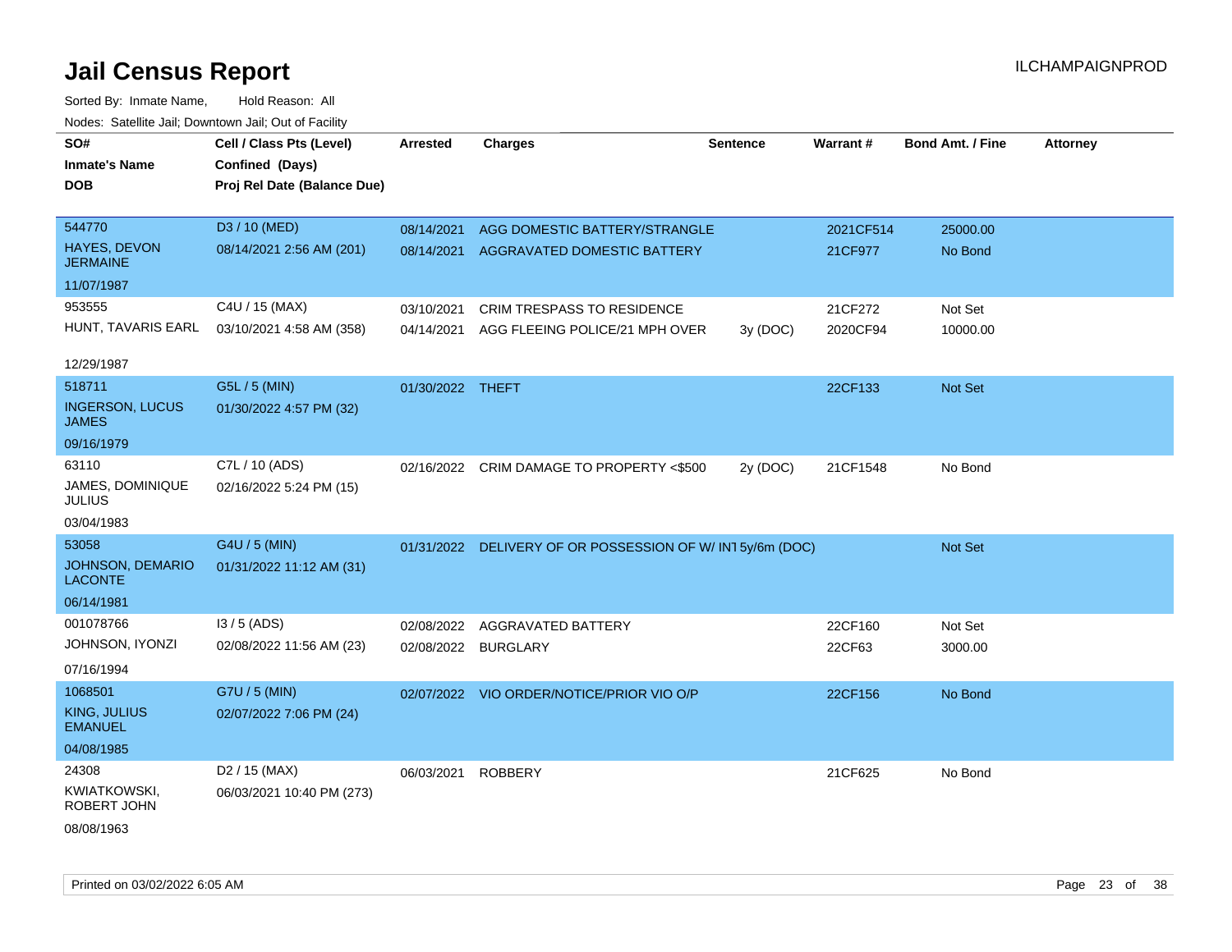# Jail Census Report

Sorted By: Inmate Name, Hold Reason: All

Nodes: Satellite Jail; Downtown Jail; Out of Facility

| SO# / Inmate's Name / DOB | Cell / Class Pts (Level) / Confined (Days) / Proj Rel Date (Balance Due) | Arrested | Charges | Sentence | Warrant # | Bond Amt. / Fine | Attorney |
|---|---|---|---|---|---|---|---|
| 544770<br>HAYES, DEVON JERMAINE<br>11/07/1987 | D3 / 10 (MED)<br>08/14/2021 2:56 AM (201) | 08/14/2021 | AGG DOMESTIC BATTERY/STRANGLE | | 2021CF514 | 25000.00 | |
| | | 08/14/2021 | AGGRAVATED DOMESTIC BATTERY | | 21CF977 | No Bond | |
| 953555<br>HUNT, TAVARIS EARL<br>12/29/1987 | C4U / 15 (MAX)<br>03/10/2021 4:58 AM (358) | 03/10/2021 | CRIM TRESPASS TO RESIDENCE | | 21CF272 | Not Set | |
| | | 04/14/2021 | AGG FLEEING POLICE/21 MPH OVER | 3y (DOC) | 2020CF94 | 10000.00 | |
| 518711<br>INGERSON, LUCUS JAMES<br>09/16/1979 | G5L / 5 (MIN)<br>01/30/2022 4:57 PM (32) | 01/30/2022 | THEFT | | 22CF133 | Not Set | |
| 63110<br>JAMES, DOMINIQUE JULIUS<br>03/04/1983 | C7L / 10 (ADS)<br>02/16/2022 5:24 PM (15) | 02/16/2022 | CRIM DAMAGE TO PROPERTY <$500 | 2y (DOC) | 21CF1548 | No Bond | |
| 53058<br>JOHNSON, DEMARIO LACONTE<br>06/14/1981 | G4U / 5 (MIN)<br>01/31/2022 11:12 AM (31) | 01/31/2022 | DELIVERY OF OR POSSESSION OF W/ INT | 5y/6m (DOC) | | Not Set | |
| 001078766<br>JOHNSON, IYONZI<br>07/16/1994 | I3 / 5 (ADS)<br>02/08/2022 11:56 AM (23) | 02/08/2022 | AGGRAVATED BATTERY | | 22CF160 | Not Set | |
| | | 02/08/2022 | BURGLARY | | 22CF63 | 3000.00 | |
| 1068501<br>KING, JULIUS EMANUEL<br>04/08/1985 | G7U / 5 (MIN)<br>02/07/2022 7:06 PM (24) | 02/07/2022 | VIO ORDER/NOTICE/PRIOR VIO O/P | | 22CF156 | No Bond | |
| 24308<br>KWIATKOWSKI, ROBERT JOHN<br>08/08/1963 | D2 / 15 (MAX)<br>06/03/2021 10:40 PM (273) | 06/03/2021 | ROBBERY | | 21CF625 | No Bond | |

Printed on 03/02/2022 6:05 AM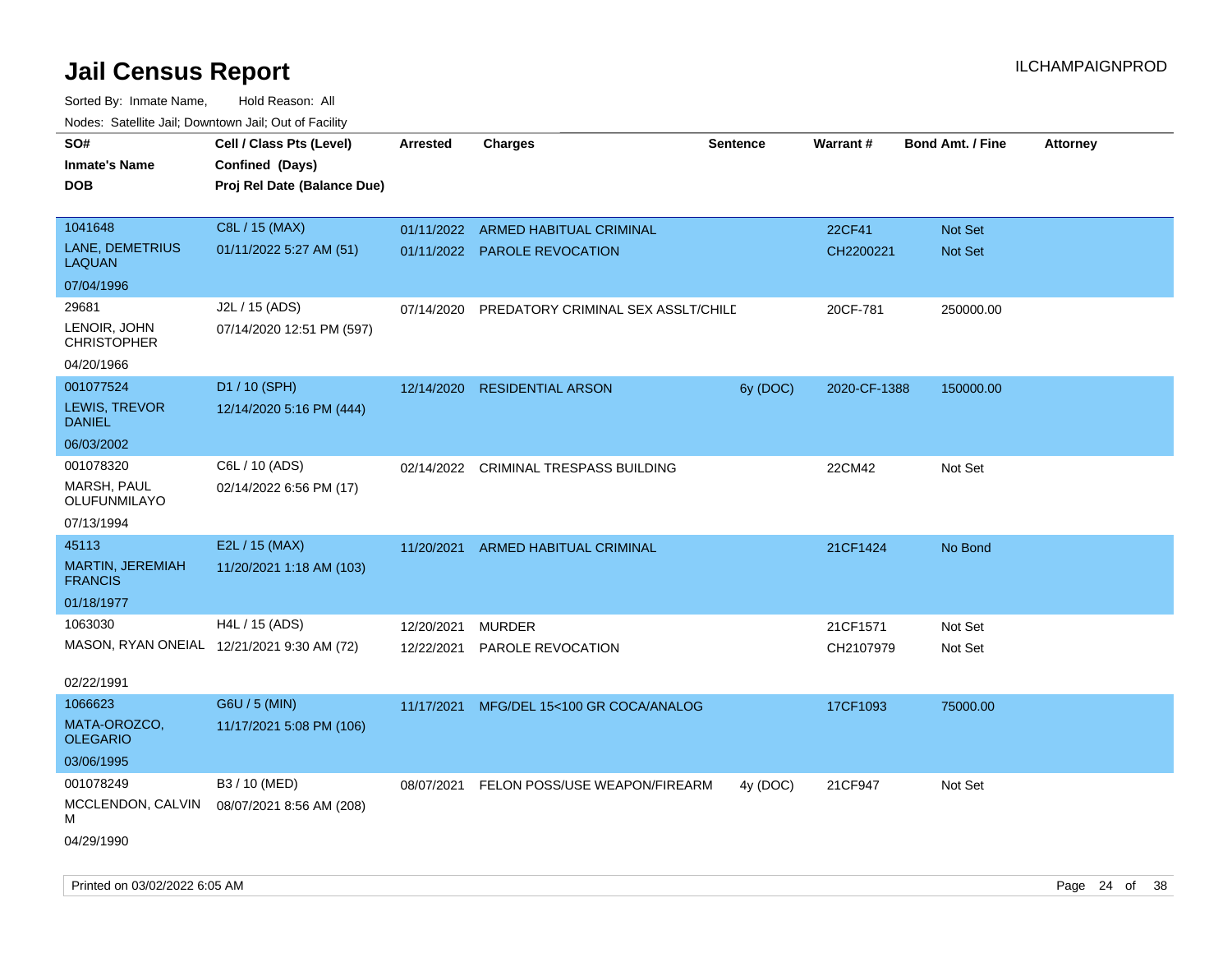# Jail Census Report

ILCHAMPAIGNPROD

Sorted By: Inmate Name, Hold Reason: All

Nodes: Satellite Jail; Downtown Jail; Out of Facility

| SO# / Inmate's Name / DOB | Cell / Class Pts (Level) / Confined (Days) / Proj Rel Date (Balance Due) | Arrested | Charges | Sentence | Warrant # | Bond Amt. / Fine | Attorney |
|---|---|---|---|---|---|---|---|
| 1041648<br>LANE, DEMETRIUS LAQUAN<br>07/04/1996 | C8L / 15 (MAX)<br>01/11/2022 5:27 AM (51) | 01/11/2022 | ARMED HABITUAL CRIMINAL | | 22CF41 | Not Set | |
| | | 01/11/2022 | PAROLE REVOCATION | | CH2200221 | Not Set | |
| 29681<br>LENOIR, JOHN CHRISTOPHER<br>04/20/1966 | J2L / 15 (ADS)<br>07/14/2020 12:51 PM (597) | 07/14/2020 | PREDATORY CRIMINAL SEX ASSLT/CHILD | | 20CF-781 | 250000.00 | |
| 001077524<br>LEWIS, TREVOR DANIEL<br>06/03/2002 | D1 / 10 (SPH)<br>12/14/2020 5:16 PM (444) | 12/14/2020 | RESIDENTIAL ARSON | 6y (DOC) | 2020-CF-1388 | 150000.00 | |
| 001078320<br>MARSH, PAUL OLUFUNMILAYO<br>07/13/1994 | C6L / 10 (ADS)<br>02/14/2022 6:56 PM (17) | 02/14/2022 | CRIMINAL TRESPASS BUILDING | | 22CM42 | Not Set | |
| 45113<br>MARTIN, JEREMIAH FRANCIS<br>01/18/1977 | E2L / 15 (MAX)<br>11/20/2021 1:18 AM (103) | 11/20/2021 | ARMED HABITUAL CRIMINAL | | 21CF1424 | No Bond | |
| 1063030<br>MASON, RYAN ONEIAL<br>02/22/1991 | H4L / 15 (ADS)<br>12/21/2021 9:30 AM (72) | 12/20/2021 | MURDER | | 21CF1571 | Not Set | |
| | | 12/22/2021 | PAROLE REVOCATION | | CH2107979 | Not Set | |
| 1066623<br>MATA-OROZCO, OLEGARIO<br>03/06/1995 | G6U / 5 (MIN)<br>11/17/2021 5:08 PM (106) | 11/17/2021 | MFG/DEL 15<100 GR COCA/ANALOG | | 17CF1093 | 75000.00 | |
| 001078249<br>MCCLENDON, CALVIN M<br>04/29/1990 | B3 / 10 (MED)<br>08/07/2021 8:56 AM (208) | 08/07/2021 | FELON POSS/USE WEAPON/FIREARM | 4y (DOC) | 21CF947 | Not Set | |

Printed on 03/02/2022 6:05 AM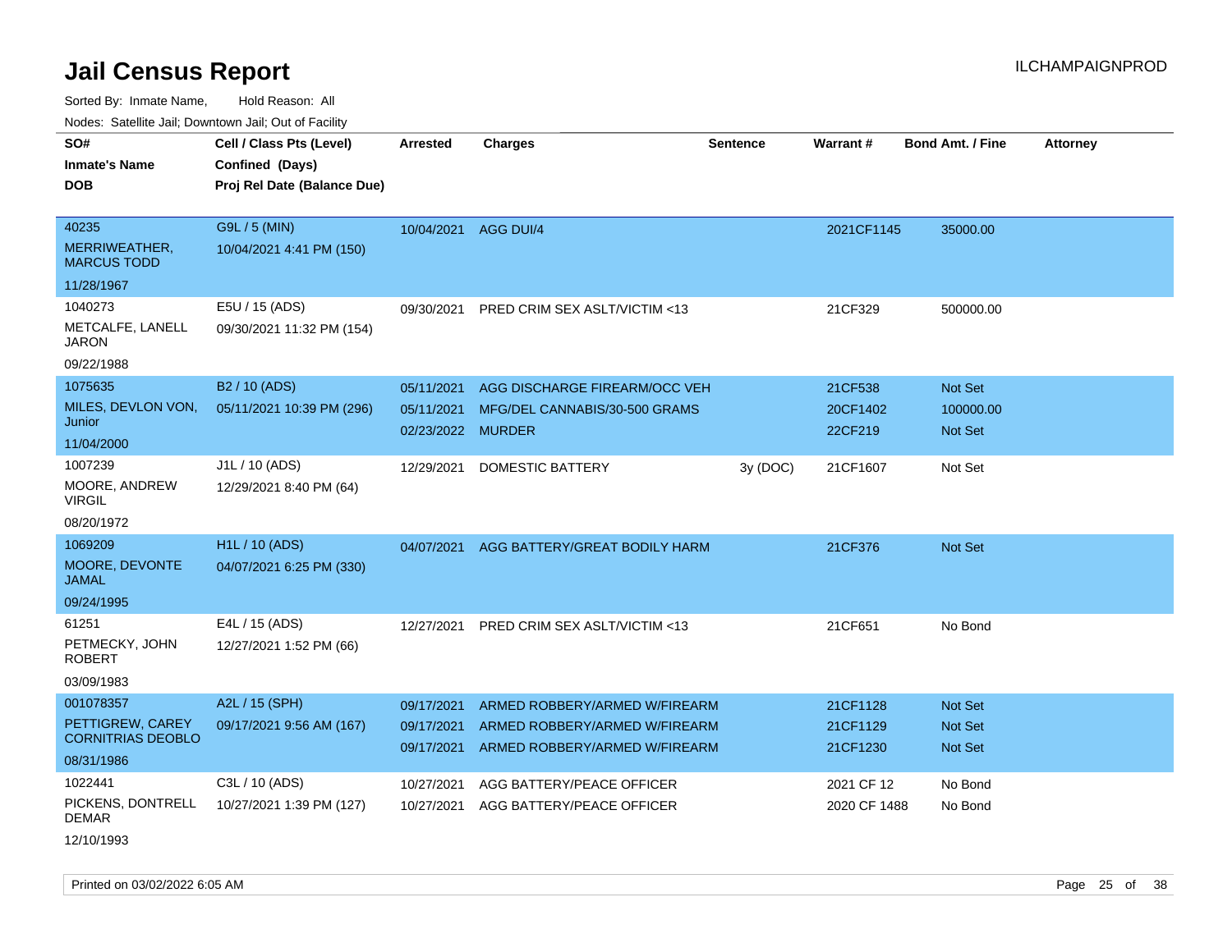# Jail Census Report

ILCHAMPAIGNPROD

Sorted By: Inmate Name, Hold Reason: All

Nodes: Satellite Jail; Downtown Jail; Out of Facility

| SO# / Inmate's Name / DOB | Cell / Class Pts (Level) / Confined (Days) / Proj Rel Date (Balance Due) | Arrested | Charges | Sentence | Warrant # | Bond Amt. / Fine | Attorney |
|---|---|---|---|---|---|---|---|
| 40235<br>MERRIWEATHER, MARCUS TODD<br>11/28/1967 | G9L / 5 (MIN)<br>10/04/2021 4:41 PM (150) | 10/04/2021 | AGG DUI/4 | | 2021CF1145 | 35000.00 | |
| 1040273<br>METCALFE, LANELL JARON<br>09/22/1988 | E5U / 15 (ADS)<br>09/30/2021 11:32 PM (154) | 09/30/2021 | PRED CRIM SEX ASLT/VICTIM <13 | | 21CF329 | 500000.00 | |
| 1075635<br>MILES, DEVLON VON, Junior<br>11/04/2000 | B2 / 10 (ADS)<br>05/11/2021 10:39 PM (296) | 05/11/2021<br>05/11/2021<br>02/23/2022 | AGG DISCHARGE FIREARM/OCC VEH<br>MFG/DEL CANNABIS/30-500 GRAMS<br>MURDER | | 21CF538<br>20CF1402<br>22CF219 | Not Set<br>100000.00<br>Not Set | |
| 1007239<br>MOORE, ANDREW VIRGIL<br>08/20/1972 | J1L / 10 (ADS)<br>12/29/2021 8:40 PM (64) | 12/29/2021 | DOMESTIC BATTERY | 3y (DOC) | 21CF1607 | Not Set | |
| 1069209<br>MOORE, DEVONTE JAMAL<br>09/24/1995 | H1L / 10 (ADS)<br>04/07/2021 6:25 PM (330) | 04/07/2021 | AGG BATTERY/GREAT BODILY HARM | | 21CF376 | Not Set | |
| 61251<br>PETMECKY, JOHN ROBERT<br>03/09/1983 | E4L / 15 (ADS)<br>12/27/2021 1:52 PM (66) | 12/27/2021 | PRED CRIM SEX ASLT/VICTIM <13 | | 21CF651 | No Bond | |
| 001078357<br>PETTIGREW, CAREY CORNITRIAS DEOBLO<br>08/31/1986 | A2L / 15 (SPH)<br>09/17/2021 9:56 AM (167) | 09/17/2021<br>09/17/2021<br>09/17/2021 | ARMED ROBBERY/ARMED W/FIREARM<br>ARMED ROBBERY/ARMED W/FIREARM<br>ARMED ROBBERY/ARMED W/FIREARM | | 21CF1128<br>21CF1129<br>21CF1230 | Not Set<br>Not Set<br>Not Set | |
| 1022441<br>PICKENS, DONTRELL DEMAR<br>12/10/1993 | C3L / 10 (ADS)<br>10/27/2021 1:39 PM (127) | 10/27/2021<br>10/27/2021 | AGG BATTERY/PEACE OFFICER<br>AGG BATTERY/PEACE OFFICER | | 2021 CF 12<br>2020 CF 1488 | No Bond<br>No Bond | |

Printed on 03/02/2022 6:05 AM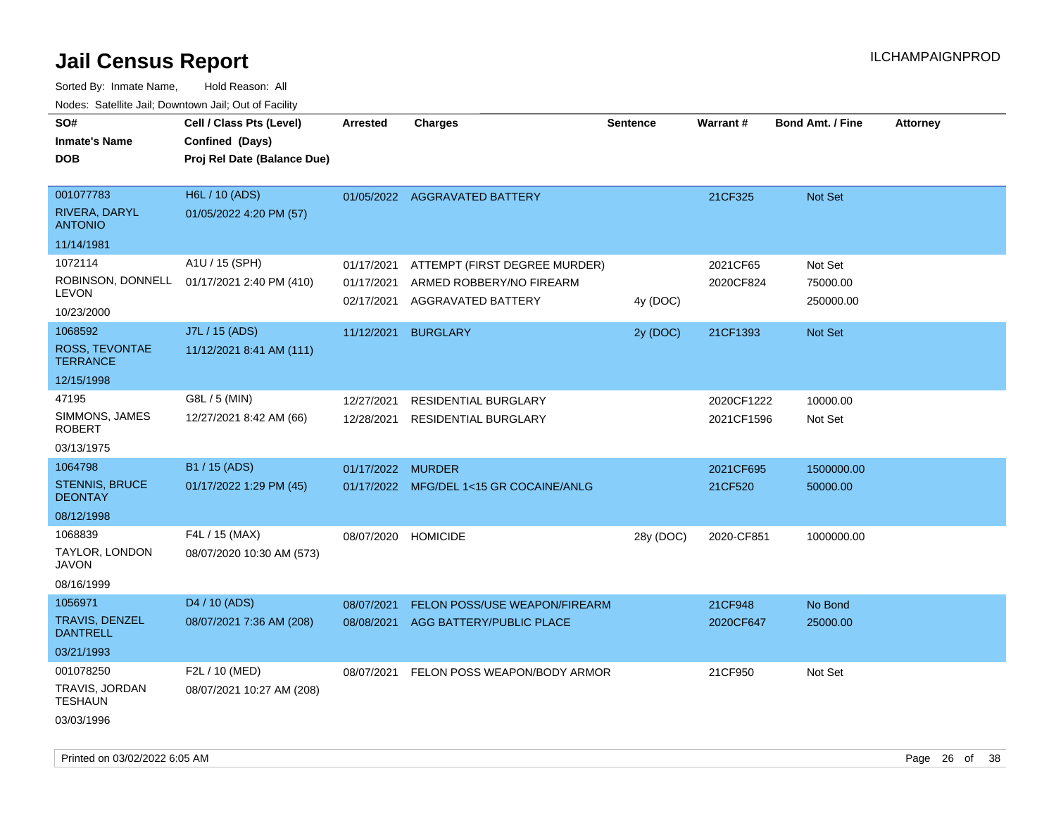# Jail Census Report

ILCHAMPAIGNPROD

Sorted By: Inmate Name, Hold Reason: All

Nodes: Satellite Jail; Downtown Jail; Out of Facility

| SO# / Inmate's Name / DOB | Cell / Class Pts (Level) / Confined (Days) / Proj Rel Date (Balance Due) | Arrested | Charges | Sentence | Warrant # | Bond Amt. / Fine | Attorney |
|---|---|---|---|---|---|---|---|
| 001077783<br>RIVERA, DARYL ANTONIO<br>11/14/1981 | H6L / 10 (ADS)<br>01/05/2022 4:20 PM (57) | 01/05/2022 | AGGRAVATED BATTERY | | 21CF325 | Not Set | |
| 1072114<br>ROBINSON, DONNELL LEVON<br>10/23/2000 | A1U / 15 (SPH)<br>01/17/2021 2:40 PM (410) | 01/17/2021 | ATTEMPT (FIRST DEGREE MURDER) | | 2021CF65 | Not Set | |
| | | 01/17/2021 | ARMED ROBBERY/NO FIREARM | | 2020CF824 | 75000.00 | |
| | | 02/17/2021 | AGGRAVATED BATTERY | 4y (DOC) | | 250000.00 | |
| 1068592<br>ROSS, TEVONTAE TERRANCE<br>12/15/1998 | J7L / 15 (ADS)<br>11/12/2021 8:41 AM (111) | 11/12/2021 | BURGLARY | 2y (DOC) | 21CF1393 | Not Set | |
| 47195<br>SIMMONS, JAMES ROBERT<br>03/13/1975 | G8L / 5 (MIN)<br>12/27/2021 8:42 AM (66) | 12/27/2021 | RESIDENTIAL BURGLARY | | 2020CF1222 | 10000.00 | |
| | | 12/28/2021 | RESIDENTIAL BURGLARY | | 2021CF1596 | Not Set | |
| 1064798<br>STENNIS, BRUCE DEONTAY<br>08/12/1998 | B1 / 15 (ADS)<br>01/17/2022 1:29 PM (45) | 01/17/2022 | MURDER | | 2021CF695 | 1500000.00 | |
| | | 01/17/2022 | MFG/DEL 1<15 GR COCAINE/ANLG | | 21CF520 | 50000.00 | |
| 1068839<br>TAYLOR, LONDON JAVON<br>08/16/1999 | F4L / 15 (MAX)<br>08/07/2020 10:30 AM (573) | 08/07/2020 | HOMICIDE | 28y (DOC) | 2020-CF851 | 1000000.00 | |
| 1056971<br>TRAVIS, DENZEL DANTRELL<br>03/21/1993 | D4 / 10 (ADS)<br>08/07/2021 7:36 AM (208) | 08/07/2021 | FELON POSS/USE WEAPON/FIREARM | | 21CF948 | No Bond | |
| | | 08/08/2021 | AGG BATTERY/PUBLIC PLACE | | 2020CF647 | 25000.00 | |
| 001078250<br>TRAVIS, JORDAN TESHAUN<br>03/03/1996 | F2L / 10 (MED)<br>08/07/2021 10:27 AM (208) | 08/07/2021 | FELON POSS WEAPON/BODY ARMOR | | 21CF950 | Not Set | |

Printed on 03/02/2022 6:05 AM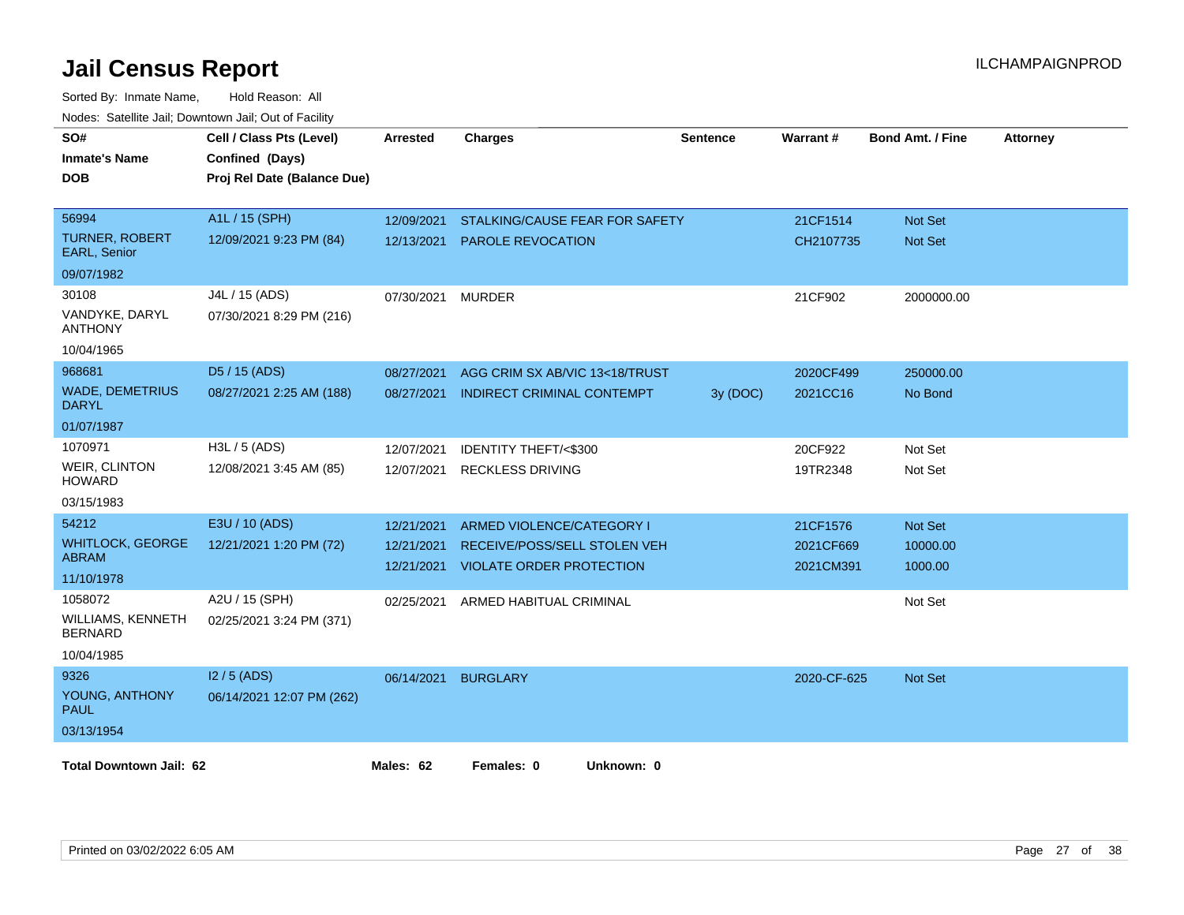# Jail Census Report

ILCHAMPAIGNPROD

Sorted By: Inmate Name, Hold Reason: All

Nodes: Satellite Jail; Downtown Jail; Out of Facility

| SO# / Inmate's Name / DOB | Cell / Class Pts (Level) / Confined (Days) / Proj Rel Date (Balance Due) | Arrested | Charges | Sentence | Warrant # | Bond Amt. / Fine | Attorney |
|---|---|---|---|---|---|---|---|
| 56994 TURNER, ROBERT EARL, Senior 09/07/1982 | A1L / 15 (SPH) 12/09/2021 9:23 PM (84) | 12/09/2021 | STALKING/CAUSE FEAR FOR SAFETY | | 21CF1514 | Not Set | |
| | | 12/13/2021 | PAROLE REVOCATION | | CH2107735 | Not Set | |
| 30108 VANDYKE, DARYL ANTHONY 10/04/1965 | J4L / 15 (ADS) 07/30/2021 8:29 PM (216) | 07/30/2021 | MURDER | | 21CF902 | 2000000.00 | |
| 968681 WADE, DEMETRIUS DARYL 01/07/1987 | D5 / 15 (ADS) 08/27/2021 2:25 AM (188) | 08/27/2021 | AGG CRIM SX AB/VIC 13<18/TRUST | | 2020CF499 | 250000.00 | |
| | | 08/27/2021 | INDIRECT CRIMINAL CONTEMPT | 3y (DOC) | 2021CC16 | No Bond | |
| 1070971 WEIR, CLINTON HOWARD 03/15/1983 | H3L / 5 (ADS) 12/08/2021 3:45 AM (85) | 12/07/2021 | IDENTITY THEFT/<$300 | | 20CF922 | Not Set | |
| | | 12/07/2021 | RECKLESS DRIVING | | 19TR2348 | Not Set | |
| 54212 WHITLOCK, GEORGE ABRAM 11/10/1978 | E3U / 10 (ADS) 12/21/2021 1:20 PM (72) | 12/21/2021 | ARMED VIOLENCE/CATEGORY I | | 21CF1576 | Not Set | |
| | | 12/21/2021 | RECEIVE/POSS/SELL STOLEN VEH | | 2021CF669 | 10000.00 | |
| | | 12/21/2021 | VIOLATE ORDER PROTECTION | | 2021CM391 | 1000.00 | |
| 1058072 WILLIAMS, KENNETH BERNARD 10/04/1985 | A2U / 15 (SPH) 02/25/2021 3:24 PM (371) | 02/25/2021 | ARMED HABITUAL CRIMINAL | | | Not Set | |
| 9326 YOUNG, ANTHONY PAUL 03/13/1954 | I2 / 5 (ADS) 06/14/2021 12:07 PM (262) | 06/14/2021 | BURGLARY | | 2020-CF-625 | Not Set | |

**Total Downtown Jail: 62** **Males: 62** **Females: 0** **Unknown: 0**

Printed on 03/02/2022 6:05 AM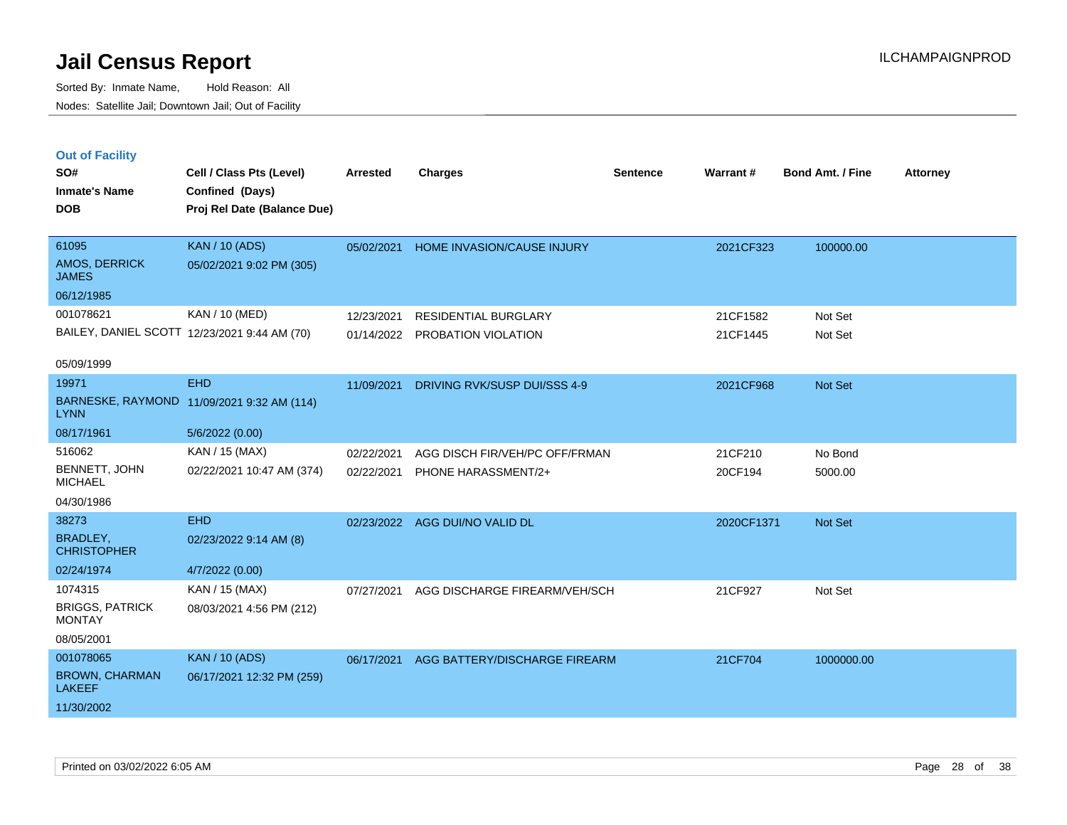# Jail Census Report

Sorted By: Inmate Name, Hold Reason: All

Nodes: Satellite Jail; Downtown Jail; Out of Facility

ILCHAMPAIGNPROD

## Out of Facility

| SO# / Inmate's Name / DOB | Cell / Class Pts (Level) / Confined (Days) / Proj Rel Date (Balance Due) | Arrested | Charges | Sentence | Warrant # | Bond Amt. / Fine | Attorney |
|---|---|---|---|---|---|---|---|
| 61095<br>AMOS, DERRICK JAMES<br>06/12/1985 | KAN / 10 (ADS)<br>05/02/2021 9:02 PM (305) | 05/02/2021 | HOME INVASION/CAUSE INJURY | | 2021CF323 | 100000.00 | |
| 001078621<br>BAILEY, DANIEL SCOTT<br>05/09/1999 | KAN / 10 (MED)<br>12/23/2021 9:44 AM (70) | 12/23/2021 | RESIDENTIAL BURGLARY | | 21CF1582 | Not Set | |
| | | 01/14/2022 | PROBATION VIOLATION | | 21CF1445 | Not Set | |
| 19971<br>BARNESKE, RAYMOND LYNN<br>08/17/1961 | EHD<br>11/09/2021 9:32 AM (114)<br>5/6/2022 (0.00) | 11/09/2021 | DRIVING RVK/SUSP DUI/SSS 4-9 | | 2021CF968 | Not Set | |
| 516062<br>BENNETT, JOHN MICHAEL<br>04/30/1986 | KAN / 15 (MAX)<br>02/22/2021 10:47 AM (374) | 02/22/2021 | AGG DISCH FIR/VEH/PC OFF/FRMAN | | 21CF210 | No Bond | |
| | | 02/22/2021 | PHONE HARASSMENT/2+ | | 20CF194 | 5000.00 | |
| 38273<br>BRADLEY, CHRISTOPHER<br>02/24/1974 | EHD<br>02/23/2022 9:14 AM (8)<br>4/7/2022 (0.00) | 02/23/2022 | AGG DUI/NO VALID DL | | 2020CF1371 | Not Set | |
| 1074315<br>BRIGGS, PATRICK MONTAY<br>08/05/2001 | KAN / 15 (MAX)<br>08/03/2021 4:56 PM (212) | 07/27/2021 | AGG DISCHARGE FIREARM/VEH/SCH | | 21CF927 | Not Set | |
| 001078065<br>BROWN, CHARMAN LAKEEF<br>11/30/2002 | KAN / 10 (ADS)<br>06/17/2021 12:32 PM (259) | 06/17/2021 | AGG BATTERY/DISCHARGE FIREARM | | 21CF704 | 1000000.00 | |

Printed on 03/02/2022 6:05 AM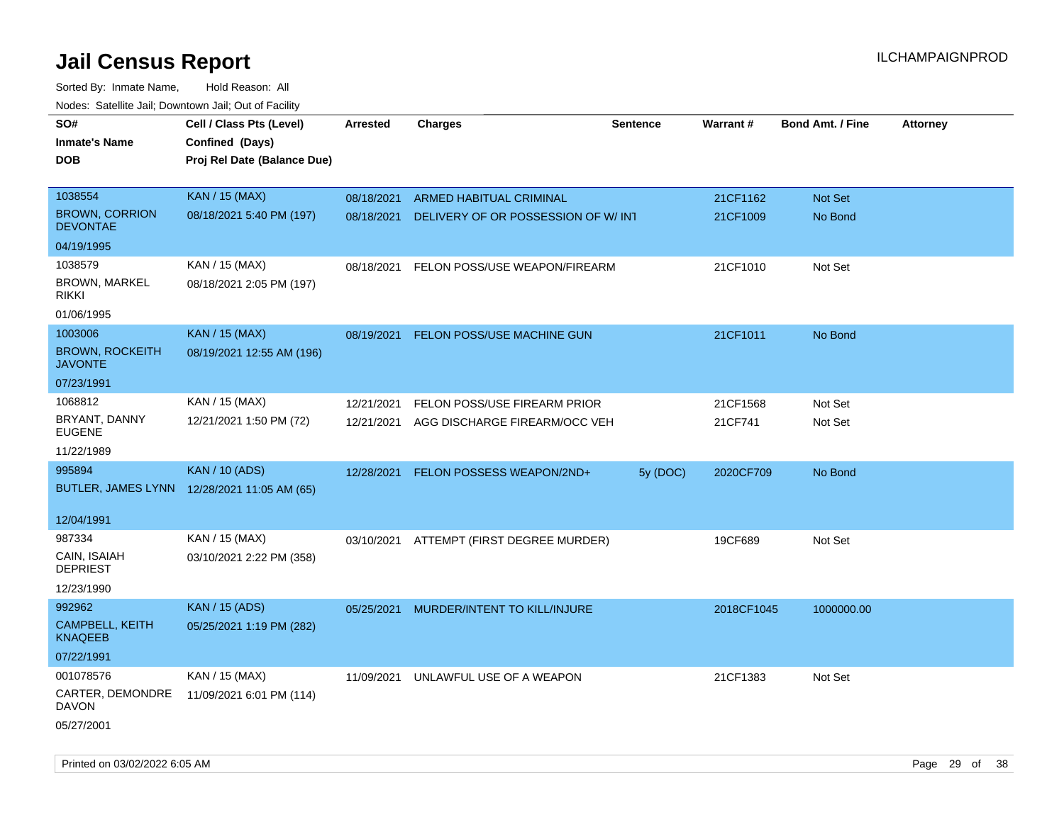# Jail Census Report

ILCHAMPAIGNPROD

Sorted By: Inmate Name, Hold Reason: All

Nodes: Satellite Jail; Downtown Jail; Out of Facility

| SO# / Inmate's Name / DOB | Cell / Class Pts (Level) / Confined (Days) / Proj Rel Date (Balance Due) | Arrested | Charges | Sentence | Warrant # | Bond Amt. / Fine | Attorney |
|---|---|---|---|---|---|---|---|
| 1038554<br>BROWN, CORRION DEVONTAE<br>04/19/1995 | KAN / 15 (MAX)<br>08/18/2021 5:40 PM (197) | 08/18/2021 | ARMED HABITUAL CRIMINAL | | 21CF1162 | Not Set | |
| | | 08/18/2021 | DELIVERY OF OR POSSESSION OF W/ INT | | 21CF1009 | No Bond | |
| 1038579<br>BROWN, MARKEL RIKKI<br>01/06/1995 | KAN / 15 (MAX)<br>08/18/2021 2:05 PM (197) | 08/18/2021 | FELON POSS/USE WEAPON/FIREARM | | 21CF1010 | Not Set | |
| 1003006<br>BROWN, ROCKEITH JAVONTE<br>07/23/1991 | KAN / 15 (MAX)<br>08/19/2021 12:55 AM (196) | 08/19/2021 | FELON POSS/USE MACHINE GUN | | 21CF1011 | No Bond | |
| 1068812<br>BRYANT, DANNY EUGENE<br>11/22/1989 | KAN / 15 (MAX)<br>12/21/2021 1:50 PM (72) | 12/21/2021 | FELON POSS/USE FIREARM PRIOR | | 21CF1568 | Not Set | |
| | | 12/21/2021 | AGG DISCHARGE FIREARM/OCC VEH | | 21CF741 | Not Set | |
| 995894<br>BUTLER, JAMES LYNN<br>12/04/1991 | KAN / 10 (ADS)<br>12/28/2021 11:05 AM (65) | 12/28/2021 | FELON POSSESS WEAPON/2ND+ | 5y (DOC) | 2020CF709 | No Bond | |
| 987334<br>CAIN, ISAIAH DEPRIEST<br>12/23/1990 | KAN / 15 (MAX)<br>03/10/2021 2:22 PM (358) | 03/10/2021 | ATTEMPT (FIRST DEGREE MURDER) | | 19CF689 | Not Set | |
| 992962<br>CAMPBELL, KEITH KNAQEEB<br>07/22/1991 | KAN / 15 (ADS)<br>05/25/2021 1:19 PM (282) | 05/25/2021 | MURDER/INTENT TO KILL/INJURE | | 2018CF1045 | 1000000.00 | |
| 001078576<br>CARTER, DEMONDRE DAVON<br>05/27/2001 | KAN / 15 (MAX)<br>11/09/2021 6:01 PM (114) | 11/09/2021 | UNLAWFUL USE OF A WEAPON | | 21CF1383 | Not Set | |

Printed on 03/02/2022 6:05 AM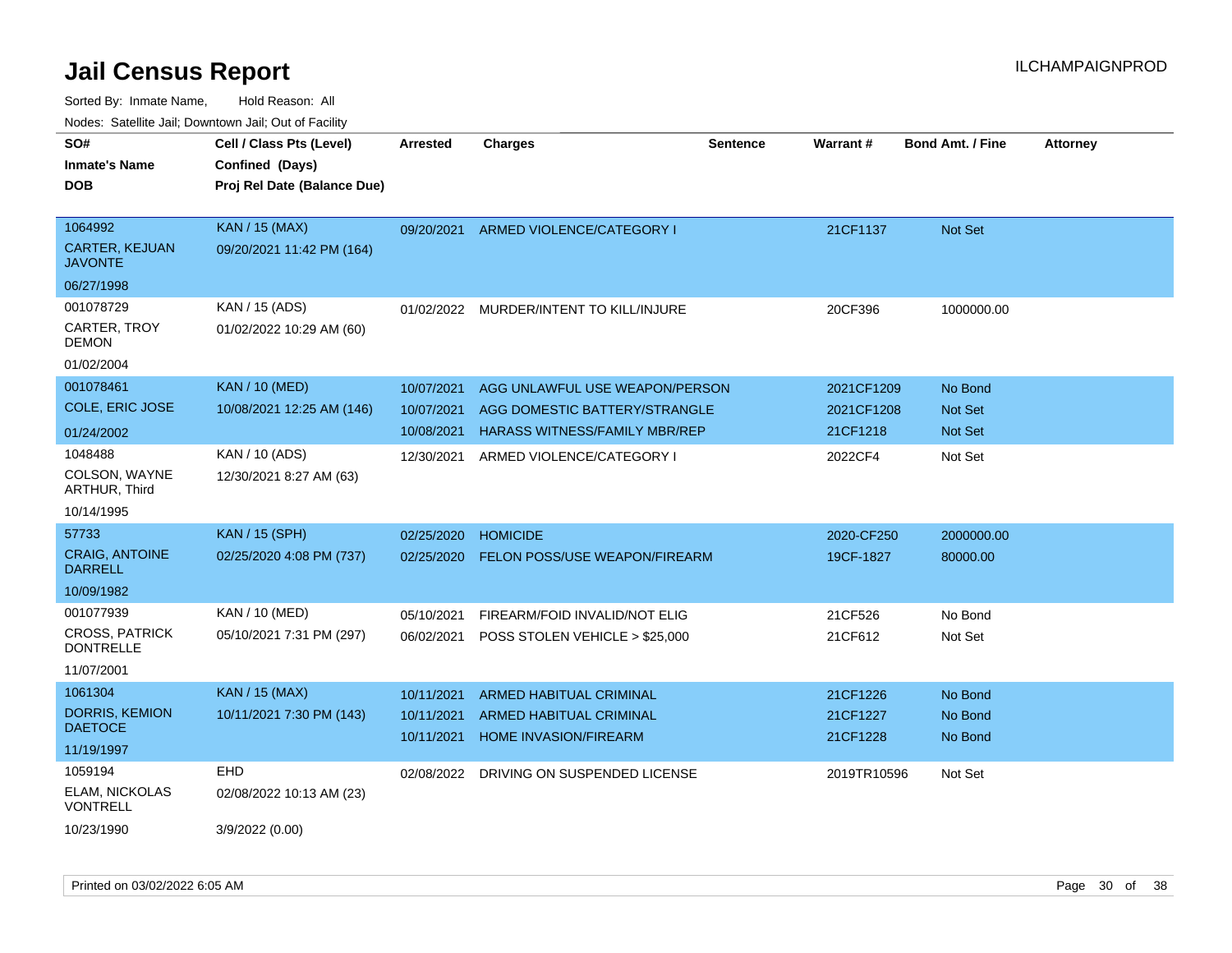# Jail Census Report

ILCHAMPAIGNPROD

Sorted By: Inmate Name, Hold Reason: All

Nodes: Satellite Jail; Downtown Jail; Out of Facility

| SO# / Inmate's Name / DOB | Cell / Class Pts (Level) / Confined (Days) / Proj Rel Date (Balance Due) | Arrested | Charges | Sentence | Warrant # | Bond Amt. / Fine | Attorney |
|---|---|---|---|---|---|---|---|
| 1064992<br>CARTER, KEJUAN JAVONTE<br>06/27/1998 | KAN / 15 (MAX)<br>09/20/2021 11:42 PM (164) | 09/20/2021 | ARMED VIOLENCE/CATEGORY I | | 21CF1137 | Not Set | |
| 001078729<br>CARTER, TROY DEMON<br>01/02/2004 | KAN / 15 (ADS)<br>01/02/2022 10:29 AM (60) | 01/02/2022 | MURDER/INTENT TO KILL/INJURE | | 20CF396 | 1000000.00 | |
| 001078461<br>COLE, ERIC JOSE<br>01/24/2002 | KAN / 10 (MED)<br>10/08/2021 12:25 AM (146) | 10/07/2021<br>10/07/2021<br>10/08/2021 | AGG UNLAWFUL USE WEAPON/PERSON<br>AGG DOMESTIC BATTERY/STRANGLE<br>HARASS WITNESS/FAMILY MBR/REP | | 2021CF1209<br>2021CF1208<br>21CF1218 | No Bond<br>Not Set<br>Not Set | |
| 1048488<br>COLSON, WAYNE ARTHUR, Third<br>10/14/1995 | KAN / 10 (ADS)<br>12/30/2021 8:27 AM (63) | 12/30/2021 | ARMED VIOLENCE/CATEGORY I | | 2022CF4 | Not Set | |
| 57733<br>CRAIG, ANTOINE DARRELL<br>10/09/1982 | KAN / 15 (SPH)<br>02/25/2020 4:08 PM (737) | 02/25/2020<br>02/25/2020 | HOMICIDE<br>FELON POSS/USE WEAPON/FIREARM | | 2020-CF250<br>19CF-1827 | 2000000.00<br>80000.00 | |
| 001077939<br>CROSS, PATRICK DONTRELLE<br>11/07/2001 | KAN / 10 (MED)<br>05/10/2021 7:31 PM (297) | 05/10/2021<br>06/02/2021 | FIREARM/FOID INVALID/NOT ELIG<br>POSS STOLEN VEHICLE > $25,000 | | 21CF526<br>21CF612 | No Bond<br>Not Set | |
| 1061304<br>DORRIS, KEMION DAETOCE<br>11/19/1997 | KAN / 15 (MAX)<br>10/11/2021 7:30 PM (143) | 10/11/2021<br>10/11/2021<br>10/11/2021 | ARMED HABITUAL CRIMINAL<br>ARMED HABITUAL CRIMINAL<br>HOME INVASION/FIREARM | | 21CF1226<br>21CF1227<br>21CF1228 | No Bond<br>No Bond<br>No Bond | |
| 1059194<br>ELAM, NICKOLAS VONTRELL<br>10/23/1990 | EHD<br>02/08/2022 10:13 AM (23)<br>3/9/2022 (0.00) | 02/08/2022 | DRIVING ON SUSPENDED LICENSE | | 2019TR10596 | Not Set | |

Printed on 03/02/2022 6:05 AM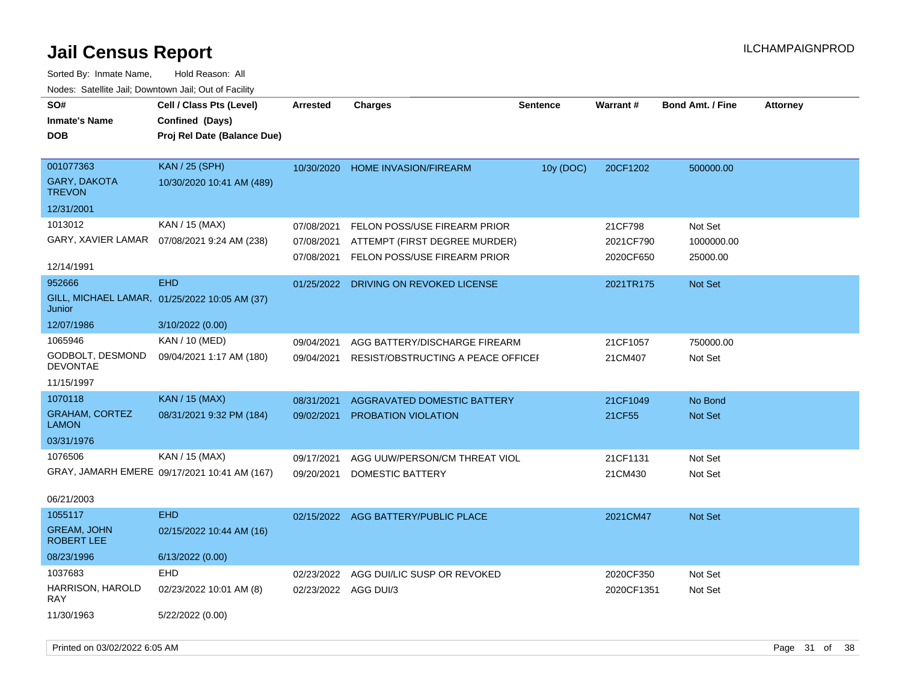# Jail Census Report

Sorted By: Inmate Name, Hold Reason: All

Nodes: Satellite Jail; Downtown Jail; Out of Facility

| SO# / Inmate's Name / DOB | Cell / Class Pts (Level) / Confined (Days) / Proj Rel Date (Balance Due) | Arrested | Charges | Sentence | Warrant # | Bond Amt. / Fine | Attorney |
|---|---|---|---|---|---|---|---|
| 001077363<br>GARY, DAKOTA TREVON<br>12/31/2001 | KAN / 25 (SPH)<br>10/30/2020 10:41 AM (489) | 10/30/2020 | HOME INVASION/FIREARM | 10y (DOC) | 20CF1202 | 500000.00 | |
| 1013012<br>GARY, XAVIER LAMAR<br>12/14/1991 | KAN / 15 (MAX)<br>07/08/2021 9:24 AM (238) | 07/08/2021 | FELON POSS/USE FIREARM PRIOR | | 21CF798 | Not Set | |
| | | 07/08/2021 | ATTEMPT (FIRST DEGREE MURDER) | | 2021CF790 | 1000000.00 | |
| | | 07/08/2021 | FELON POSS/USE FIREARM PRIOR | | 2020CF650 | 25000.00 | |
| 952666<br>GILL, MICHAEL LAMAR, Junior<br>12/07/1986 | EHD<br>01/25/2022 10:05 AM (37)<br>3/10/2022 (0.00) | 01/25/2022 | DRIVING ON REVOKED LICENSE | | 2021TR175 | Not Set | |
| 1065946<br>GODBOLT, DESMOND DEVONTAE<br>11/15/1997 | KAN / 10 (MED)<br>09/04/2021 1:17 AM (180) | 09/04/2021 | AGG BATTERY/DISCHARGE FIREAM | | 21CF1057 | 750000.00 | |
| | | 09/04/2021 | RESIST/OBSTRUCTING A PEACE OFFICEI | | 21CM407 | Not Set | |
| 1070118<br>GRAHAM, CORTEZ LAMON<br>03/31/1976 | KAN / 15 (MAX)<br>08/31/2021 9:32 PM (184) | 08/31/2021 | AGGRAVATED DOMESTIC BATTERY | | 21CF1049 | No Bond | |
| | | 09/02/2021 | PROBATION VIOLATION | | 21CF55 | Not Set | |
| 1076506<br>GRAY, JAMARH EMERE<br>06/21/2003 | KAN / 15 (MAX)<br>09/17/2021 10:41 AM (167) | 09/17/2021 | AGG UUW/PERSON/CM THREAT VIOL | | 21CF1131 | Not Set | |
| | | 09/20/2021 | DOMESTIC BATTERY | | 21CM430 | Not Set | |
| 1055117<br>GREAM, JOHN ROBERT LEE<br>08/23/1996 | EHD<br>02/15/2022 10:44 AM (16)<br>6/13/2022 (0.00) | 02/15/2022 | AGG BATTERY/PUBLIC PLACE | | 2021CM47 | Not Set | |
| 1037683<br>HARRISON, HAROLD RAY<br>11/30/1963 | EHD<br>02/23/2022 10:01 AM (8)<br>5/22/2022 (0.00) | 02/23/2022 | AGG DUI/LIC SUSP OR REVOKED | | 2020CF350 | Not Set | |
| | | 02/23/2022 | AGG DUI/3 | | 2020CF1351 | Not Set | |

Printed on 03/02/2022 6:05 AM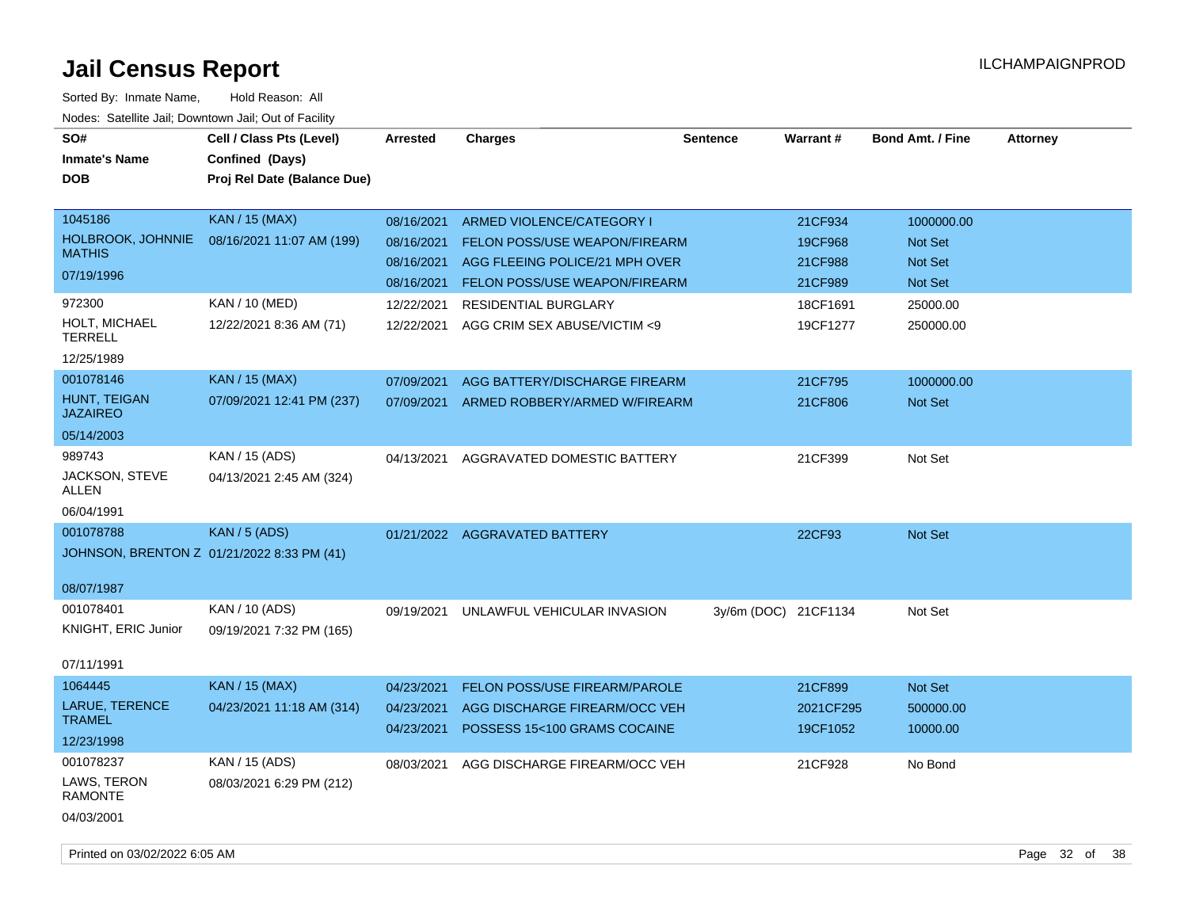# Jail Census Report

Sorted By: Inmate Name, Hold Reason: All

Nodes: Satellite Jail; Downtown Jail; Out of Facility

| SO# / Inmate's Name / DOB | Cell / Class Pts (Level) / Confined (Days) / Proj Rel Date (Balance Due) | Arrested | Charges | Sentence | Warrant # | Bond Amt. / Fine | Attorney |
|---|---|---|---|---|---|---|---|
| 1045186<br>HOLBROOK, JOHNNIE MATHIS<br>07/19/1996 | KAN / 15 (MAX)<br>08/16/2021 11:07 AM (199) | 08/16/2021 | ARMED VIOLENCE/CATEGORY I | | 21CF934 | 1000000.00 | |
| | | 08/16/2021 | FELON POSS/USE WEAPON/FIREARM | | 19CF968 | Not Set | |
| | | 08/16/2021 | AGG FLEEING POLICE/21 MPH OVER | | 21CF988 | Not Set | |
| | | 08/16/2021 | FELON POSS/USE WEAPON/FIREARM | | 21CF989 | Not Set | |
| 972300<br>HOLT, MICHAEL TERRELL<br>12/25/1989 | KAN / 10 (MED)<br>12/22/2021 8:36 AM (71) | 12/22/2021 | RESIDENTIAL BURGLARY | | 18CF1691 | 25000.00 | |
| | | 12/22/2021 | AGG CRIM SEX ABUSE/VICTIM <9 | | 19CF1277 | 250000.00 | |
| 001078146<br>HUNT, TEIGAN JAZAIREO<br>05/14/2003 | KAN / 15 (MAX)<br>07/09/2021 12:41 PM (237) | 07/09/2021 | AGG BATTERY/DISCHARGE FIREARM | | 21CF795 | 1000000.00 | |
| | | 07/09/2021 | ARMED ROBBERY/ARMED W/FIREARM | | 21CF806 | Not Set | |
| 989743<br>JACKSON, STEVE ALLEN<br>06/04/1991 | KAN / 15 (ADS)<br>04/13/2021 2:45 AM (324) | 04/13/2021 | AGGRAVATED DOMESTIC BATTERY | | 21CF399 | Not Set | |
| 001078788<br>JOHNSON, BRENTON Z<br>08/07/1987 | KAN / 5 (ADS)<br>01/21/2022 8:33 PM (41) | 01/21/2022 | AGGRAVATED BATTERY | | 22CF93 | Not Set | |
| 001078401<br>KNIGHT, ERIC Junior<br>07/11/1991 | KAN / 10 (ADS)<br>09/19/2021 7:32 PM (165) | 09/19/2021 | UNLAWFUL VEHICULAR INVASION | 3y/6m (DOC) | 21CF1134 | Not Set | |
| 1064445<br>LARUE, TERENCE TRAMEL<br>12/23/1998 | KAN / 15 (MAX)<br>04/23/2021 11:18 AM (314) | 04/23/2021 | FELON POSS/USE FIREARM/PAROLE | | 21CF899 | Not Set | |
| | | 04/23/2021 | AGG DISCHARGE FIREARM/OCC VEH | | 2021CF295 | 500000.00 | |
| | | 04/23/2021 | POSSESS 15<100 GRAMS COCAINE | | 19CF1052 | 10000.00 | |
| 001078237<br>LAWS, TERON RAMONTE<br>04/03/2001 | KAN / 15 (ADS)<br>08/03/2021 6:29 PM (212) | 08/03/2021 | AGG DISCHARGE FIREARM/OCC VEH | | 21CF928 | No Bond | |

Printed on 03/02/2022 6:05 AM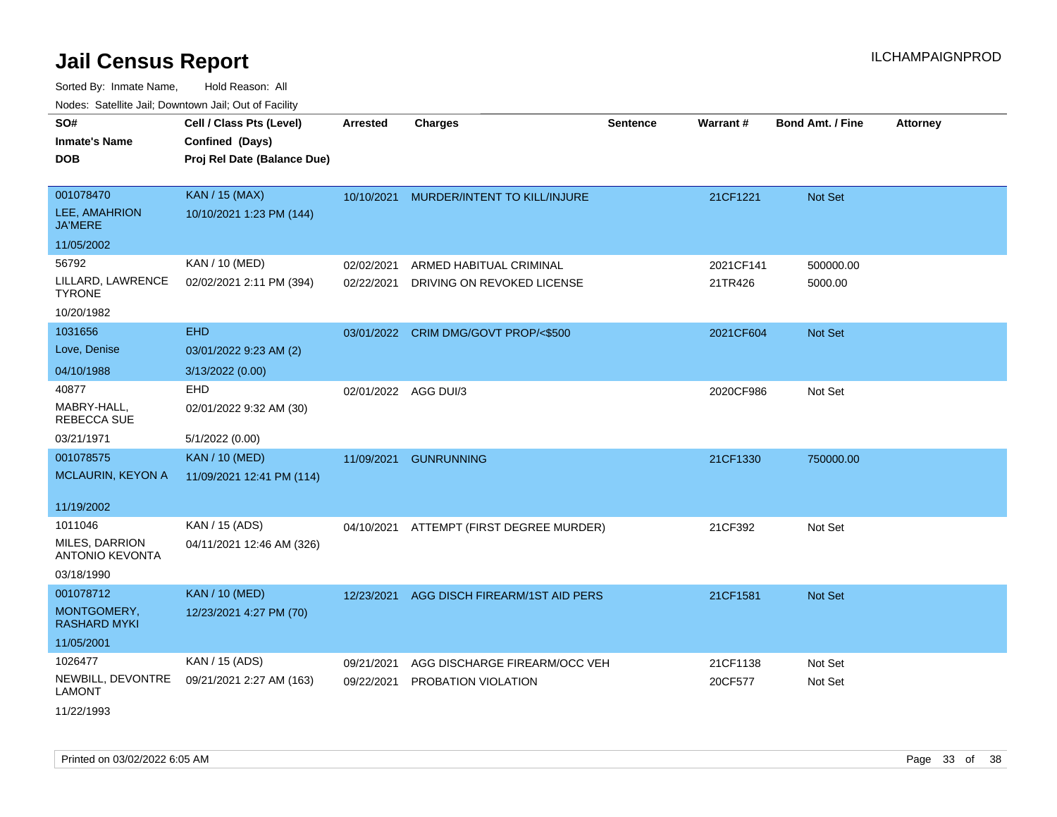# Jail Census Report

Sorted By: Inmate Name, Hold Reason: All

Nodes: Satellite Jail; Downtown Jail; Out of Facility

| SO# / Inmate's Name / DOB | Cell / Class Pts (Level) / Confined (Days) / Proj Rel Date (Balance Due) | Arrested | Charges | Sentence | Warrant # | Bond Amt. / Fine | Attorney |
|---|---|---|---|---|---|---|---|
| 001078470<br>LEE, AMAHRION JA'MERE<br>11/05/2002 | KAN / 15 (MAX)<br>10/10/2021 1:23 PM (144) | 10/10/2021 | MURDER/INTENT TO KILL/INJURE | | 21CF1221 | Not Set | |
| 56792<br>LILLARD, LAWRENCE TYRONE<br>10/20/1982 | KAN / 10 (MED)<br>02/02/2021 2:11 PM (394) | 02/02/2021<br>02/22/2021 | ARMED HABITUAL CRIMINAL<br>DRIVING ON REVOKED LICENSE | | 2021CF141<br>21TR426 | 500000.00<br>5000.00 | |
| 1031656<br>Love, Denise<br>04/10/1988 | EHD<br>03/01/2022 9:23 AM (2)<br>3/13/2022 (0.00) | 03/01/2022 | CRIM DMG/GOVT PROP/<$500 | | 2021CF604 | Not Set | |
| 40877<br>MABRY-HALL, REBECCA SUE<br>03/21/1971 | EHD<br>02/01/2022 9:32 AM (30)<br>5/1/2022 (0.00) | 02/01/2022 | AGG DUI/3 | | 2020CF986 | Not Set | |
| 001078575<br>MCLAURIN, KEYON A<br>11/19/2002 | KAN / 10 (MED)<br>11/09/2021 12:41 PM (114) | 11/09/2021 | GUNRUNNING | | 21CF1330 | 750000.00 | |
| 1011046<br>MILES, DARRION ANTONIO KEVONTA<br>03/18/1990 | KAN / 15 (ADS)<br>04/11/2021 12:46 AM (326) | 04/10/2021 | ATTEMPT (FIRST DEGREE MURDER) | | 21CF392 | Not Set | |
| 001078712<br>MONTGOMERY, RASHARD MYKI<br>11/05/2001 | KAN / 10 (MED)<br>12/23/2021 4:27 PM (70) | 12/23/2021 | AGG DISCH FIREARM/1ST AID PERS | | 21CF1581 | Not Set | |
| 1026477<br>NEWBILL, DEVONTRE LAMONT<br>11/22/1993 | KAN / 15 (ADS)<br>09/21/2021 2:27 AM (163) | 09/21/2021<br>09/22/2021 | AGG DISCHARGE FIREARM/OCC VEH<br>PROBATION VIOLATION | | 21CF1138<br>20CF577 | Not Set<br>Not Set | |

Printed on 03/02/2022 6:05 AM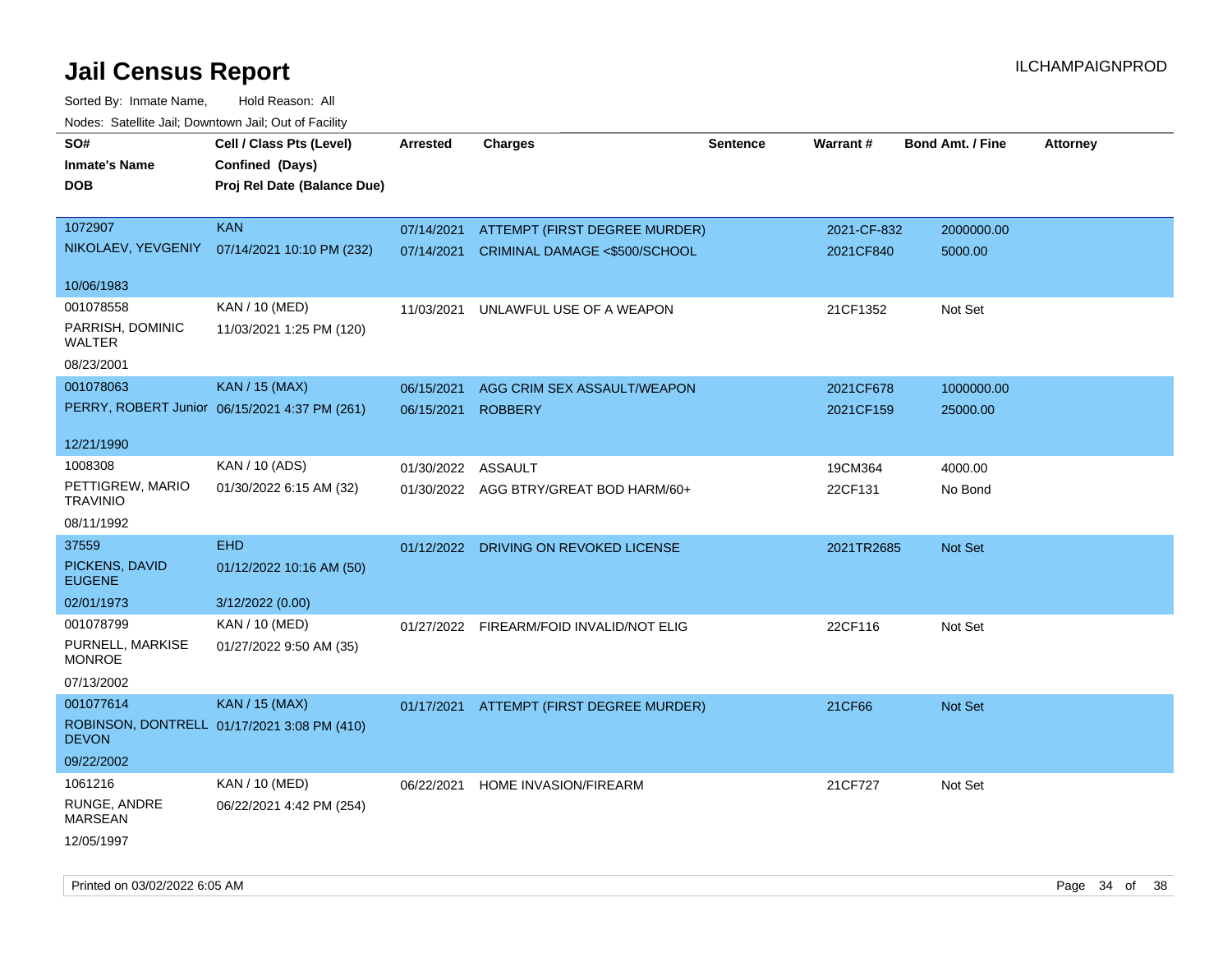# Jail Census Report

Sorted By: Inmate Name, Hold Reason: All

Nodes: Satellite Jail; Downtown Jail; Out of Facility

| SO# / Inmate's Name / DOB | Cell / Class Pts (Level) / Confined (Days) / Proj Rel Date (Balance Due) | Arrested | Charges | Sentence | Warrant # | Bond Amt. / Fine | Attorney |
|---|---|---|---|---|---|---|---|
| 1072907<br>NIKOLAEV, YEVGENIY<br>10/06/1983 | KAN<br>07/14/2021 10:10 PM (232) | 07/14/2021 | ATTEMPT (FIRST DEGREE MURDER) | | 2021-CF-832 | 2000000.00 | |
| | | 07/14/2021 | CRIMINAL DAMAGE <$500/SCHOOL | | 2021CF840 | 5000.00 | |
| 001078558<br>PARRISH, DOMINIC WALTER<br>08/23/2001 | KAN / 10 (MED)<br>11/03/2021 1:25 PM (120) | 11/03/2021 | UNLAWFUL USE OF A WEAPON | | 21CF1352 | Not Set | |
| 001078063<br>PERRY, ROBERT Junior<br>12/21/1990 | KAN / 15 (MAX)<br>06/15/2021 4:37 PM (261) | 06/15/2021 | AGG CRIM SEX ASSAULT/WEAPON | | 2021CF678 | 1000000.00 | |
| | | 06/15/2021 | ROBBERY | | 2021CF159 | 25000.00 | |
| 1008308<br>PETTIGREW, MARIO TRAVINIO<br>08/11/1992 | KAN / 10 (ADS)<br>01/30/2022 6:15 AM (32) | 01/30/2022 | ASSAULT | | 19CM364 | 4000.00 | |
| | | 01/30/2022 | AGG BTRY/GREAT BOD HARM/60+ | | 22CF131 | No Bond | |
| 37559<br>PICKENS, DAVID EUGENE<br>02/01/1973 | EHD<br>01/12/2022 10:16 AM (50)<br>3/12/2022 (0.00) | 01/12/2022 | DRIVING ON REVOKED LICENSE | | 2021TR2685 | Not Set | |
| 001078799<br>PURNELL, MARKISE MONROE<br>07/13/2002 | KAN / 10 (MED)<br>01/27/2022 9:50 AM (35) | 01/27/2022 | FIREARM/FOID INVALID/NOT ELIG | | 22CF116 | Not Set | |
| 001077614<br>ROBINSON, DONTRELL DEVON<br>09/22/2002 | KAN / 15 (MAX)<br>01/17/2021 3:08 PM (410) | 01/17/2021 | ATTEMPT (FIRST DEGREE MURDER) | | 21CF66 | Not Set | |
| 1061216<br>RUNGE, ANDRE MARSEAN<br>12/05/1997 | KAN / 10 (MED)<br>06/22/2021 4:42 PM (254) | 06/22/2021 | HOME INVASION/FIREARM | | 21CF727 | Not Set | |

Printed on 03/02/2022 6:05 AM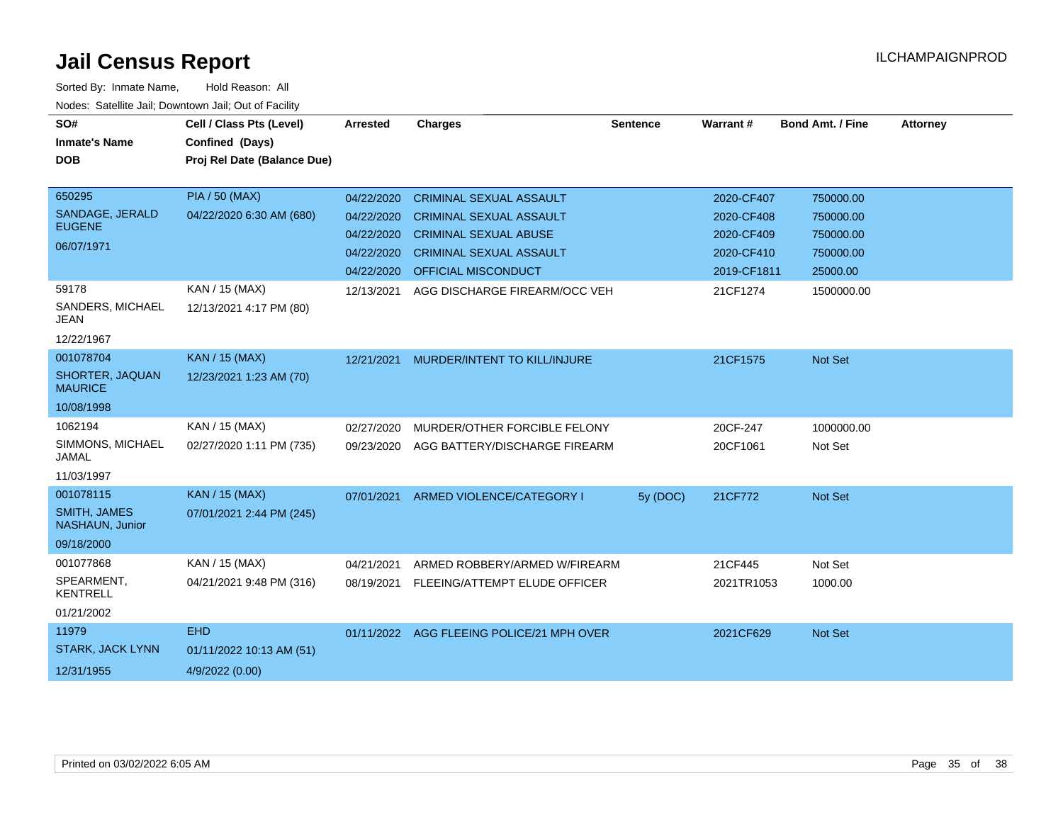# Jail Census Report

ILCHAMPAIGNPROD

Sorted By: Inmate Name, Hold Reason: All

Nodes: Satellite Jail; Downtown Jail; Out of Facility

| SO# Inmate's Name DOB | Cell / Class Pts (Level) Confined (Days) Proj Rel Date (Balance Due) | Arrested | Charges | Sentence | Warrant # | Bond Amt. / Fine | Attorney |
|---|---|---|---|---|---|---|---|
| 650295 SANDAGE, JERALD EUGENE 06/07/1971 | PIA / 50 (MAX) 04/22/2020 6:30 AM (680) | 04/22/2020 | CRIMINAL SEXUAL ASSAULT | | 2020-CF407 | 750000.00 | |
| | | 04/22/2020 | CRIMINAL SEXUAL ASSAULT | | 2020-CF408 | 750000.00 | |
| | | 04/22/2020 | CRIMINAL SEXUAL ABUSE | | 2020-CF409 | 750000.00 | |
| | | 04/22/2020 | CRIMINAL SEXUAL ASSAULT | | 2020-CF410 | 750000.00 | |
| | | 04/22/2020 | OFFICIAL MISCONDUCT | | 2019-CF1811 | 25000.00 | |
| 59178 SANDERS, MICHAEL JEAN 12/22/1967 | KAN / 15 (MAX) 12/13/2021 4:17 PM (80) | 12/13/2021 | AGG DISCHARGE FIREARM/OCC VEH | | 21CF1274 | 1500000.00 | |
| 001078704 SHORTER, JAQUAN MAURICE 10/08/1998 | KAN / 15 (MAX) 12/23/2021 1:23 AM (70) | 12/21/2021 | MURDER/INTENT TO KILL/INJURE | | 21CF1575 | Not Set | |
| 1062194 SIMMONS, MICHAEL JAMAL 11/03/1997 | KAN / 15 (MAX) 02/27/2020 1:11 PM (735) | 02/27/2020 | MURDER/OTHER FORCIBLE FELONY | | 20CF-247 | 1000000.00 | |
| | | 09/23/2020 | AGG BATTERY/DISCHARGE FIREARM | | 20CF1061 | Not Set | |
| 001078115 SMITH, JAMES NASHAUN, Junior 09/18/2000 | KAN / 15 (MAX) 07/01/2021 2:44 PM (245) | 07/01/2021 | ARMED VIOLENCE/CATEGORY I | 5y (DOC) | 21CF772 | Not Set | |
| 001077868 SPEARMENT, KENTRELL 01/21/2002 | KAN / 15 (MAX) 04/21/2021 9:48 PM (316) | 04/21/2021 | ARMED ROBBERY/ARMED W/FIREARM | | 21CF445 | Not Set | |
| | | 08/19/2021 | FLEEING/ATTEMPT ELUDE OFFICER | | 2021TR1053 | 1000.00 | |
| 11979 STARK, JACK LYNN 12/31/1955 | EHD 01/11/2022 10:13 AM (51) 4/9/2022 (0.00) | 01/11/2022 | AGG FLEEING POLICE/21 MPH OVER | | 2021CF629 | Not Set | |

Printed on 03/02/2022 6:05 AM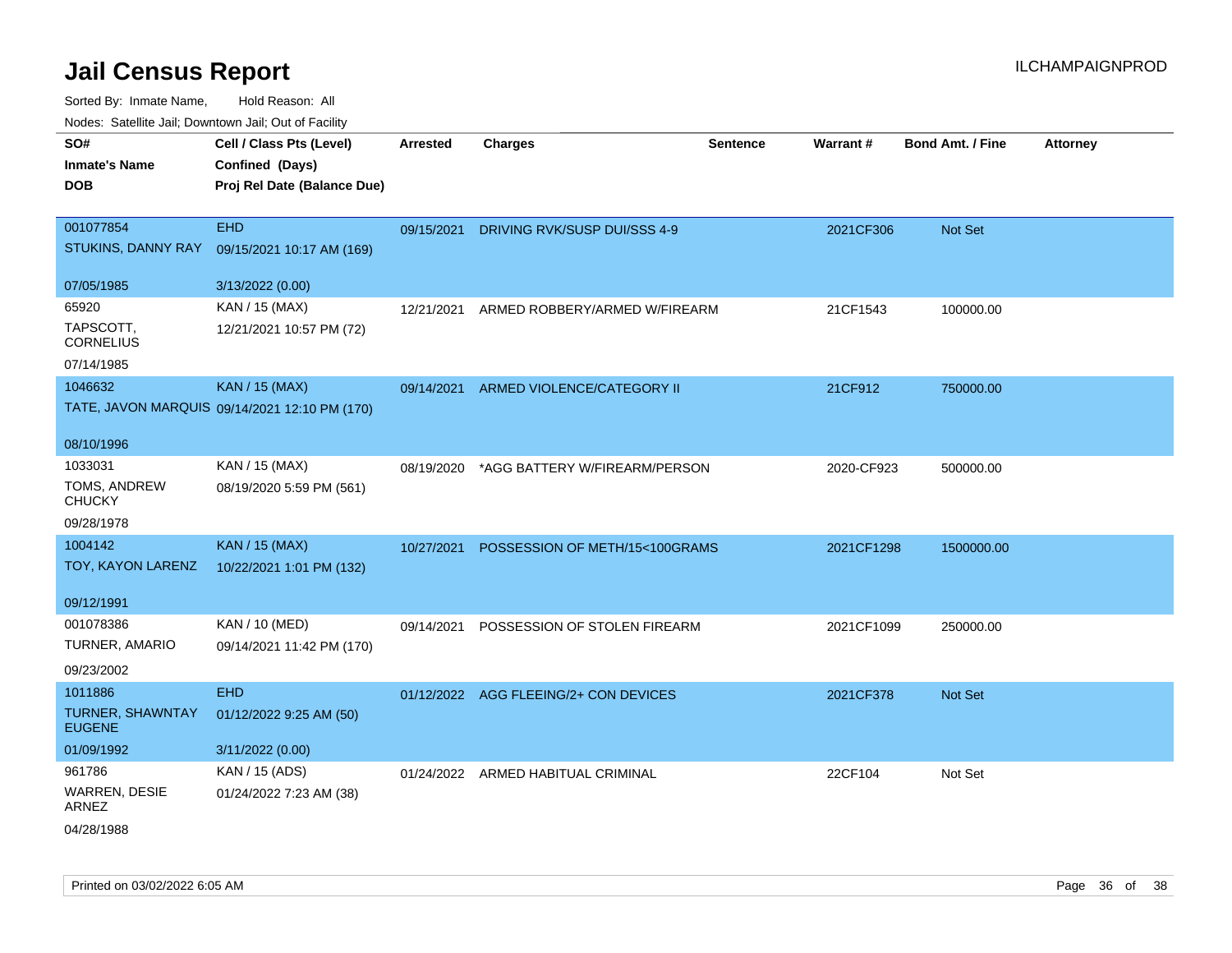# Jail Census Report

ILCHAMPAIGNPROD

Sorted By: Inmate Name, Hold Reason: All

Nodes: Satellite Jail; Downtown Jail; Out of Facility

| SO# / Inmate's Name / DOB | Cell / Class Pts (Level) / Confined (Days) / Proj Rel Date (Balance Due) | Arrested | Charges | Sentence | Warrant # | Bond Amt. / Fine | Attorney |
|---|---|---|---|---|---|---|---|
| 001077854 STUKINS, DANNY RAY 07/05/1985 | EHD 09/15/2021 10:17 AM (169) 3/13/2022 (0.00) | 09/15/2021 | DRIVING RVK/SUSP DUI/SSS 4-9 | | 2021CF306 | Not Set | |
| 65920 TAPSCOTT, CORNELIUS 07/14/1985 | KAN / 15 (MAX) 12/21/2021 10:57 PM (72) | 12/21/2021 | ARMED ROBBERY/ARMED W/FIREARM | | 21CF1543 | 100000.00 | |
| 1046632 TATE, JAVON MARQUIS 08/10/1996 | KAN / 15 (MAX) 09/14/2021 12:10 PM (170) | 09/14/2021 | ARMED VIOLENCE/CATEGORY II | | 21CF912 | 750000.00 | |
| 1033031 TOMS, ANDREW CHUCKY 09/28/1978 | KAN / 15 (MAX) 08/19/2020 5:59 PM (561) | 08/19/2020 | *AGG BATTERY W/FIREARM/PERSON | | 2020-CF923 | 500000.00 | |
| 1004142 TOY, KAYON LARENZ 09/12/1991 | KAN / 15 (MAX) 10/22/2021 1:01 PM (132) | 10/27/2021 | POSSESSION OF METH/15<100GRAMS | | 2021CF1298 | 1500000.00 | |
| 001078386 TURNER, AMARIO 09/23/2002 | KAN / 10 (MED) 09/14/2021 11:42 PM (170) | 09/14/2021 | POSSESSION OF STOLEN FIREARM | | 2021CF1099 | 250000.00 | |
| 1011886 TURNER, SHAWNTAY EUGENE 01/09/1992 | EHD 01/12/2022 9:25 AM (50) 3/11/2022 (0.00) | 01/12/2022 | AGG FLEEING/2+ CON DEVICES | | 2021CF378 | Not Set | |
| 961786 WARREN, DESIE ARNEZ 04/28/1988 | KAN / 15 (ADS) 01/24/2022 7:23 AM (38) | 01/24/2022 | ARMED HABITUAL CRIMINAL | | 22CF104 | Not Set | |

Printed on 03/02/2022 6:05 AM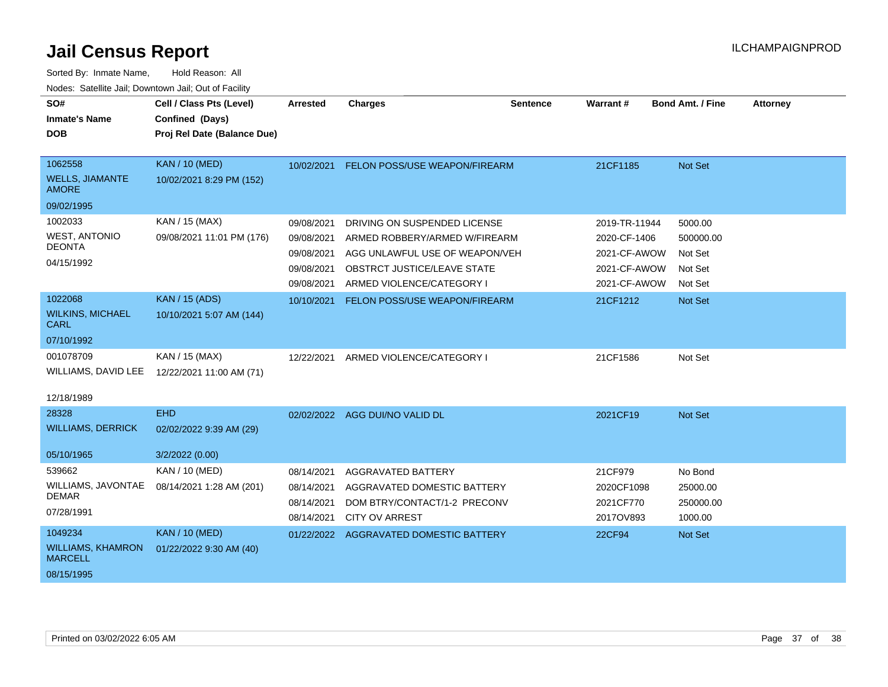# Jail Census Report

ILCHAMPAIGNPROD

Sorted By: Inmate Name, Hold Reason: All

Nodes: Satellite Jail; Downtown Jail; Out of Facility

| SO# / Inmate's Name / DOB | Cell / Class Pts (Level) / Confined (Days) / Proj Rel Date (Balance Due) | Arrested | Charges | Sentence | Warrant # | Bond Amt. / Fine | Attorney |
|---|---|---|---|---|---|---|---|
| 1062558 WELLS, JIAMANTE AMORE 09/02/1995 | KAN / 10 (MED) 10/02/2021 8:29 PM (152) | 10/02/2021 | FELON POSS/USE WEAPON/FIREARM | | 21CF1185 | Not Set | |
| 1002033 WEST, ANTONIO DEONTA 04/15/1992 | KAN / 15 (MAX) 09/08/2021 11:01 PM (176) | 09/08/2021 | DRIVING ON SUSPENDED LICENSE | | 2019-TR-11944 | 5000.00 | |
| | | 09/08/2021 | ARMED ROBBERY/ARMED W/FIREARM | | 2020-CF-1406 | 500000.00 | |
| | | 09/08/2021 | AGG UNLAWFUL USE OF WEAPON/VEH | | 2021-CF-AWOW | Not Set | |
| | | 09/08/2021 | OBSTRCT JUSTICE/LEAVE STATE | | 2021-CF-AWOW | Not Set | |
| | | 09/08/2021 | ARMED VIOLENCE/CATEGORY I | | 2021-CF-AWOW | Not Set | |
| 1022068 WILKINS, MICHAEL CARL 07/10/1992 | KAN / 15 (ADS) 10/10/2021 5:07 AM (144) | 10/10/2021 | FELON POSS/USE WEAPON/FIREARM | | 21CF1212 | Not Set | |
| 001078709 WILLIAMS, DAVID LEE 12/18/1989 | KAN / 15 (MAX) 12/22/2021 11:00 AM (71) | 12/22/2021 | ARMED VIOLENCE/CATEGORY I | | 21CF1586 | Not Set | |
| 28328 WILLIAMS, DERRICK 05/10/1965 | EHD 02/02/2022 9:39 AM (29) 3/2/2022 (0.00) | 02/02/2022 | AGG DUI/NO VALID DL | | 2021CF19 | Not Set | |
| 539662 WILLIAMS, JAVONTAE DEMAR 07/28/1991 | KAN / 10 (MED) 08/14/2021 1:28 AM (201) | 08/14/2021 | AGGRAVATED BATTERY | | 21CF979 | No Bond | |
| | | 08/14/2021 | AGGRAVATED DOMESTIC BATTERY | | 2020CF1098 | 25000.00 | |
| | | 08/14/2021 | DOM BTRY/CONTACT/1-2 PRECONV | | 2021CF770 | 250000.00 | |
| | | 08/14/2021 | CITY OV ARREST | | 2017OV893 | 1000.00 | |
| 1049234 WILLIAMS, KHAMRON MARCELL 08/15/1995 | KAN / 10 (MED) 01/22/2022 9:30 AM (40) | 01/22/2022 | AGGRAVATED DOMESTIC BATTERY | | 22CF94 | Not Set | |

Printed on 03/02/2022 6:05 AM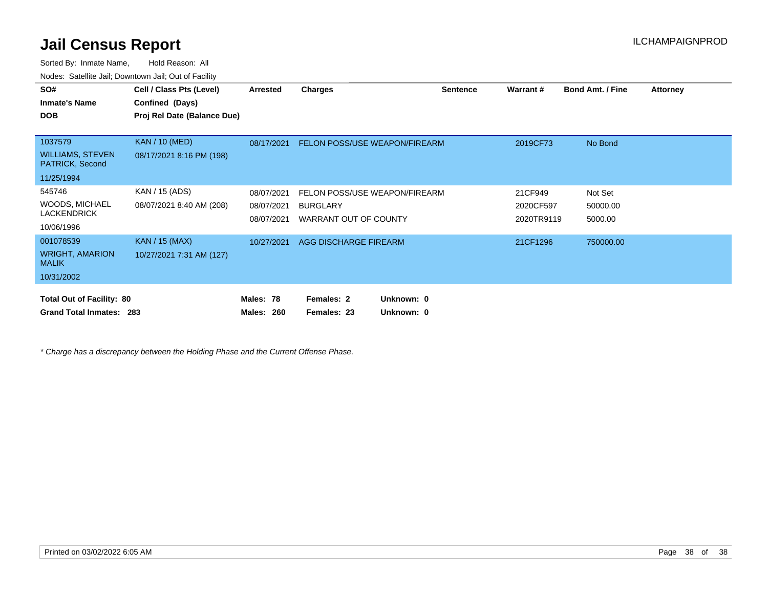# Jail Census Report

ILCHAMPAIGNPROD

Sorted By: Inmate Name, Hold Reason: All

Nodes: Satellite Jail; Downtown Jail; Out of Facility

| SO# / Inmate's Name / DOB | Cell / Class Pts (Level) / Confined (Days) / Proj Rel Date (Balance Due) | Arrested | Charges | Sentence | Warrant # | Bond Amt. / Fine | Attorney |
|---|---|---|---|---|---|---|---|
| 1037579<br>WILLIAMS, STEVEN PATRICK, Second<br>11/25/1994 | KAN / 10 (MED)<br>08/17/2021 8:16 PM (198) | 08/17/2021 | FELON POSS/USE WEAPON/FIREARM | | 2019CF73 | No Bond | |
| 545746<br>WOODS, MICHAEL LACKENDRICK<br>10/06/1996 | KAN / 15 (ADS)<br>08/07/2021 8:40 AM (208) | 08/07/2021<br>08/07/2021<br>08/07/2021 | FELON POSS/USE WEAPON/FIREARM<br>BURGLARY<br>WARRANT OUT OF COUNTY | | 21CF949<br>2020CF597<br>2020TR9119 | Not Set<br>50000.00<br>5000.00 | |
| 001078539<br>WRIGHT, AMARION MALIK<br>10/31/2002 | KAN / 15 (MAX)<br>10/27/2021 7:31 AM (127) | 10/27/2021 | AGG DISCHARGE FIREARM | | 21CF1296 | 750000.00 | |

**Total Out of Facility: 80** **Males: 78** **Females: 2** **Unknown: 0**

**Grand Total Inmates: 283** **Males: 260** **Females: 23** **Unknown: 0**

*\* Charge has a discrepancy between the Holding Phase and the Current Offense Phase.*

Printed on 03/02/2022 6:05 AM